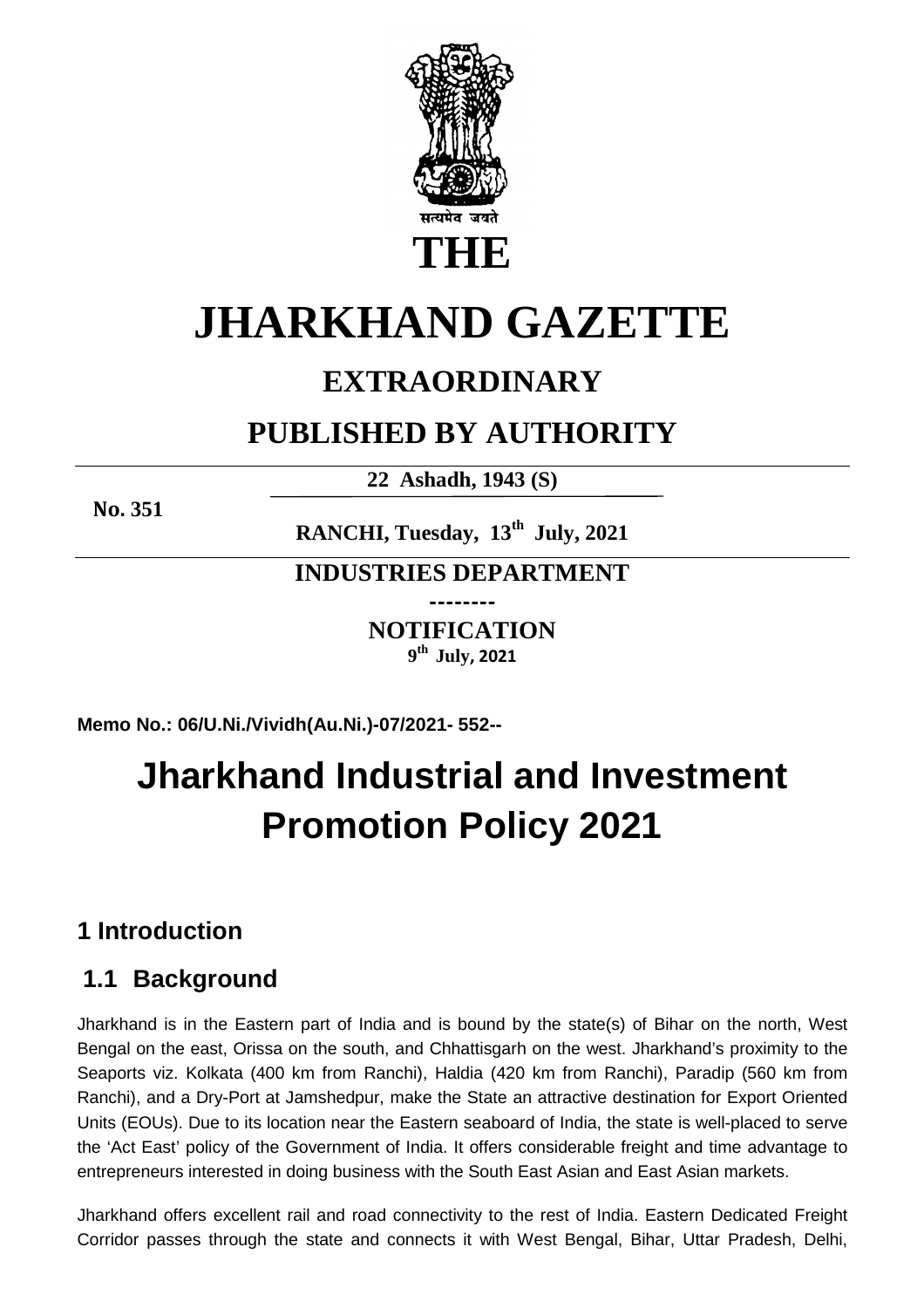सत्यमेव जयते

# THE JHARKHAND GAZETTE

## EXTRAORDINARY

## PUBLISHED BY AUTHORITY

**22 Ashadh, 1943 (S)**

**No. 351**

**RANCHI, Tuesday, 13th July, 2021**

**INDUSTRIES DEPARTMENT**

--------

**NOTIFICATION**

**9th July, 2021**

**Memo No.: 06/U.Ni./Vividh(Au.Ni.)-07/2021- 552--**

# Jharkhand Industrial and Investment Promotion Policy 2021

## 1 Introduction

### 1.1 Background

Jharkhand is in the Eastern part of India and is bound by the state(s) of Bihar on the north, West Bengal on the east, Orissa on the south, and Chhattisgarh on the west. Jharkhand's proximity to the Seaports viz. Kolkata (400 km from Ranchi), Haldia (420 km from Ranchi), Paradip (560 km from Ranchi), and a Dry-Port at Jamshedpur, make the State an attractive destination for Export Oriented Units (EOUs). Due to its location near the Eastern seaboard of India, the state is well-placed to serve the 'Act East' policy of the Government of India. It offers considerable freight and time advantage to entrepreneurs interested in doing business with the South East Asian and East Asian markets.

Jharkhand offers excellent rail and road connectivity to the rest of India. Eastern Dedicated Freight Corridor passes through the state and connects it with West Bengal, Bihar, Uttar Pradesh, Delhi,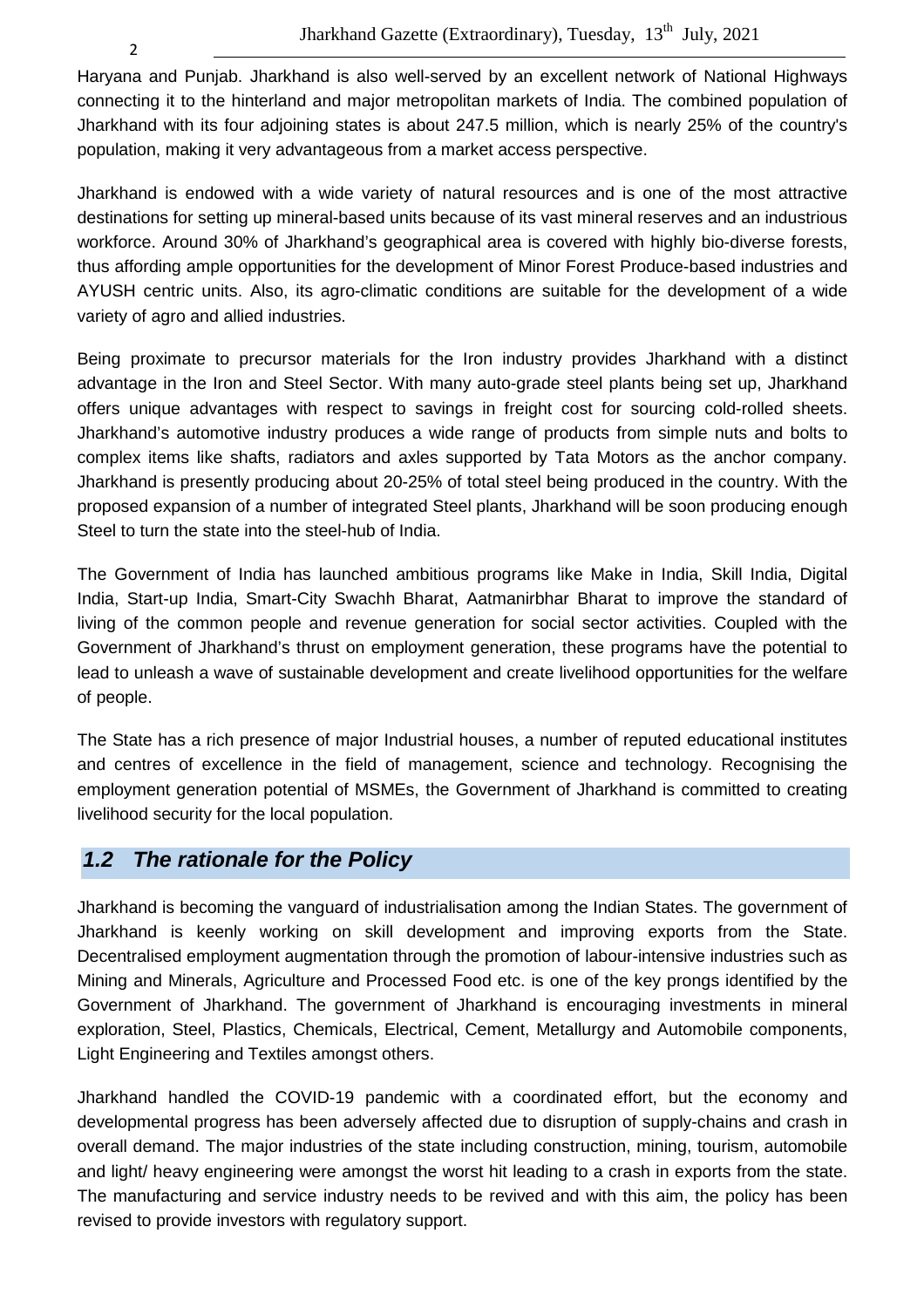Haryana and Punjab. Jharkhand is also well-served by an excellent network of National Highways connecting it to the hinterland and major metropolitan markets of India. The combined population of Jharkhand with its four adjoining states is about 247.5 million, which is nearly 25% of the country's population, making it very advantageous from a market access perspective.

Jharkhand is endowed with a wide variety of natural resources and is one of the most attractive destinations for setting up mineral-based units because of its vast mineral reserves and an industrious workforce. Around 30% of Jharkhand's geographical area is covered with highly bio-diverse forests, thus affording ample opportunities for the development of Minor Forest Produce-based industries and AYUSH centric units. Also, its agro-climatic conditions are suitable for the development of a wide variety of agro and allied industries.

Being proximate to precursor materials for the Iron industry provides Jharkhand with a distinct advantage in the Iron and Steel Sector. With many auto-grade steel plants being set up, Jharkhand offers unique advantages with respect to savings in freight cost for sourcing cold-rolled sheets. Jharkhand's automotive industry produces a wide range of products from simple nuts and bolts to complex items like shafts, radiators and axles supported by Tata Motors as the anchor company. Jharkhand is presently producing about 20-25% of total steel being produced in the country. With the proposed expansion of a number of integrated Steel plants, Jharkhand will be soon producing enough Steel to turn the state into the steel-hub of India.

The Government of India has launched ambitious programs like Make in India, Skill India, Digital India, Start-up India, Smart-City Swachh Bharat, Aatmanirbhar Bharat to improve the standard of living of the common people and revenue generation for social sector activities. Coupled with the Government of Jharkhand's thrust on employment generation, these programs have the potential to lead to unleash a wave of sustainable development and create livelihood opportunities for the welfare of people.

The State has a rich presence of major Industrial houses, a number of reputed educational institutes and centres of excellence in the field of management, science and technology. Recognising the employment generation potential of MSMEs, the Government of Jharkhand is committed to creating livelihood security for the local population.

## *1.2 The rationale for the Policy*

Jharkhand is becoming the vanguard of industrialisation among the Indian States. The government of Jharkhand is keenly working on skill development and improving exports from the State. Decentralised employment augmentation through the promotion of labour-intensive industries such as Mining and Minerals, Agriculture and Processed Food etc. is one of the key prongs identified by the Government of Jharkhand. The government of Jharkhand is encouraging investments in mineral exploration, Steel, Plastics, Chemicals, Electrical, Cement, Metallurgy and Automobile components, Light Engineering and Textiles amongst others.

Jharkhand handled the COVID-19 pandemic with a coordinated effort, but the economy and developmental progress has been adversely affected due to disruption of supply-chains and crash in overall demand. The major industries of the state including construction, mining, tourism, automobile and light/ heavy engineering were amongst the worst hit leading to a crash in exports from the state. The manufacturing and service industry needs to be revived and with this aim, the policy has been revised to provide investors with regulatory support.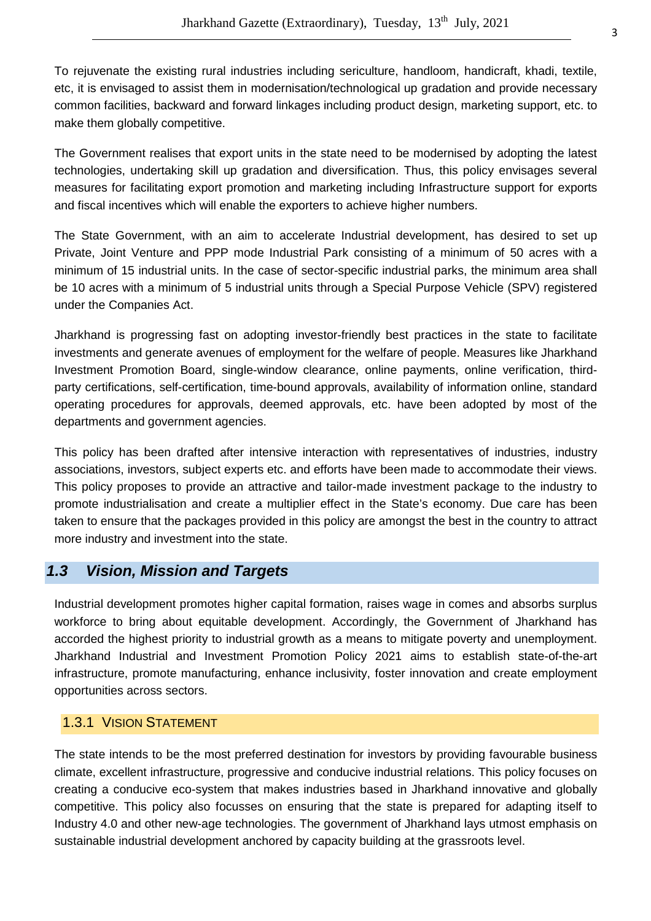To rejuvenate the existing rural industries including sericulture, handloom, handicraft, khadi, textile, etc, it is envisaged to assist them in modernisation/technological up gradation and provide necessary common facilities, backward and forward linkages including product design, marketing support, etc. to make them globally competitive.

The Government realises that export units in the state need to be modernised by adopting the latest technologies, undertaking skill up gradation and diversification. Thus, this policy envisages several measures for facilitating export promotion and marketing including Infrastructure support for exports and fiscal incentives which will enable the exporters to achieve higher numbers.

The State Government, with an aim to accelerate Industrial development, has desired to set up Private, Joint Venture and PPP mode Industrial Park consisting of a minimum of 50 acres with a minimum of 15 industrial units. In the case of sector-specific industrial parks, the minimum area shall be 10 acres with a minimum of 5 industrial units through a Special Purpose Vehicle (SPV) registered under the Companies Act.

Jharkhand is progressing fast on adopting investor-friendly best practices in the state to facilitate investments and generate avenues of employment for the welfare of people. Measures like Jharkhand Investment Promotion Board, single-window clearance, online payments, online verification, third-party certifications, self-certification, time-bound approvals, availability of information online, standard operating procedures for approvals, deemed approvals, etc. have been adopted by most of the departments and government agencies.

This policy has been drafted after intensive interaction with representatives of industries, industry associations, investors, subject experts etc. and efforts have been made to accommodate their views. This policy proposes to provide an attractive and tailor-made investment package to the industry to promote industrialisation and create a multiplier effect in the State's economy. Due care has been taken to ensure that the packages provided in this policy are amongst the best in the country to attract more industry and investment into the state.

## *1.3 Vision, Mission and Targets*

Industrial development promotes higher capital formation, raises wage in comes and absorbs surplus workforce to bring about equitable development. Accordingly, the Government of Jharkhand has accorded the highest priority to industrial growth as a means to mitigate poverty and unemployment. Jharkhand Industrial and Investment Promotion Policy 2021 aims to establish state-of-the-art infrastructure, promote manufacturing, enhance inclusivity, foster innovation and create employment opportunities across sectors.

### 1.3.1 Vision Statement

The state intends to be the most preferred destination for investors by providing favourable business climate, excellent infrastructure, progressive and conducive industrial relations. This policy focuses on creating a conducive eco-system that makes industries based in Jharkhand innovative and globally competitive. This policy also focusses on ensuring that the state is prepared for adapting itself to Industry 4.0 and other new-age technologies. The government of Jharkhand lays utmost emphasis on sustainable industrial development anchored by capacity building at the grassroots level.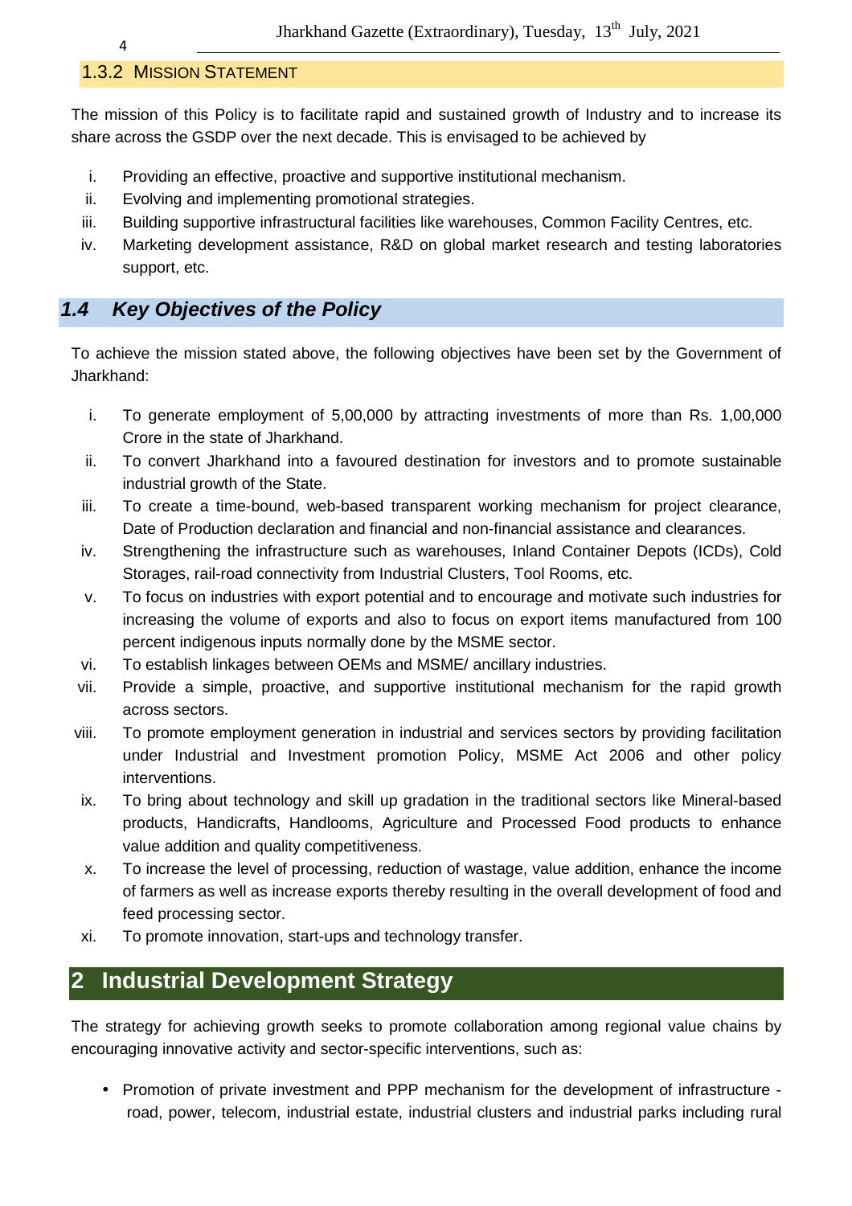### 1.3.2 Mission Statement

The mission of this Policy is to facilitate rapid and sustained growth of Industry and to increase its share across the GSDP over the next decade. This is envisaged to be achieved by

i. Providing an effective, proactive and supportive institutional mechanism.
ii. Evolving and implementing promotional strategies.
iii. Building supportive infrastructural facilities like warehouses, Common Facility Centres, etc.
iv. Marketing development assistance, R&D on global market research and testing laboratories support, etc.

## *1.4 Key Objectives of the Policy*

To achieve the mission stated above, the following objectives have been set by the Government of Jharkhand:

i. To generate employment of 5,00,000 by attracting investments of more than Rs. 1,00,000 Crore in the state of Jharkhand.
ii. To convert Jharkhand into a favoured destination for investors and to promote sustainable industrial growth of the State.
iii. To create a time-bound, web-based transparent working mechanism for project clearance, Date of Production declaration and financial and non-financial assistance and clearances.
iv. Strengthening the infrastructure such as warehouses, Inland Container Depots (ICDs), Cold Storages, rail-road connectivity from Industrial Clusters, Tool Rooms, etc.
v. To focus on industries with export potential and to encourage and motivate such industries for increasing the volume of exports and also to focus on export items manufactured from 100 percent indigenous inputs normally done by the MSME sector.
vi. To establish linkages between OEMs and MSME/ ancillary industries.
vii. Provide a simple, proactive, and supportive institutional mechanism for the rapid growth across sectors.
viii. To promote employment generation in industrial and services sectors by providing facilitation under Industrial and Investment promotion Policy, MSME Act 2006 and other policy interventions.
ix. To bring about technology and skill up gradation in the traditional sectors like Mineral-based products, Handicrafts, Handlooms, Agriculture and Processed Food products to enhance value addition and quality competitiveness.
x. To increase the level of processing, reduction of wastage, value addition, enhance the income of farmers as well as increase exports thereby resulting in the overall development of food and feed processing sector.
xi. To promote innovation, start-ups and technology transfer.

# 2 Industrial Development Strategy

The strategy for achieving growth seeks to promote collaboration among regional value chains by encouraging innovative activity and sector-specific interventions, such as:

- Promotion of private investment and PPP mechanism for the development of infrastructure - road, power, telecom, industrial estate, industrial clusters and industrial parks including rural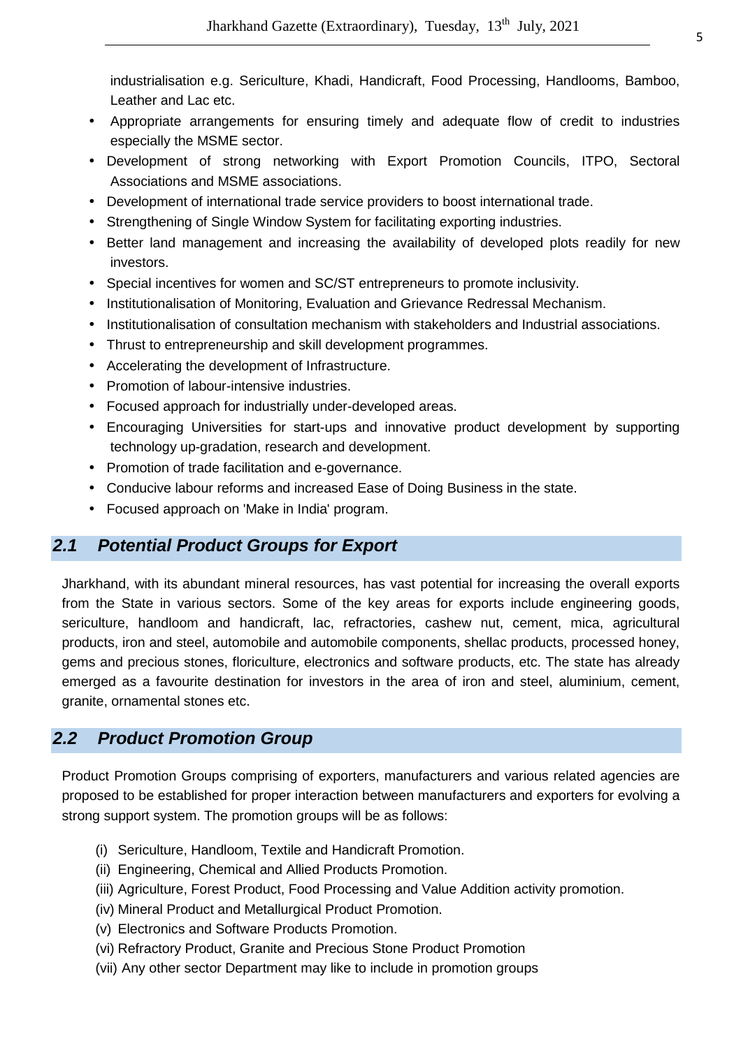industrialisation e.g. Sericulture, Khadi, Handicraft, Food Processing, Handlooms, Bamboo, Leather and Lac etc.

- Appropriate arrangements for ensuring timely and adequate flow of credit to industries especially the MSME sector.
- Development of strong networking with Export Promotion Councils, ITPO, Sectoral Associations and MSME associations.
- Development of international trade service providers to boost international trade.
- Strengthening of Single Window System for facilitating exporting industries.
- Better land management and increasing the availability of developed plots readily for new investors.
- Special incentives for women and SC/ST entrepreneurs to promote inclusivity.
- Institutionalisation of Monitoring, Evaluation and Grievance Redressal Mechanism.
- Institutionalisation of consultation mechanism with stakeholders and Industrial associations.
- Thrust to entrepreneurship and skill development programmes.
- Accelerating the development of Infrastructure.
- Promotion of labour-intensive industries.
- Focused approach for industrially under-developed areas.
- Encouraging Universities for start-ups and innovative product development by supporting technology up-gradation, research and development.
- Promotion of trade facilitation and e-governance.
- Conducive labour reforms and increased Ease of Doing Business in the state.
- Focused approach on 'Make in India' program.

## *2.1 Potential Product Groups for Export*

Jharkhand, with its abundant mineral resources, has vast potential for increasing the overall exports from the State in various sectors. Some of the key areas for exports include engineering goods, sericulture, handloom and handicraft, lac, refractories, cashew nut, cement, mica, agricultural products, iron and steel, automobile and automobile components, shellac products, processed honey, gems and precious stones, floriculture, electronics and software products, etc. The state has already emerged as a favourite destination for investors in the area of iron and steel, aluminium, cement, granite, ornamental stones etc.

## *2.2 Product Promotion Group*

Product Promotion Groups comprising of exporters, manufacturers and various related agencies are proposed to be established for proper interaction between manufacturers and exporters for evolving a strong support system. The promotion groups will be as follows:

(i) Sericulture, Handloom, Textile and Handicraft Promotion.
(ii) Engineering, Chemical and Allied Products Promotion.
(iii) Agriculture, Forest Product, Food Processing and Value Addition activity promotion.
(iv) Mineral Product and Metallurgical Product Promotion.
(v) Electronics and Software Products Promotion.
(vi) Refractory Product, Granite and Precious Stone Product Promotion
(vii) Any other sector Department may like to include in promotion groups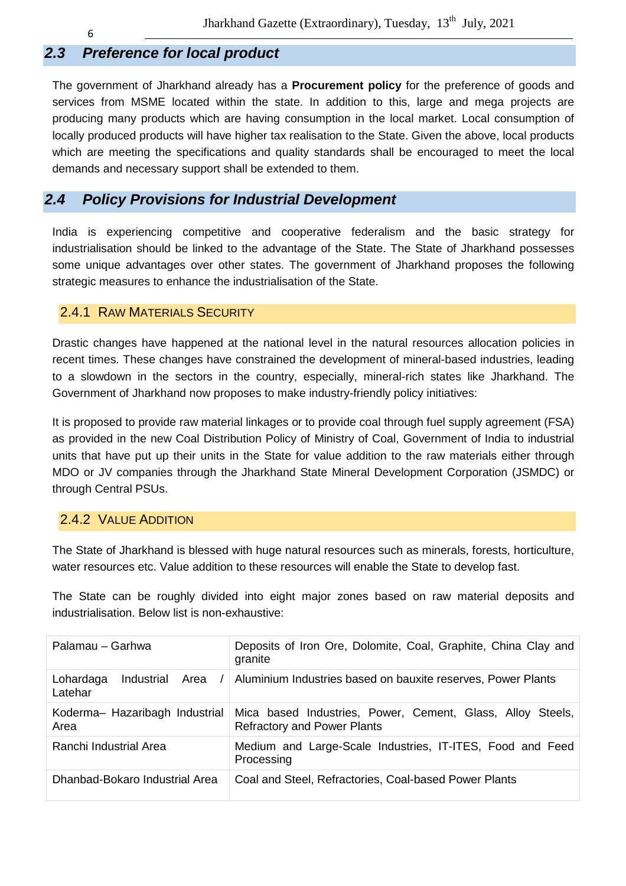## 2.3 Preference for local product

The government of Jharkhand already has a **Procurement policy** for the preference of goods and services from MSME located within the state. In addition to this, large and mega projects are producing many products which are having consumption in the local market. Local consumption of locally produced products will have higher tax realisation to the State. Given the above, local products which are meeting the specifications and quality standards shall be encouraged to meet the local demands and necessary support shall be extended to them.

## 2.4 Policy Provisions for Industrial Development

India is experiencing competitive and cooperative federalism and the basic strategy for industrialisation should be linked to the advantage of the State. The State of Jharkhand possesses some unique advantages over other states. The government of Jharkhand proposes the following strategic measures to enhance the industrialisation of the State.

### 2.4.1 Raw Materials Security

Drastic changes have happened at the national level in the natural resources allocation policies in recent times. These changes have constrained the development of mineral-based industries, leading to a slowdown in the sectors in the country, especially, mineral-rich states like Jharkhand. The Government of Jharkhand now proposes to make industry-friendly policy initiatives:

It is proposed to provide raw material linkages or to provide coal through fuel supply agreement (FSA) as provided in the new Coal Distribution Policy of Ministry of Coal, Government of India to industrial units that have put up their units in the State for value addition to the raw materials either through MDO or JV companies through the Jharkhand State Mineral Development Corporation (JSMDC) or through Central PSUs.

### 2.4.2 Value Addition

The State of Jharkhand is blessed with huge natural resources such as minerals, forests, horticulture, water resources etc. Value addition to these resources will enable the State to develop fast.

The State can be roughly divided into eight major zones based on raw material deposits and industrialisation. Below list is non-exhaustive:

| | |
|---|---|
| Palamau – Garhwa | Deposits of Iron Ore, Dolomite, Coal, Graphite, China Clay and granite |
| Lohardaga Industrial Area / Latehar | Aluminium Industries based on bauxite reserves, Power Plants |
| Koderma– Hazaribagh Industrial Area | Mica based Industries, Power, Cement, Glass, Alloy Steels, Refractory and Power Plants |
| Ranchi Industrial Area | Medium and Large-Scale Industries, IT-ITES, Food and Feed Processing |
| Dhanbad-Bokaro Industrial Area | Coal and Steel, Refractories, Coal-based Power Plants |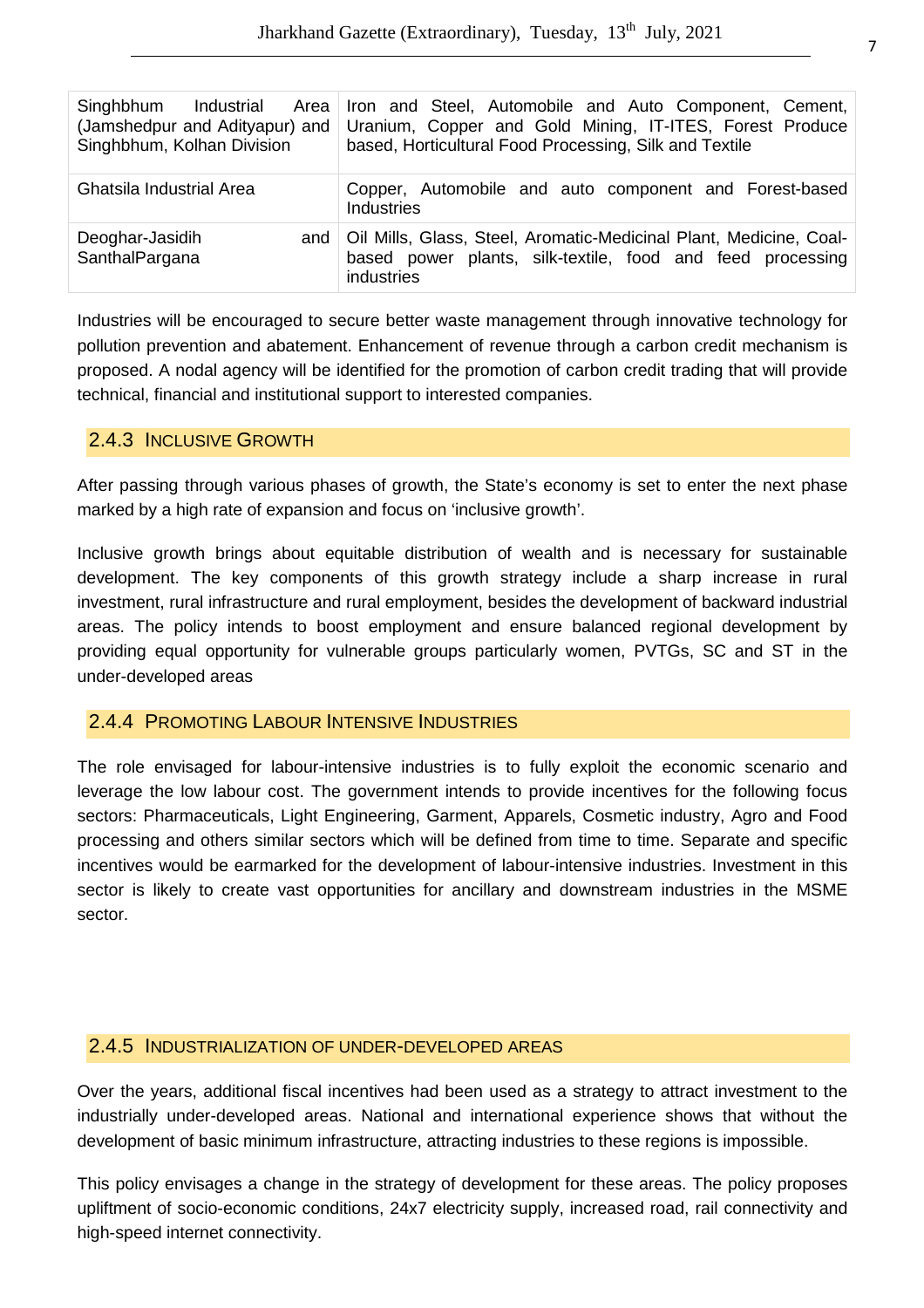| Singhbhum Industrial Area (Jamshedpur and Adityapur) and Singhbhum, Kolhan Division | Iron and Steel, Automobile and Auto Component, Cement, Uranium, Copper and Gold Mining, IT-ITES, Forest Produce based, Horticultural Food Processing, Silk and Textile |
|---|---|
| Ghatsila Industrial Area | Copper, Automobile and auto component and Forest-based Industries |
| Deoghar-Jasidih and SanthalPargana | Oil Mills, Glass, Steel, Aromatic-Medicinal Plant, Medicine, Coal-based power plants, silk-textile, food and feed processing industries |

Industries will be encouraged to secure better waste management through innovative technology for pollution prevention and abatement. Enhancement of revenue through a carbon credit mechanism is proposed. A nodal agency will be identified for the promotion of carbon credit trading that will provide technical, financial and institutional support to interested companies.

### 2.4.3 INCLUSIVE GROWTH

After passing through various phases of growth, the State's economy is set to enter the next phase marked by a high rate of expansion and focus on 'inclusive growth'.

Inclusive growth brings about equitable distribution of wealth and is necessary for sustainable development. The key components of this growth strategy include a sharp increase in rural investment, rural infrastructure and rural employment, besides the development of backward industrial areas. The policy intends to boost employment and ensure balanced regional development by providing equal opportunity for vulnerable groups particularly women, PVTGs, SC and ST in the under-developed areas

### 2.4.4 PROMOTING LABOUR INTENSIVE INDUSTRIES

The role envisaged for labour-intensive industries is to fully exploit the economic scenario and leverage the low labour cost. The government intends to provide incentives for the following focus sectors: Pharmaceuticals, Light Engineering, Garment, Apparels, Cosmetic industry, Agro and Food processing and others similar sectors which will be defined from time to time. Separate and specific incentives would be earmarked for the development of labour-intensive industries. Investment in this sector is likely to create vast opportunities for ancillary and downstream industries in the MSME sector.

### 2.4.5 INDUSTRIALIZATION OF UNDER-DEVELOPED AREAS

Over the years, additional fiscal incentives had been used as a strategy to attract investment to the industrially under-developed areas. National and international experience shows that without the development of basic minimum infrastructure, attracting industries to these regions is impossible.

This policy envisages a change in the strategy of development for these areas. The policy proposes upliftment of socio-economic conditions, 24x7 electricity supply, increased road, rail connectivity and high-speed internet connectivity.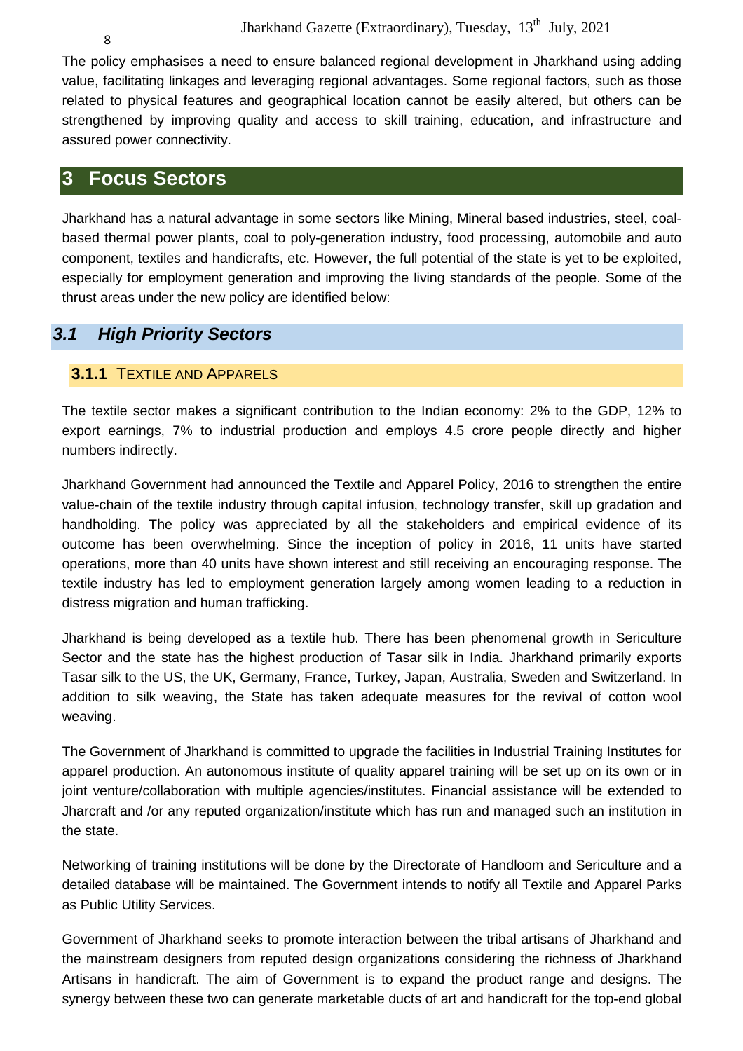The policy emphasises a need to ensure balanced regional development in Jharkhand using adding value, facilitating linkages and leveraging regional advantages. Some regional factors, such as those related to physical features and geographical location cannot be easily altered, but others can be strengthened by improving quality and access to skill training, education, and infrastructure and assured power connectivity.

# 3 Focus Sectors

Jharkhand has a natural advantage in some sectors like Mining, Mineral based industries, steel, coal-based thermal power plants, coal to poly-generation industry, food processing, automobile and auto component, textiles and handicrafts, etc. However, the full potential of the state is yet to be exploited, especially for employment generation and improving the living standards of the people. Some of the thrust areas under the new policy are identified below:

## *3.1 High Priority Sectors*

### **3.1.1** TEXTILE AND APPARELS

The textile sector makes a significant contribution to the Indian economy: 2% to the GDP, 12% to export earnings, 7% to industrial production and employs 4.5 crore people directly and higher numbers indirectly.

Jharkhand Government had announced the Textile and Apparel Policy, 2016 to strengthen the entire value-chain of the textile industry through capital infusion, technology transfer, skill up gradation and handholding. The policy was appreciated by all the stakeholders and empirical evidence of its outcome has been overwhelming. Since the inception of policy in 2016, 11 units have started operations, more than 40 units have shown interest and still receiving an encouraging response. The textile industry has led to employment generation largely among women leading to a reduction in distress migration and human trafficking.

Jharkhand is being developed as a textile hub. There has been phenomenal growth in Sericulture Sector and the state has the highest production of Tasar silk in India. Jharkhand primarily exports Tasar silk to the US, the UK, Germany, France, Turkey, Japan, Australia, Sweden and Switzerland. In addition to silk weaving, the State has taken adequate measures for the revival of cotton wool weaving.

The Government of Jharkhand is committed to upgrade the facilities in Industrial Training Institutes for apparel production. An autonomous institute of quality apparel training will be set up on its own or in joint venture/collaboration with multiple agencies/institutes. Financial assistance will be extended to Jharcraft and /or any reputed organization/institute which has run and managed such an institution in the state.

Networking of training institutions will be done by the Directorate of Handloom and Sericulture and a detailed database will be maintained. The Government intends to notify all Textile and Apparel Parks as Public Utility Services.

Government of Jharkhand seeks to promote interaction between the tribal artisans of Jharkhand and the mainstream designers from reputed design organizations considering the richness of Jharkhand Artisans in handicraft. The aim of Government is to expand the product range and designs. The synergy between these two can generate marketable ducts of art and handicraft for the top-end global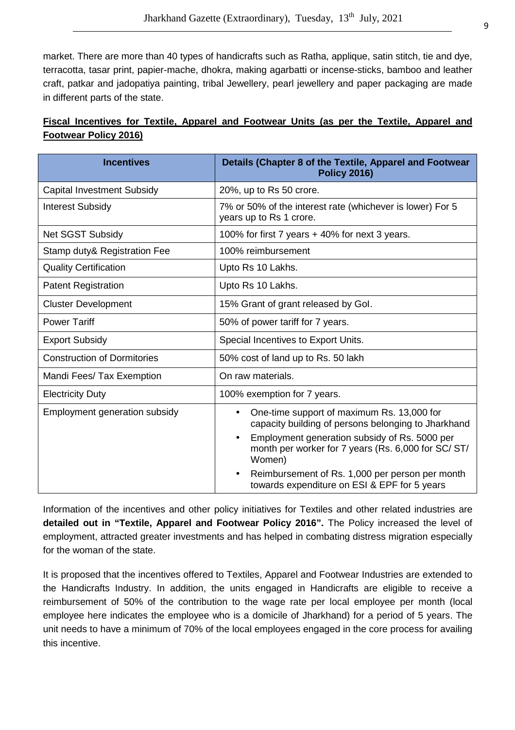market. There are more than 40 types of handicrafts such as Ratha, applique, satin stitch, tie and dye, terracotta, tasar print, papier-mache, dhokra, making agarbatti or incense-sticks, bamboo and leather craft, patkar and jadopatiya painting, tribal Jewellery, pearl jewellery and paper packaging are made in different parts of the state.

**Fiscal Incentives for Textile, Apparel and Footwear Units (as per the Textile, Apparel and Footwear Policy 2016)**

| Incentives | Details (Chapter 8 of the Textile, Apparel and Footwear Policy 2016) |
|---|---|
| Capital Investment Subsidy | 20%, up to Rs 50 crore. |
| Interest Subsidy | 7% or 50% of the interest rate (whichever is lower) For 5 years up to Rs 1 crore. |
| Net SGST Subsidy | 100% for first 7 years + 40% for next 3 years. |
| Stamp duty& Registration Fee | 100% reimbursement |
| Quality Certification | Upto Rs 10 Lakhs. |
| Patent Registration | Upto Rs 10 Lakhs. |
| Cluster Development | 15% Grant of grant released by GoI. |
| Power Tariff | 50% of power tariff for 7 years. |
| Export Subsidy | Special Incentives to Export Units. |
| Construction of Dormitories | 50% cost of land up to Rs. 50 lakh |
| Mandi Fees/ Tax Exemption | On raw materials. |
| Electricity Duty | 100% exemption for 7 years. |
| Employment generation subsidy | • One-time support of maximum Rs. 13,000 for capacity building of persons belonging to Jharkhand<br>• Employment generation subsidy of Rs. 5000 per month per worker for 7 years (Rs. 6,000 for SC/ ST/ Women)<br>• Reimbursement of Rs. 1,000 per person per month towards expenditure on ESI & EPF for 5 years |

Information of the incentives and other policy initiatives for Textiles and other related industries are **detailed out in "Textile, Apparel and Footwear Policy 2016".** The Policy increased the level of employment, attracted greater investments and has helped in combating distress migration especially for the woman of the state.

It is proposed that the incentives offered to Textiles, Apparel and Footwear Industries are extended to the Handicrafts Industry. In addition, the units engaged in Handicrafts are eligible to receive a reimbursement of 50% of the contribution to the wage rate per local employee per month (local employee here indicates the employee who is a domicile of Jharkhand) for a period of 5 years. The unit needs to have a minimum of 70% of the local employees engaged in the core process for availing this incentive.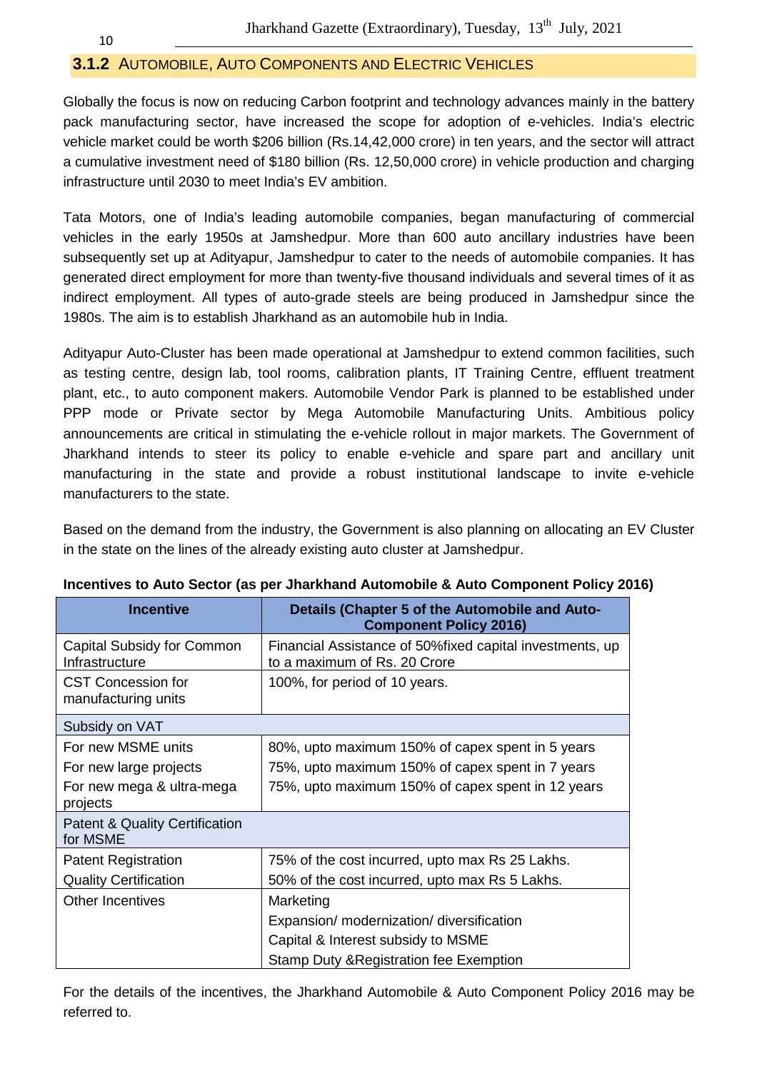### 3.1.2 AUTOMOBILE, AUTO COMPONENTS AND ELECTRIC VEHICLES

Globally the focus is now on reducing Carbon footprint and technology advances mainly in the battery pack manufacturing sector, have increased the scope for adoption of e-vehicles. India's electric vehicle market could be worth $206 billion (Rs.14,42,000 crore) in ten years, and the sector will attract a cumulative investment need of $180 billion (Rs. 12,50,000 crore) in vehicle production and charging infrastructure until 2030 to meet India's EV ambition.

Tata Motors, one of India's leading automobile companies, began manufacturing of commercial vehicles in the early 1950s at Jamshedpur. More than 600 auto ancillary industries have been subsequently set up at Adityapur, Jamshedpur to cater to the needs of automobile companies. It has generated direct employment for more than twenty-five thousand individuals and several times of it as indirect employment. All types of auto-grade steels are being produced in Jamshedpur since the 1980s. The aim is to establish Jharkhand as an automobile hub in India.

Adityapur Auto-Cluster has been made operational at Jamshedpur to extend common facilities, such as testing centre, design lab, tool rooms, calibration plants, IT Training Centre, effluent treatment plant, etc., to auto component makers. Automobile Vendor Park is planned to be established under PPP mode or Private sector by Mega Automobile Manufacturing Units. Ambitious policy announcements are critical in stimulating the e-vehicle rollout in major markets. The Government of Jharkhand intends to steer its policy to enable e-vehicle and spare part and ancillary unit manufacturing in the state and provide a robust institutional landscape to invite e-vehicle manufacturers to the state.

Based on the demand from the industry, the Government is also planning on allocating an EV Cluster in the state on the lines of the already existing auto cluster at Jamshedpur.

**Incentives to Auto Sector (as per Jharkhand Automobile & Auto Component Policy 2016)**

| Incentive | Details (Chapter 5 of the Automobile and Auto-Component Policy 2016) |
|---|---|
| Capital Subsidy for Common Infrastructure | Financial Assistance of 50%fixed capital investments, up to a maximum of Rs. 20 Crore |
| CST Concession for manufacturing units | 100%, for period of 10 years. |
| Subsidy on VAT | |
| For new MSME units | 80%, upto maximum 150% of capex spent in 5 years |
| For new large projects | 75%, upto maximum 150% of capex spent in 7 years |
| For new mega & ultra-mega projects | 75%, upto maximum 150% of capex spent in 12 years |
| Patent & Quality Certification for MSME | |
| Patent Registration | 75% of the cost incurred, upto max Rs 25 Lakhs. |
| Quality Certification | 50% of the cost incurred, upto max Rs 5 Lakhs. |
| Other Incentives | Marketing<br>Expansion/ modernization/ diversification<br>Capital & Interest subsidy to MSME<br>Stamp Duty &Registration fee Exemption |

For the details of the incentives, the Jharkhand Automobile & Auto Component Policy 2016 may be referred to.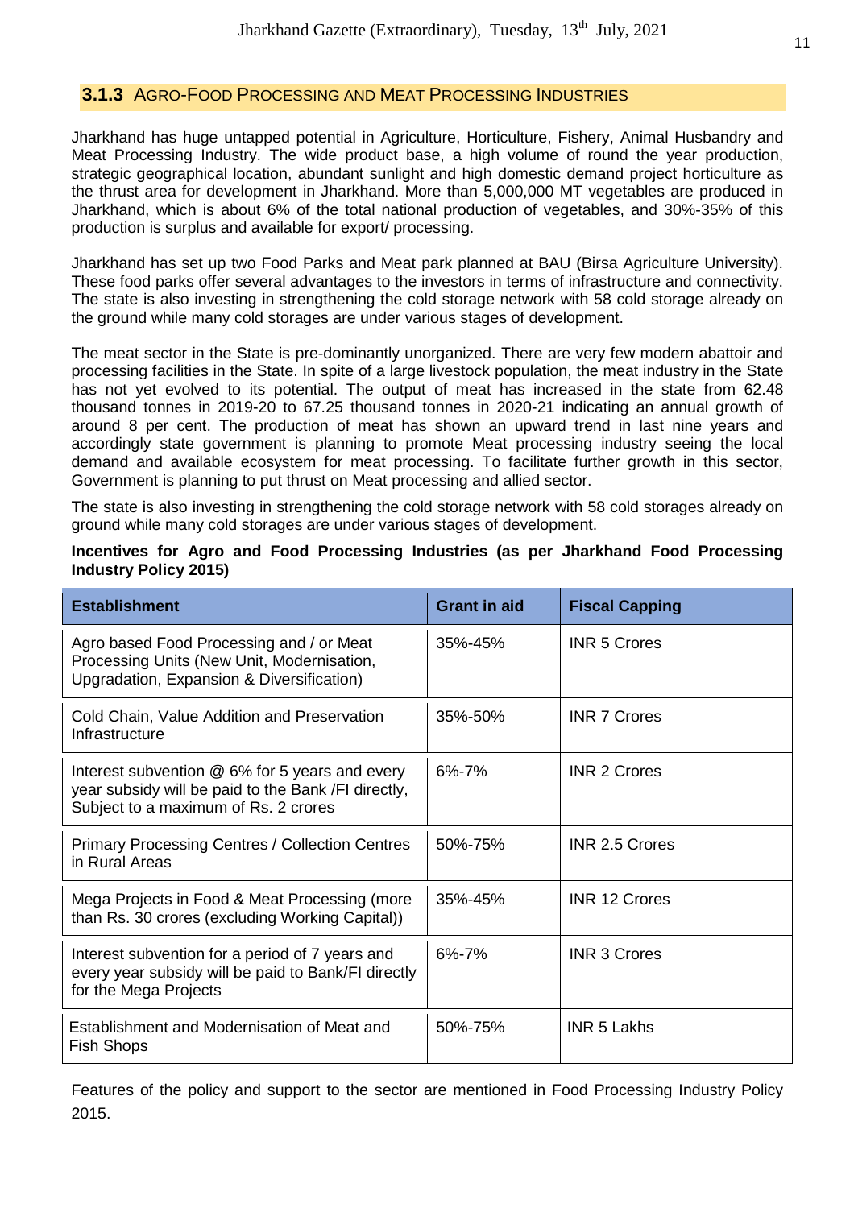### 3.1.3 Agro-Food Processing and Meat Processing Industries

Jharkhand has huge untapped potential in Agriculture, Horticulture, Fishery, Animal Husbandry and Meat Processing Industry. The wide product base, a high volume of round the year production, strategic geographical location, abundant sunlight and high domestic demand project horticulture as the thrust area for development in Jharkhand. More than 5,000,000 MT vegetables are produced in Jharkhand, which is about 6% of the total national production of vegetables, and 30%-35% of this production is surplus and available for export/ processing.

Jharkhand has set up two Food Parks and Meat park planned at BAU (Birsa Agriculture University). These food parks offer several advantages to the investors in terms of infrastructure and connectivity. The state is also investing in strengthening the cold storage network with 58 cold storage already on the ground while many cold storages are under various stages of development.

The meat sector in the State is pre-dominantly unorganized. There are very few modern abattoir and processing facilities in the State. In spite of a large livestock population, the meat industry in the State has not yet evolved to its potential. The output of meat has increased in the state from 62.48 thousand tonnes in 2019-20 to 67.25 thousand tonnes in 2020-21 indicating an annual growth of around 8 per cent. The production of meat has shown an upward trend in last nine years and accordingly state government is planning to promote Meat processing industry seeing the local demand and available ecosystem for meat processing. To facilitate further growth in this sector, Government is planning to put thrust on Meat processing and allied sector.

The state is also investing in strengthening the cold storage network with 58 cold storages already on ground while many cold storages are under various stages of development.

**Incentives for Agro and Food Processing Industries (as per Jharkhand Food Processing Industry Policy 2015)**

| Establishment | Grant in aid | Fiscal Capping |
|---|---|---|
| Agro based Food Processing and / or Meat Processing Units (New Unit, Modernisation, Upgradation, Expansion & Diversification) | 35%-45% | INR 5 Crores |
| Cold Chain, Value Addition and Preservation Infrastructure | 35%-50% | INR 7 Crores |
| Interest subvention @ 6% for 5 years and every year subsidy will be paid to the Bank /FI directly, Subject to a maximum of Rs. 2 crores | 6%-7% | INR 2 Crores |
| Primary Processing Centres / Collection Centres in Rural Areas | 50%-75% | INR 2.5 Crores |
| Mega Projects in Food & Meat Processing (more than Rs. 30 crores (excluding Working Capital)) | 35%-45% | INR 12 Crores |
| Interest subvention for a period of 7 years and every year subsidy will be paid to Bank/FI directly for the Mega Projects | 6%-7% | INR 3 Crores |
| Establishment and Modernisation of Meat and Fish Shops | 50%-75% | INR 5 Lakhs |

Features of the policy and support to the sector are mentioned in Food Processing Industry Policy 2015.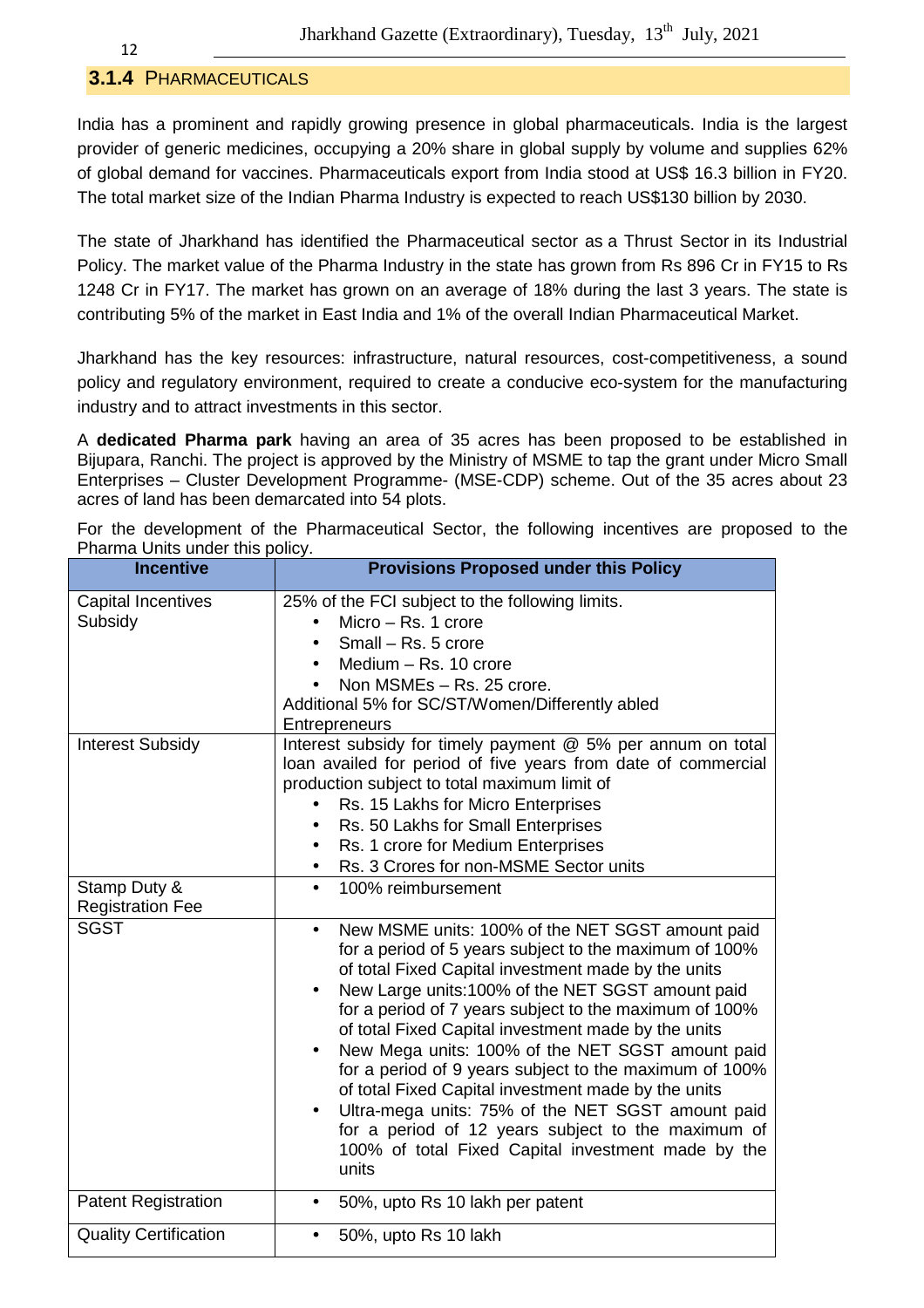### 3.1.4 PHARMACEUTICALS

India has a prominent and rapidly growing presence in global pharmaceuticals. India is the largest provider of generic medicines, occupying a 20% share in global supply by volume and supplies 62% of global demand for vaccines. Pharmaceuticals export from India stood at US$ 16.3 billion in FY20. The total market size of the Indian Pharma Industry is expected to reach US$130 billion by 2030.

The state of Jharkhand has identified the Pharmaceutical sector as a Thrust Sector in its Industrial Policy. The market value of the Pharma Industry in the state has grown from Rs 896 Cr in FY15 to Rs 1248 Cr in FY17. The market has grown on an average of 18% during the last 3 years. The state is contributing 5% of the market in East India and 1% of the overall Indian Pharmaceutical Market.

Jharkhand has the key resources: infrastructure, natural resources, cost-competitiveness, a sound policy and regulatory environment, required to create a conducive eco-system for the manufacturing industry and to attract investments in this sector.

A **dedicated Pharma park** having an area of 35 acres has been proposed to be established in Bijupara, Ranchi. The project is approved by the Ministry of MSME to tap the grant under Micro Small Enterprises – Cluster Development Programme- (MSE-CDP) scheme. Out of the 35 acres about 23 acres of land has been demarcated into 54 plots.

For the development of the Pharmaceutical Sector, the following incentives are proposed to the Pharma Units under this policy.

| Incentive | Provisions Proposed under this Policy |
|---|---|
| Capital Incentives Subsidy | 25% of the FCI subject to the following limits.<br>• Micro – Rs. 1 crore<br>• Small – Rs. 5 crore<br>• Medium – Rs. 10 crore<br>• Non MSMEs – Rs. 25 crore.<br>Additional 5% for SC/ST/Women/Differently abled Entrepreneurs |
| Interest Subsidy | Interest subsidy for timely payment @ 5% per annum on total loan availed for period of five years from date of commercial production subject to total maximum limit of<br>• Rs. 15 Lakhs for Micro Enterprises<br>• Rs. 50 Lakhs for Small Enterprises<br>• Rs. 1 crore for Medium Enterprises<br>• Rs. 3 Crores for non-MSME Sector units |
| Stamp Duty & Registration Fee | • 100% reimbursement |
| SGST | • New MSME units: 100% of the NET SGST amount paid for a period of 5 years subject to the maximum of 100% of total Fixed Capital investment made by the units<br>• New Large units:100% of the NET SGST amount paid for a period of 7 years subject to the maximum of 100% of total Fixed Capital investment made by the units<br>• New Mega units: 100% of the NET SGST amount paid for a period of 9 years subject to the maximum of 100% of total Fixed Capital investment made by the units<br>• Ultra-mega units: 75% of the NET SGST amount paid for a period of 12 years subject to the maximum of 100% of total Fixed Capital investment made by the units |
| Patent Registration | • 50%, upto Rs 10 lakh per patent |
| Quality Certification | • 50%, upto Rs 10 lakh |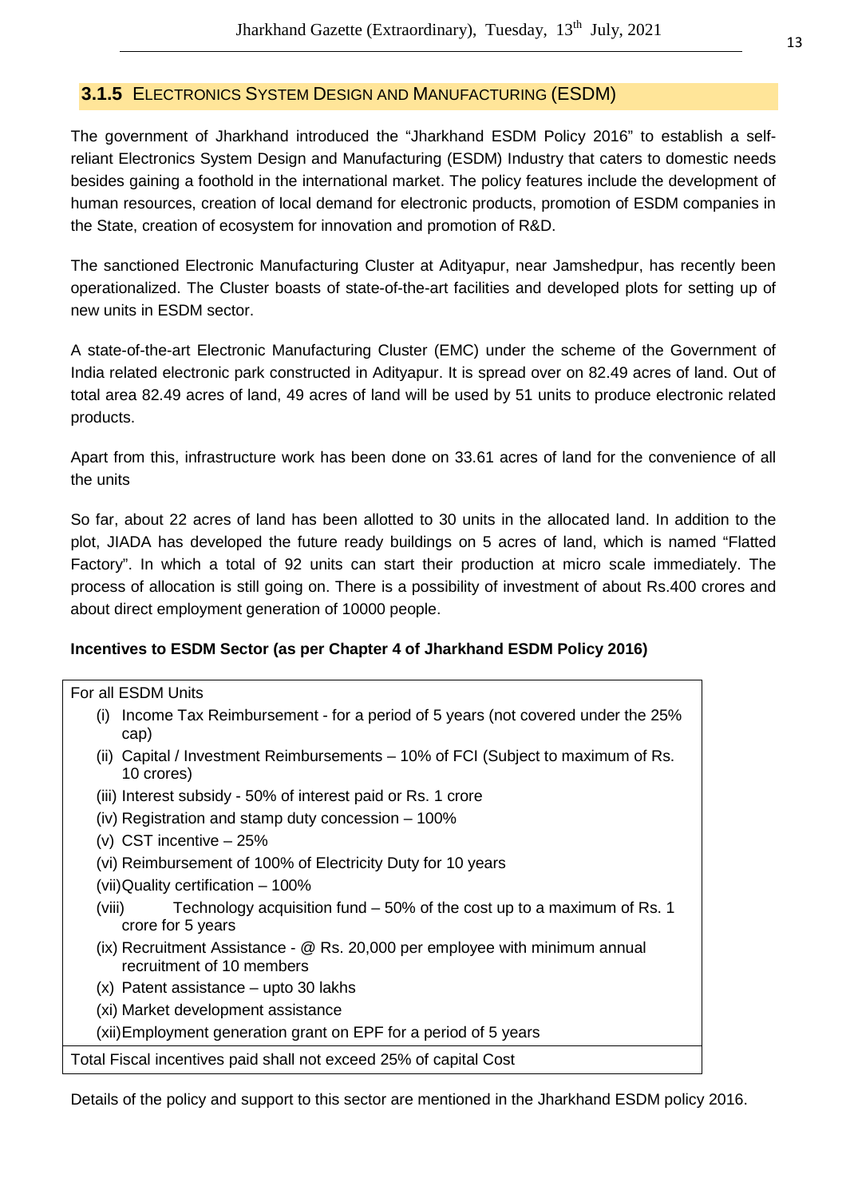### 3.1.5 ELECTRONICS SYSTEM DESIGN AND MANUFACTURING (ESDM)

The government of Jharkhand introduced the "Jharkhand ESDM Policy 2016" to establish a self-reliant Electronics System Design and Manufacturing (ESDM) Industry that caters to domestic needs besides gaining a foothold in the international market. The policy features include the development of human resources, creation of local demand for electronic products, promotion of ESDM companies in the State, creation of ecosystem for innovation and promotion of R&D.

The sanctioned Electronic Manufacturing Cluster at Adityapur, near Jamshedpur, has recently been operationalized. The Cluster boasts of state-of-the-art facilities and developed plots for setting up of new units in ESDM sector.

A state-of-the-art Electronic Manufacturing Cluster (EMC) under the scheme of the Government of India related electronic park constructed in Adityapur. It is spread over on 82.49 acres of land. Out of total area 82.49 acres of land, 49 acres of land will be used by 51 units to produce electronic related products.

Apart from this, infrastructure work has been done on 33.61 acres of land for the convenience of all the units

So far, about 22 acres of land has been allotted to 30 units in the allocated land. In addition to the plot, JIADA has developed the future ready buildings on 5 acres of land, which is named "Flatted Factory". In which a total of 92 units can start their production at micro scale immediately. The process of allocation is still going on. There is a possibility of investment of about Rs.400 crores and about direct employment generation of 10000 people.

**Incentives to ESDM Sector (as per Chapter 4 of Jharkhand ESDM Policy 2016)**

| For all ESDM Units |
|---|
| (i) Income Tax Reimbursement - for a period of 5 years (not covered under the 25% cap) |
| (ii) Capital / Investment Reimbursements – 10% of FCI (Subject to maximum of Rs. 10 crores) |
| (iii) Interest subsidy - 50% of interest paid or Rs. 1 crore |
| (iv) Registration and stamp duty concession – 100% |
| (v) CST incentive – 25% |
| (vi) Reimbursement of 100% of Electricity Duty for 10 years |
| (vii) Quality certification – 100% |
| (viii) Technology acquisition fund – 50% of the cost up to a maximum of Rs. 1 crore for 5 years |
| (ix) Recruitment Assistance - @ Rs. 20,000 per employee with minimum annual recruitment of 10 members |
| (x) Patent assistance – upto 30 lakhs |
| (xi) Market development assistance |
| (xii) Employment generation grant on EPF for a period of 5 years |
| Total Fiscal incentives paid shall not exceed 25% of capital Cost |

Details of the policy and support to this sector are mentioned in the Jharkhand ESDM policy 2016.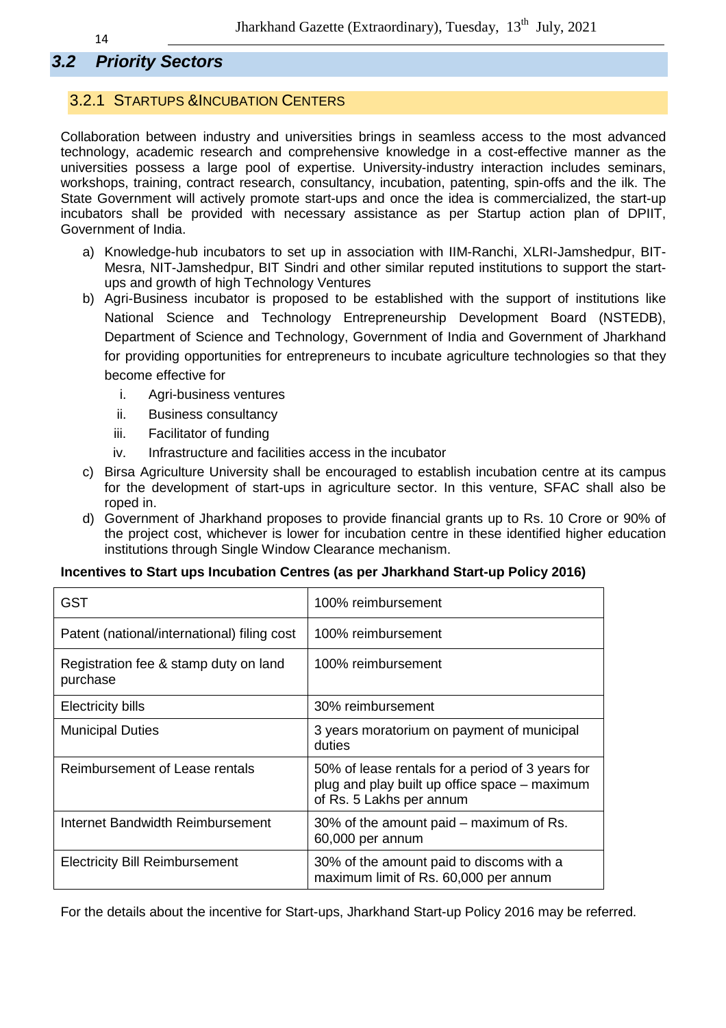## 3.2 Priority Sectors

### 3.2.1 Startups &Incubation Centers

Collaboration between industry and universities brings in seamless access to the most advanced technology, academic research and comprehensive knowledge in a cost-effective manner as the universities possess a large pool of expertise. University-industry interaction includes seminars, workshops, training, contract research, consultancy, incubation, patenting, spin-offs and the ilk. The State Government will actively promote start-ups and once the idea is commercialized, the start-up incubators shall be provided with necessary assistance as per Startup action plan of DPIIT, Government of India.

a) Knowledge-hub incubators to set up in association with IIM-Ranchi, XLRI-Jamshedpur, BIT-Mesra, NIT-Jamshedpur, BIT Sindri and other similar reputed institutions to support the start-ups and growth of high Technology Ventures
b) Agri-Business incubator is proposed to be established with the support of institutions like National Science and Technology Entrepreneurship Development Board (NSTEDB), Department of Science and Technology, Government of India and Government of Jharkhand for providing opportunities for entrepreneurs to incubate agriculture technologies so that they become effective for
    i. Agri-business ventures
    ii. Business consultancy
    iii. Facilitator of funding
    iv. Infrastructure and facilities access in the incubator
c) Birsa Agriculture University shall be encouraged to establish incubation centre at its campus for the development of start-ups in agriculture sector. In this venture, SFAC shall also be roped in.
d) Government of Jharkhand proposes to provide financial grants up to Rs. 10 Crore or 90% of the project cost, whichever is lower for incubation centre in these identified higher education institutions through Single Window Clearance mechanism.

**Incentives to Start ups Incubation Centres (as per Jharkhand Start-up Policy 2016)**

| GST | 100% reimbursement |
|---|---|
| Patent (national/international) filing cost | 100% reimbursement |
| Registration fee & stamp duty on land purchase | 100% reimbursement |
| Electricity bills | 30% reimbursement |
| Municipal Duties | 3 years moratorium on payment of municipal duties |
| Reimbursement of Lease rentals | 50% of lease rentals for a period of 3 years for plug and play built up office space – maximum of Rs. 5 Lakhs per annum |
| Internet Bandwidth Reimbursement | 30% of the amount paid – maximum of Rs. 60,000 per annum |
| Electricity Bill Reimbursement | 30% of the amount paid to discoms with a maximum limit of Rs. 60,000 per annum |

For the details about the incentive for Start-ups, Jharkhand Start-up Policy 2016 may be referred.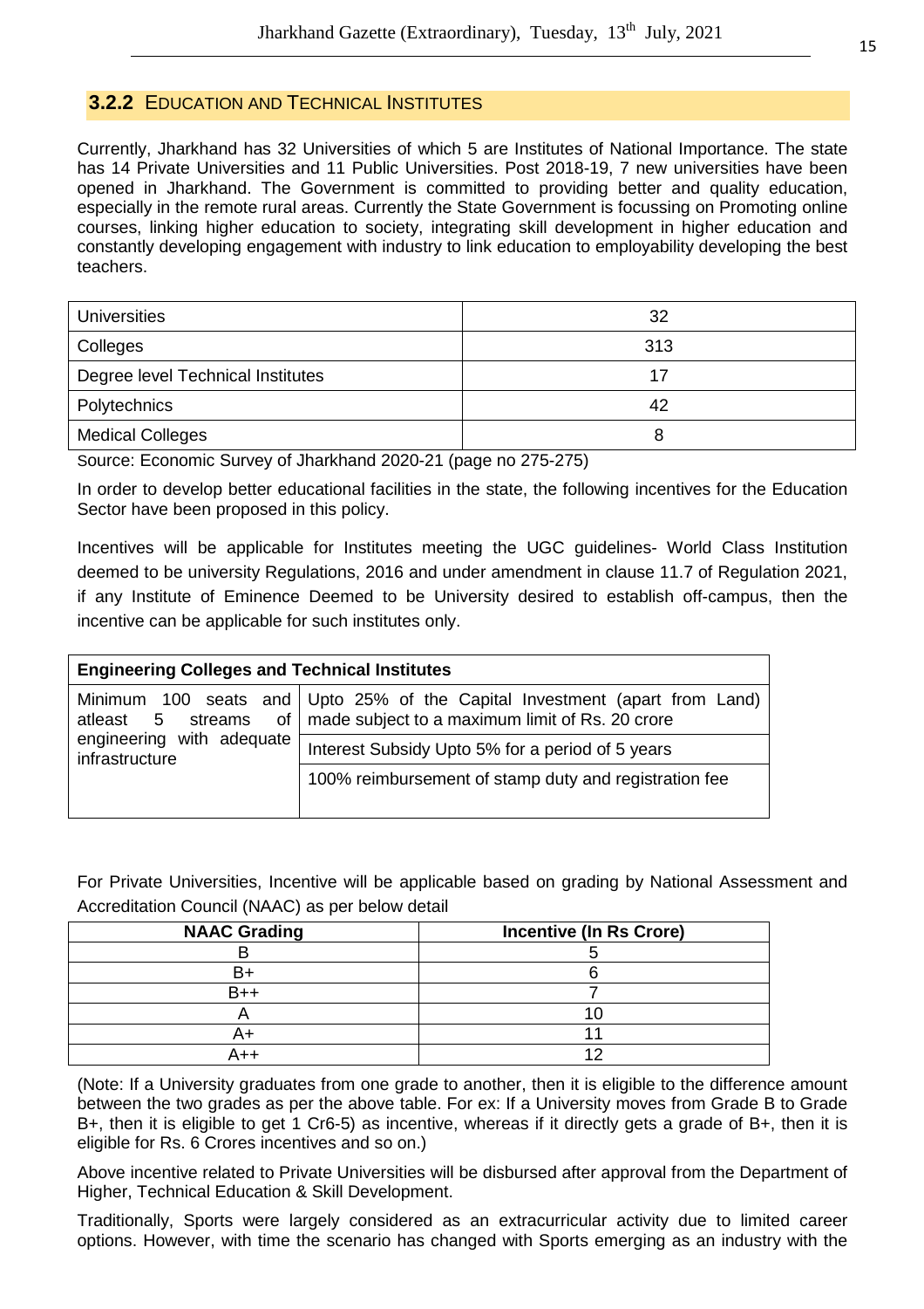### 3.2.2 EDUCATION AND TECHNICAL INSTITUTES

Currently, Jharkhand has 32 Universities of which 5 are Institutes of National Importance. The state has 14 Private Universities and 11 Public Universities. Post 2018-19, 7 new universities have been opened in Jharkhand. The Government is committed to providing better and quality education, especially in the remote rural areas. Currently the State Government is focussing on Promoting online courses, linking higher education to society, integrating skill development in higher education and constantly developing engagement with industry to link education to employability developing the best teachers.

| | |
|---|---|
| Universities | 32 |
| Colleges | 313 |
| Degree level Technical Institutes | 17 |
| Polytechnics | 42 |
| Medical Colleges | 8 |

Source: Economic Survey of Jharkhand 2020-21 (page no 275-275)

In order to develop better educational facilities in the state, the following incentives for the Education Sector have been proposed in this policy.

Incentives will be applicable for Institutes meeting the UGC guidelines- World Class Institution deemed to be university Regulations, 2016 and under amendment in clause 11.7 of Regulation 2021, if any Institute of Eminence Deemed to be University desired to establish off-campus, then the incentive can be applicable for such institutes only.

| **Engineering Colleges and Technical Institutes** | |
|---|---|
| Minimum 100 seats and atleast 5 streams of engineering with adequate infrastructure | Upto 25% of the Capital Investment (apart from Land) made subject to a maximum limit of Rs. 20 crore |
| | Interest Subsidy Upto 5% for a period of 5 years |
| | 100% reimbursement of stamp duty and registration fee |

For Private Universities, Incentive will be applicable based on grading by National Assessment and Accreditation Council (NAAC) as per below detail

| NAAC Grading | Incentive (In Rs Crore) |
|---|---|
| B | 5 |
| B+ | 6 |
| B++ | 7 |
| A | 10 |
| A+ | 11 |
| A++ | 12 |

(Note: If a University graduates from one grade to another, then it is eligible to the difference amount between the two grades as per the above table. For ex: If a University moves from Grade B to Grade B+, then it is eligible to get 1 Cr6-5) as incentive, whereas if it directly gets a grade of B+, then it is eligible for Rs. 6 Crores incentives and so on.)

Above incentive related to Private Universities will be disbursed after approval from the Department of Higher, Technical Education & Skill Development.

Traditionally, Sports were largely considered as an extracurricular activity due to limited career options. However, with time the scenario has changed with Sports emerging as an industry with the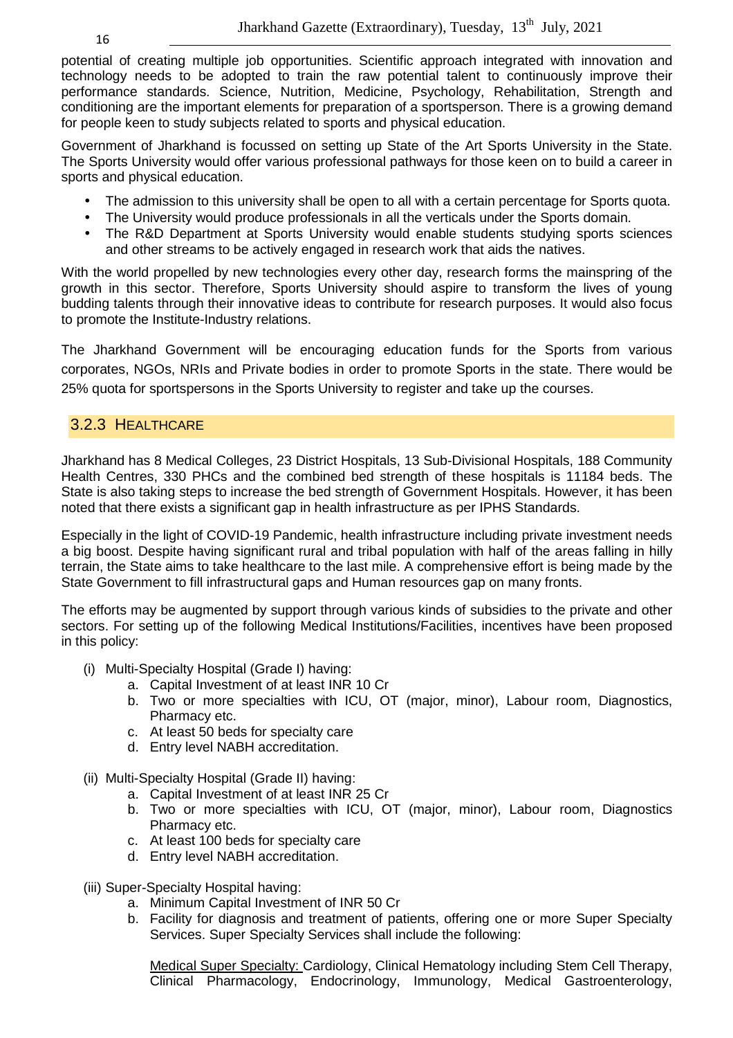potential of creating multiple job opportunities. Scientific approach integrated with innovation and technology needs to be adopted to train the raw potential talent to continuously improve their performance standards. Science, Nutrition, Medicine, Psychology, Rehabilitation, Strength and conditioning are the important elements for preparation of a sportsperson. There is a growing demand for people keen to study subjects related to sports and physical education.

Government of Jharkhand is focussed on setting up State of the Art Sports University in the State. The Sports University would offer various professional pathways for those keen on to build a career in sports and physical education.

- The admission to this university shall be open to all with a certain percentage for Sports quota.
- The University would produce professionals in all the verticals under the Sports domain.
- The R&D Department at Sports University would enable students studying sports sciences and other streams to be actively engaged in research work that aids the natives.

With the world propelled by new technologies every other day, research forms the mainspring of the growth in this sector. Therefore, Sports University should aspire to transform the lives of young budding talents through their innovative ideas to contribute for research purposes. It would also focus to promote the Institute-Industry relations.

The Jharkhand Government will be encouraging education funds for the Sports from various corporates, NGOs, NRIs and Private bodies in order to promote Sports in the state. There would be 25% quota for sportspersons in the Sports University to register and take up the courses.

### 3.2.3 HEALTHCARE

Jharkhand has 8 Medical Colleges, 23 District Hospitals, 13 Sub-Divisional Hospitals, 188 Community Health Centres, 330 PHCs and the combined bed strength of these hospitals is 11184 beds. The State is also taking steps to increase the bed strength of Government Hospitals. However, it has been noted that there exists a significant gap in health infrastructure as per IPHS Standards.

Especially in the light of COVID-19 Pandemic, health infrastructure including private investment needs a big boost. Despite having significant rural and tribal population with half of the areas falling in hilly terrain, the State aims to take healthcare to the last mile. A comprehensive effort is being made by the State Government to fill infrastructural gaps and Human resources gap on many fronts.

The efforts may be augmented by support through various kinds of subsidies to the private and other sectors. For setting up of the following Medical Institutions/Facilities, incentives have been proposed in this policy:

(i) Multi-Specialty Hospital (Grade I) having:
   a. Capital Investment of at least INR 10 Cr
   b. Two or more specialties with ICU, OT (major, minor), Labour room, Diagnostics, Pharmacy etc.
   c. At least 50 beds for specialty care
   d. Entry level NABH accreditation.

(ii) Multi-Specialty Hospital (Grade II) having:
   a. Capital Investment of at least INR 25 Cr
   b. Two or more specialties with ICU, OT (major, minor), Labour room, Diagnostics Pharmacy etc.
   c. At least 100 beds for specialty care
   d. Entry level NABH accreditation.

(iii) Super-Specialty Hospital having:
   a. Minimum Capital Investment of INR 50 Cr
   b. Facility for diagnosis and treatment of patients, offering one or more Super Specialty Services. Super Specialty Services shall include the following:

   Medical Super Specialty: Cardiology, Clinical Hematology including Stem Cell Therapy, Clinical Pharmacology, Endocrinology, Immunology, Medical Gastroenterology,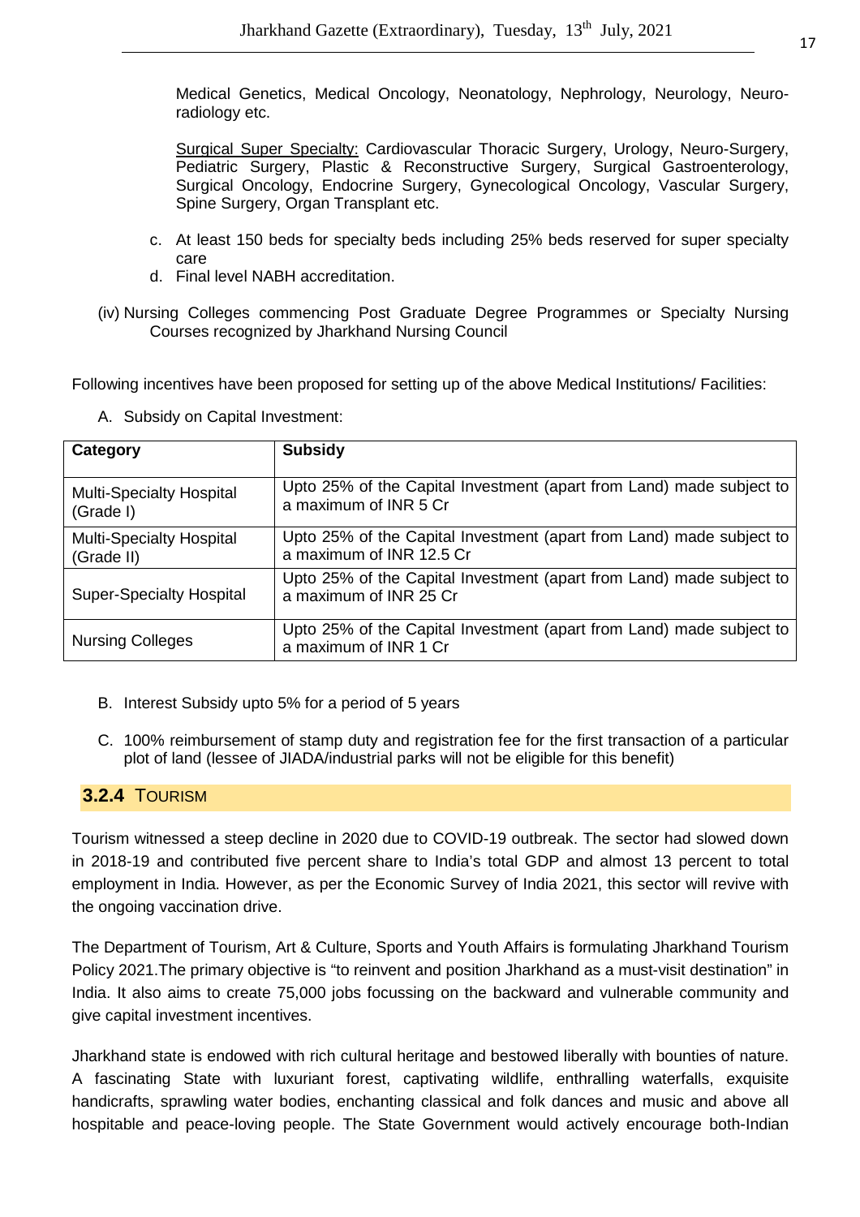Medical Genetics, Medical Oncology, Neonatology, Nephrology, Neurology, Neuro-radiology etc.

Surgical Super Specialty: Cardiovascular Thoracic Surgery, Urology, Neuro-Surgery, Pediatric Surgery, Plastic & Reconstructive Surgery, Surgical Gastroenterology, Surgical Oncology, Endocrine Surgery, Gynecological Oncology, Vascular Surgery, Spine Surgery, Organ Transplant etc.

c. At least 150 beds for specialty beds including 25% beds reserved for super specialty care
d. Final level NABH accreditation.

(iv) Nursing Colleges commencing Post Graduate Degree Programmes or Specialty Nursing Courses recognized by Jharkhand Nursing Council

Following incentives have been proposed for setting up of the above Medical Institutions/ Facilities:

A. Subsidy on Capital Investment:

| Category | Subsidy |
|---|---|
| Multi-Specialty Hospital (Grade I) | Upto 25% of the Capital Investment (apart from Land) made subject to a maximum of INR 5 Cr |
| Multi-Specialty Hospital (Grade II) | Upto 25% of the Capital Investment (apart from Land) made subject to a maximum of INR 12.5 Cr |
| Super-Specialty Hospital | Upto 25% of the Capital Investment (apart from Land) made subject to a maximum of INR 25 Cr |
| Nursing Colleges | Upto 25% of the Capital Investment (apart from Land) made subject to a maximum of INR 1 Cr |

B. Interest Subsidy upto 5% for a period of 5 years

C. 100% reimbursement of stamp duty and registration fee for the first transaction of a particular plot of land (lessee of JIADA/industrial parks will not be eligible for this benefit)

### 3.2.4 TOURISM

Tourism witnessed a steep decline in 2020 due to COVID-19 outbreak. The sector had slowed down in 2018-19 and contributed five percent share to India's total GDP and almost 13 percent to total employment in India. However, as per the Economic Survey of India 2021, this sector will revive with the ongoing vaccination drive.

The Department of Tourism, Art & Culture, Sports and Youth Affairs is formulating Jharkhand Tourism Policy 2021.The primary objective is "to reinvent and position Jharkhand as a must-visit destination" in India. It also aims to create 75,000 jobs focussing on the backward and vulnerable community and give capital investment incentives.

Jharkhand state is endowed with rich cultural heritage and bestowed liberally with bounties of nature. A fascinating State with luxuriant forest, captivating wildlife, enthralling waterfalls, exquisite handicrafts, sprawling water bodies, enchanting classical and folk dances and music and above all hospitable and peace-loving people. The State Government would actively encourage both-Indian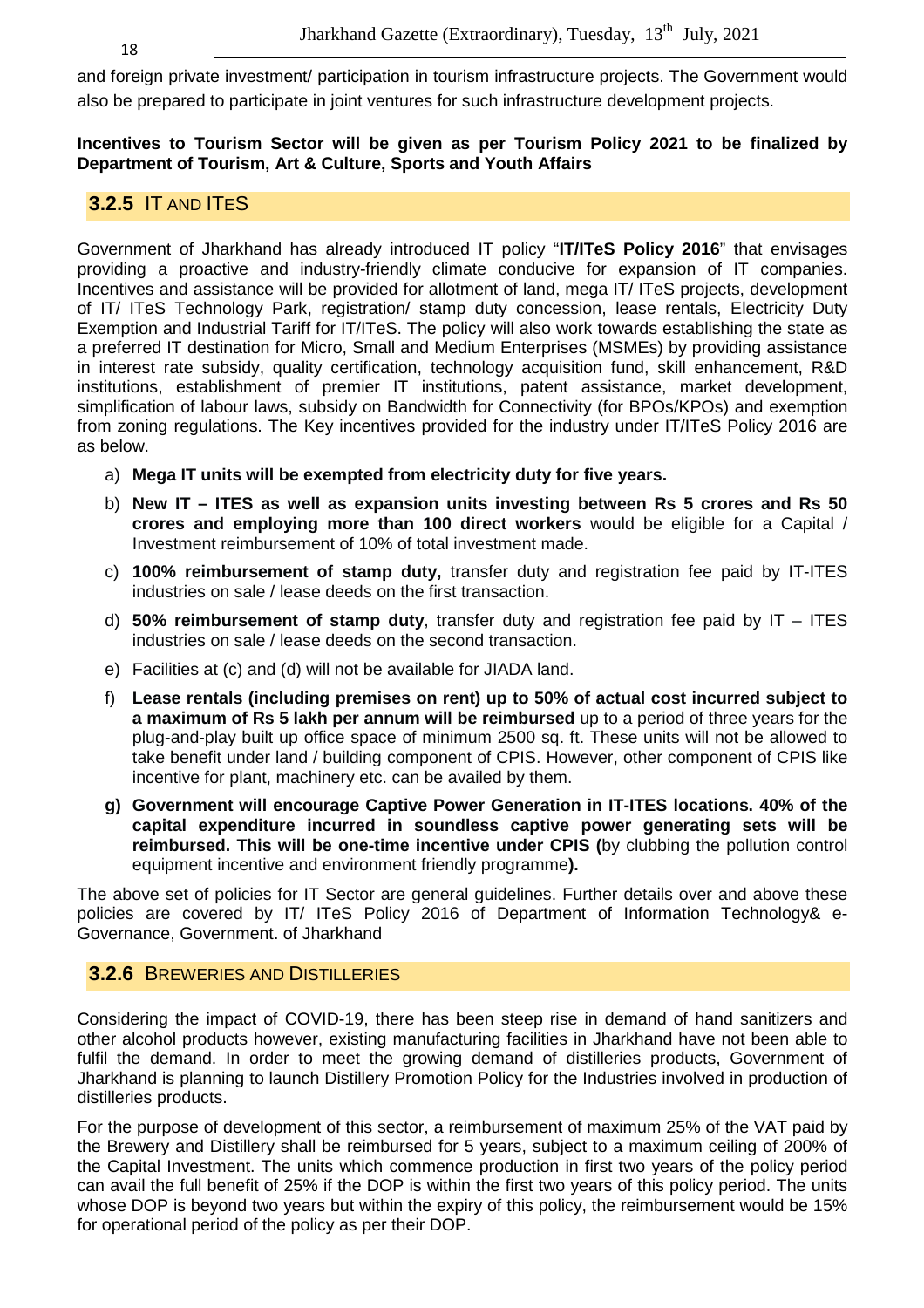and foreign private investment/ participation in tourism infrastructure projects. The Government would also be prepared to participate in joint ventures for such infrastructure development projects.

**Incentives to Tourism Sector will be given as per Tourism Policy 2021 to be finalized by Department of Tourism, Art & Culture, Sports and Youth Affairs**

### 3.2.5 IT AND ITES

Government of Jharkhand has already introduced IT policy "**IT/ITeS Policy 2016**" that envisages providing a proactive and industry-friendly climate conducive for expansion of IT companies. Incentives and assistance will be provided for allotment of land, mega IT/ ITeS projects, development of IT/ ITeS Technology Park, registration/ stamp duty concession, lease rentals, Electricity Duty Exemption and Industrial Tariff for IT/ITeS. The policy will also work towards establishing the state as a preferred IT destination for Micro, Small and Medium Enterprises (MSMEs) by providing assistance in interest rate subsidy, quality certification, technology acquisition fund, skill enhancement, R&D institutions, establishment of premier IT institutions, patent assistance, market development, simplification of labour laws, subsidy on Bandwidth for Connectivity (for BPOs/KPOs) and exemption from zoning regulations. The Key incentives provided for the industry under IT/ITeS Policy 2016 are as below.

a) **Mega IT units will be exempted from electricity duty for five years.**

b) **New IT – ITES as well as expansion units investing between Rs 5 crores and Rs 50 crores and employing more than 100 direct workers** would be eligible for a Capital / Investment reimbursement of 10% of total investment made.

c) **100% reimbursement of stamp duty,** transfer duty and registration fee paid by IT-ITES industries on sale / lease deeds on the first transaction.

d) **50% reimbursement of stamp duty**, transfer duty and registration fee paid by IT – ITES industries on sale / lease deeds on the second transaction.

e) Facilities at (c) and (d) will not be available for JIADA land.

f) **Lease rentals (including premises on rent) up to 50% of actual cost incurred subject to a maximum of Rs 5 lakh per annum will be reimbursed** up to a period of three years for the plug-and-play built up office space of minimum 2500 sq. ft. These units will not be allowed to take benefit under land / building component of CPIS. However, other component of CPIS like incentive for plant, machinery etc. can be availed by them.

g) **Government will encourage Captive Power Generation in IT-ITES locations. 40% of the capital expenditure incurred in soundless captive power generating sets will be reimbursed. This will be one-time incentive under CPIS (**by clubbing the pollution control equipment incentive and environment friendly programme**).**

The above set of policies for IT Sector are general guidelines. Further details over and above these policies are covered by IT/ ITeS Policy 2016 of Department of Information Technology& e-Governance, Government. of Jharkhand

### 3.2.6 BREWERIES AND DISTILLERIES

Considering the impact of COVID-19, there has been steep rise in demand of hand sanitizers and other alcohol products however, existing manufacturing facilities in Jharkhand have not been able to fulfil the demand. In order to meet the growing demand of distilleries products, Government of Jharkhand is planning to launch Distillery Promotion Policy for the Industries involved in production of distilleries products.

For the purpose of development of this sector, a reimbursement of maximum 25% of the VAT paid by the Brewery and Distillery shall be reimbursed for 5 years, subject to a maximum ceiling of 200% of the Capital Investment. The units which commence production in first two years of the policy period can avail the full benefit of 25% if the DOP is within the first two years of this policy period. The units whose DOP is beyond two years but within the expiry of this policy, the reimbursement would be 15% for operational period of the policy as per their DOP.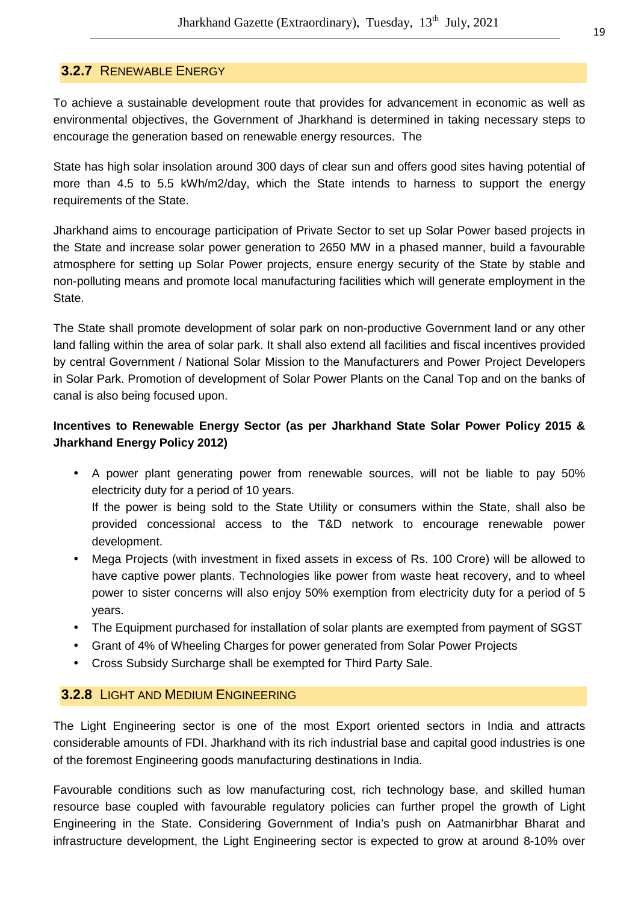### 3.2.7 RENEWABLE ENERGY

To achieve a sustainable development route that provides for advancement in economic as well as environmental objectives, the Government of Jharkhand is determined in taking necessary steps to encourage the generation based on renewable energy resources. The

State has high solar insolation around 300 days of clear sun and offers good sites having potential of more than 4.5 to 5.5 kWh/m2/day, which the State intends to harness to support the energy requirements of the State.

Jharkhand aims to encourage participation of Private Sector to set up Solar Power based projects in the State and increase solar power generation to 2650 MW in a phased manner, build a favourable atmosphere for setting up Solar Power projects, ensure energy security of the State by stable and non-polluting means and promote local manufacturing facilities which will generate employment in the State.

The State shall promote development of solar park on non-productive Government land or any other land falling within the area of solar park. It shall also extend all facilities and fiscal incentives provided by central Government / National Solar Mission to the Manufacturers and Power Project Developers in Solar Park. Promotion of development of Solar Power Plants on the Canal Top and on the banks of canal is also being focused upon.

**Incentives to Renewable Energy Sector (as per Jharkhand State Solar Power Policy 2015 & Jharkhand Energy Policy 2012)**

- A power plant generating power from renewable sources, will not be liable to pay 50% electricity duty for a period of 10 years.
  If the power is being sold to the State Utility or consumers within the State, shall also be provided concessional access to the T&D network to encourage renewable power development.
- Mega Projects (with investment in fixed assets in excess of Rs. 100 Crore) will be allowed to have captive power plants. Technologies like power from waste heat recovery, and to wheel power to sister concerns will also enjoy 50% exemption from electricity duty for a period of 5 years.
- The Equipment purchased for installation of solar plants are exempted from payment of SGST
- Grant of 4% of Wheeling Charges for power generated from Solar Power Projects
- Cross Subsidy Surcharge shall be exempted for Third Party Sale.

### 3.2.8 LIGHT AND MEDIUM ENGINEERING

The Light Engineering sector is one of the most Export oriented sectors in India and attracts considerable amounts of FDI. Jharkhand with its rich industrial base and capital good industries is one of the foremost Engineering goods manufacturing destinations in India.

Favourable conditions such as low manufacturing cost, rich technology base, and skilled human resource base coupled with favourable regulatory policies can further propel the growth of Light Engineering in the State. Considering Government of India's push on Aatmanirbhar Bharat and infrastructure development, the Light Engineering sector is expected to grow at around 8-10% over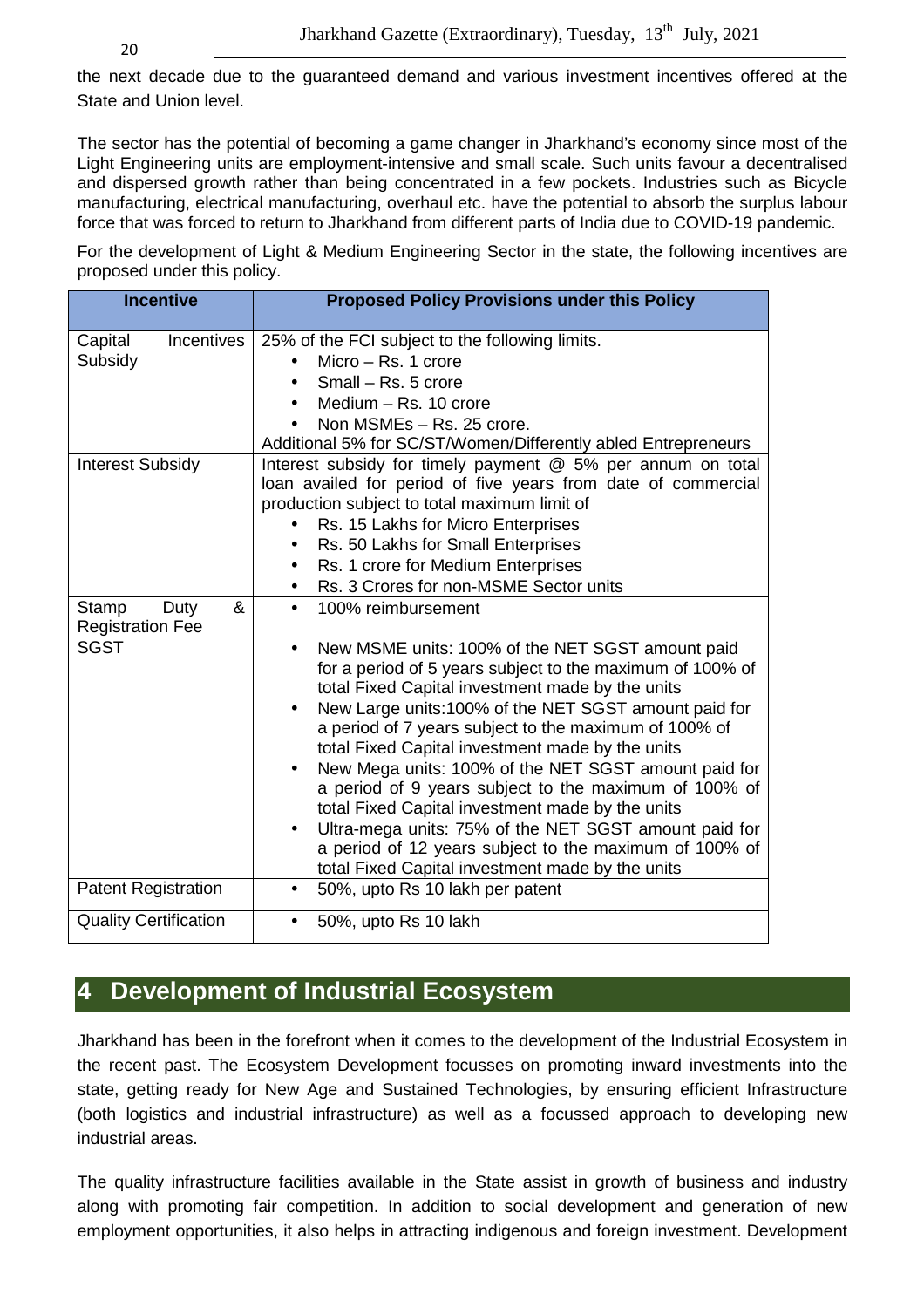the next decade due to the guaranteed demand and various investment incentives offered at the State and Union level.

The sector has the potential of becoming a game changer in Jharkhand's economy since most of the Light Engineering units are employment-intensive and small scale. Such units favour a decentralised and dispersed growth rather than being concentrated in a few pockets. Industries such as Bicycle manufacturing, electrical manufacturing, overhaul etc. have the potential to absorb the surplus labour force that was forced to return to Jharkhand from different parts of India due to COVID-19 pandemic.

For the development of Light & Medium Engineering Sector in the state, the following incentives are proposed under this policy.

| Incentive | Proposed Policy Provisions under this Policy |
|---|---|
| Capital Incentives Subsidy | 25% of the FCI subject to the following limits.<br>• Micro – Rs. 1 crore<br>• Small – Rs. 5 crore<br>• Medium – Rs. 10 crore<br>• Non MSMEs – Rs. 25 crore.<br>Additional 5% for SC/ST/Women/Differently abled Entrepreneurs |
| Interest Subsidy | Interest subsidy for timely payment @ 5% per annum on total loan availed for period of five years from date of commercial production subject to total maximum limit of<br>• Rs. 15 Lakhs for Micro Enterprises<br>• Rs. 50 Lakhs for Small Enterprises<br>• Rs. 1 crore for Medium Enterprises<br>• Rs. 3 Crores for non-MSME Sector units |
| Stamp Duty & Registration Fee | • 100% reimbursement |
| SGST | • New MSME units: 100% of the NET SGST amount paid for a period of 5 years subject to the maximum of 100% of total Fixed Capital investment made by the units<br>• New Large units:100% of the NET SGST amount paid for a period of 7 years subject to the maximum of 100% of total Fixed Capital investment made by the units<br>• New Mega units: 100% of the NET SGST amount paid for a period of 9 years subject to the maximum of 100% of total Fixed Capital investment made by the units<br>• Ultra-mega units: 75% of the NET SGST amount paid for a period of 12 years subject to the maximum of 100% of total Fixed Capital investment made by the units |
| Patent Registration | • 50%, upto Rs 10 lakh per patent |
| Quality Certification | • 50%, upto Rs 10 lakh |

# 4 Development of Industrial Ecosystem

Jharkhand has been in the forefront when it comes to the development of the Industrial Ecosystem in the recent past. The Ecosystem Development focusses on promoting inward investments into the state, getting ready for New Age and Sustained Technologies, by ensuring efficient Infrastructure (both logistics and industrial infrastructure) as well as a focussed approach to developing new industrial areas.

The quality infrastructure facilities available in the State assist in growth of business and industry along with promoting fair competition. In addition to social development and generation of new employment opportunities, it also helps in attracting indigenous and foreign investment. Development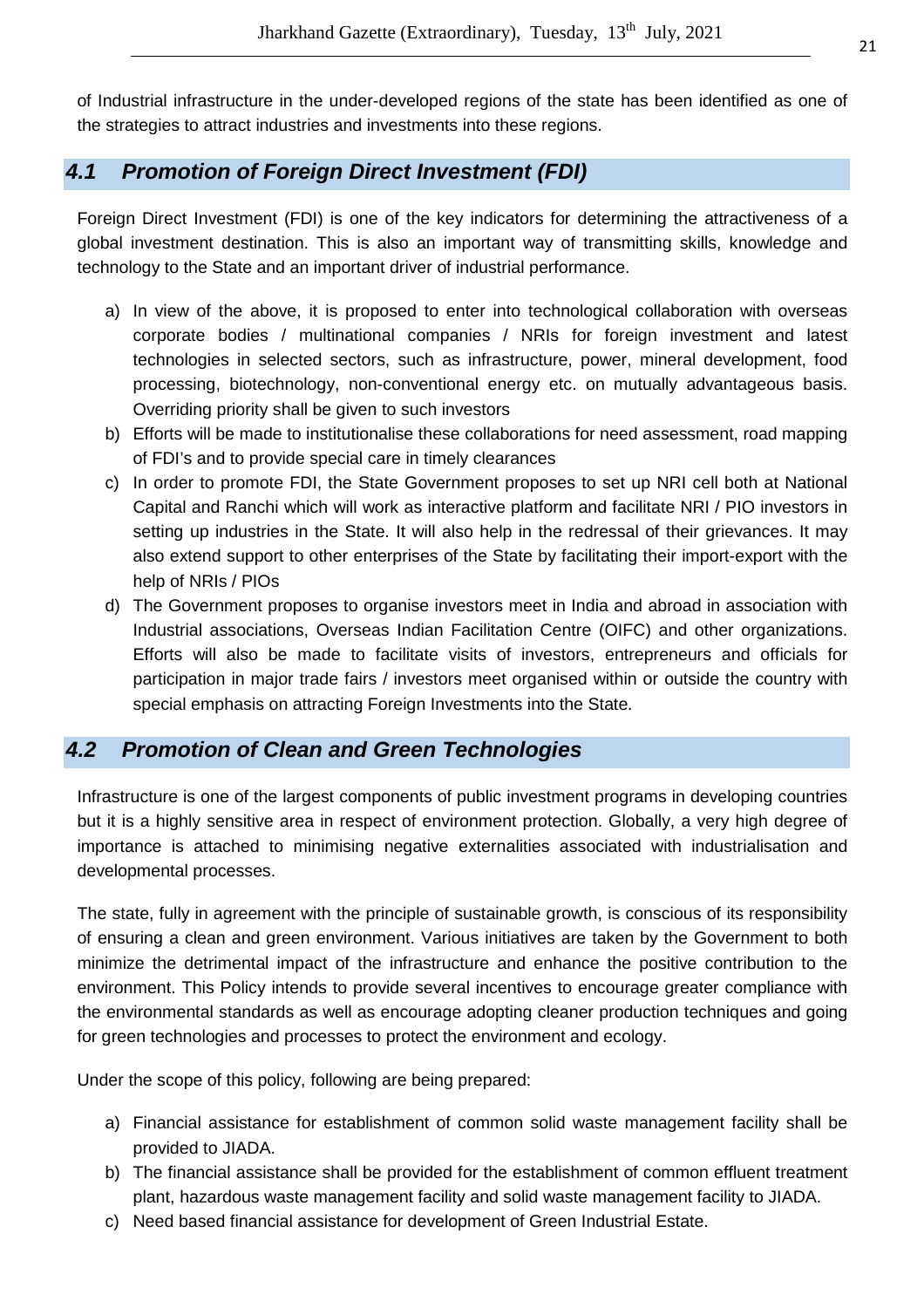of Industrial infrastructure in the under-developed regions of the state has been identified as one of the strategies to attract industries and investments into these regions.

## *4.1 Promotion of Foreign Direct Investment (FDI)*

Foreign Direct Investment (FDI) is one of the key indicators for determining the attractiveness of a global investment destination. This is also an important way of transmitting skills, knowledge and technology to the State and an important driver of industrial performance.

a) In view of the above, it is proposed to enter into technological collaboration with overseas corporate bodies / multinational companies / NRIs for foreign investment and latest technologies in selected sectors, such as infrastructure, power, mineral development, food processing, biotechnology, non-conventional energy etc. on mutually advantageous basis. Overriding priority shall be given to such investors
b) Efforts will be made to institutionalise these collaborations for need assessment, road mapping of FDI's and to provide special care in timely clearances
c) In order to promote FDI, the State Government proposes to set up NRI cell both at National Capital and Ranchi which will work as interactive platform and facilitate NRI / PIO investors in setting up industries in the State. It will also help in the redressal of their grievances. It may also extend support to other enterprises of the State by facilitating their import-export with the help of NRIs / PIOs
d) The Government proposes to organise investors meet in India and abroad in association with Industrial associations, Overseas Indian Facilitation Centre (OIFC) and other organizations. Efforts will also be made to facilitate visits of investors, entrepreneurs and officials for participation in major trade fairs / investors meet organised within or outside the country with special emphasis on attracting Foreign Investments into the State.

## *4.2 Promotion of Clean and Green Technologies*

Infrastructure is one of the largest components of public investment programs in developing countries but it is a highly sensitive area in respect of environment protection. Globally, a very high degree of importance is attached to minimising negative externalities associated with industrialisation and developmental processes.

The state, fully in agreement with the principle of sustainable growth, is conscious of its responsibility of ensuring a clean and green environment. Various initiatives are taken by the Government to both minimize the detrimental impact of the infrastructure and enhance the positive contribution to the environment. This Policy intends to provide several incentives to encourage greater compliance with the environmental standards as well as encourage adopting cleaner production techniques and going for green technologies and processes to protect the environment and ecology.

Under the scope of this policy, following are being prepared:

a) Financial assistance for establishment of common solid waste management facility shall be provided to JIADA.
b) The financial assistance shall be provided for the establishment of common effluent treatment plant, hazardous waste management facility and solid waste management facility to JIADA.
c) Need based financial assistance for development of Green Industrial Estate.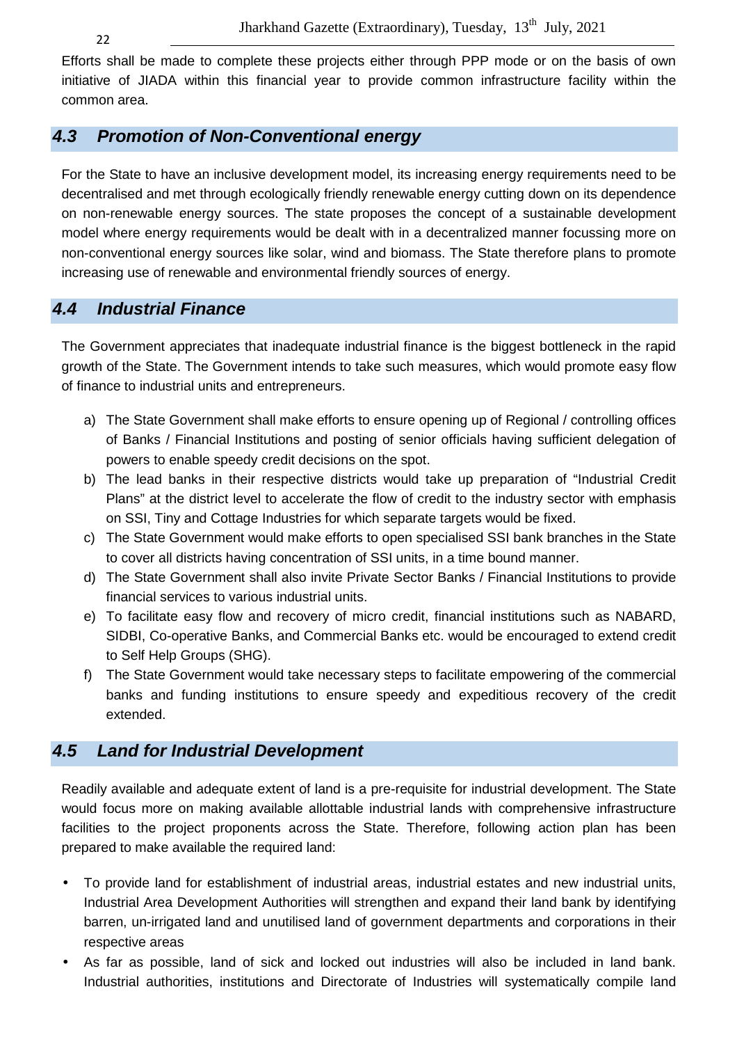Efforts shall be made to complete these projects either through PPP mode or on the basis of own initiative of JIADA within this financial year to provide common infrastructure facility within the common area.

## *4.3 Promotion of Non-Conventional energy*

For the State to have an inclusive development model, its increasing energy requirements need to be decentralised and met through ecologically friendly renewable energy cutting down on its dependence on non-renewable energy sources. The state proposes the concept of a sustainable development model where energy requirements would be dealt with in a decentralized manner focussing more on non-conventional energy sources like solar, wind and biomass. The State therefore plans to promote increasing use of renewable and environmental friendly sources of energy.

## *4.4 Industrial Finance*

The Government appreciates that inadequate industrial finance is the biggest bottleneck in the rapid growth of the State. The Government intends to take such measures, which would promote easy flow of finance to industrial units and entrepreneurs.

a) The State Government shall make efforts to ensure opening up of Regional / controlling offices of Banks / Financial Institutions and posting of senior officials having sufficient delegation of powers to enable speedy credit decisions on the spot.
b) The lead banks in their respective districts would take up preparation of "Industrial Credit Plans" at the district level to accelerate the flow of credit to the industry sector with emphasis on SSI, Tiny and Cottage Industries for which separate targets would be fixed.
c) The State Government would make efforts to open specialised SSI bank branches in the State to cover all districts having concentration of SSI units, in a time bound manner.
d) The State Government shall also invite Private Sector Banks / Financial Institutions to provide financial services to various industrial units.
e) To facilitate easy flow and recovery of micro credit, financial institutions such as NABARD, SIDBI, Co-operative Banks, and Commercial Banks etc. would be encouraged to extend credit to Self Help Groups (SHG).
f) The State Government would take necessary steps to facilitate empowering of the commercial banks and funding institutions to ensure speedy and expeditious recovery of the credit extended.

## *4.5 Land for Industrial Development*

Readily available and adequate extent of land is a pre-requisite for industrial development. The State would focus more on making available allottable industrial lands with comprehensive infrastructure facilities to the project proponents across the State. Therefore, following action plan has been prepared to make available the required land:

- To provide land for establishment of industrial areas, industrial estates and new industrial units, Industrial Area Development Authorities will strengthen and expand their land bank by identifying barren, un-irrigated land and unutilised land of government departments and corporations in their respective areas
- As far as possible, land of sick and locked out industries will also be included in land bank. Industrial authorities, institutions and Directorate of Industries will systematically compile land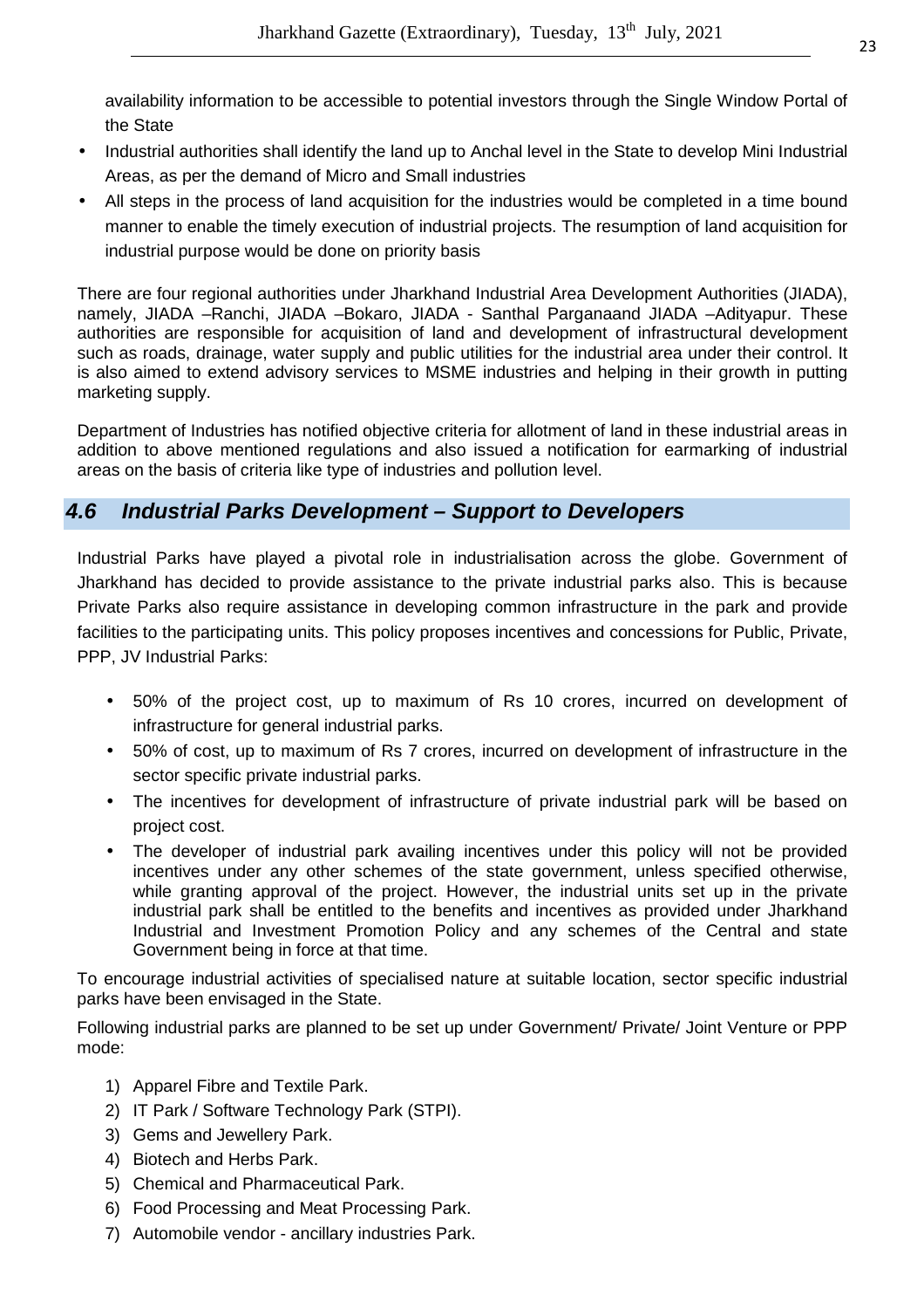availability information to be accessible to potential investors through the Single Window Portal of the State

- Industrial authorities shall identify the land up to Anchal level in the State to develop Mini Industrial Areas, as per the demand of Micro and Small industries
- All steps in the process of land acquisition for the industries would be completed in a time bound manner to enable the timely execution of industrial projects. The resumption of land acquisition for industrial purpose would be done on priority basis

There are four regional authorities under Jharkhand Industrial Area Development Authorities (JIADA), namely, JIADA –Ranchi, JIADA –Bokaro, JIADA - Santhal Parganaand JIADA –Adityapur. These authorities are responsible for acquisition of land and development of infrastructural development such as roads, drainage, water supply and public utilities for the industrial area under their control. It is also aimed to extend advisory services to MSME industries and helping in their growth in putting marketing supply.

Department of Industries has notified objective criteria for allotment of land in these industrial areas in addition to above mentioned regulations and also issued a notification for earmarking of industrial areas on the basis of criteria like type of industries and pollution level.

## *4.6 Industrial Parks Development – Support to Developers*

Industrial Parks have played a pivotal role in industrialisation across the globe. Government of Jharkhand has decided to provide assistance to the private industrial parks also. This is because Private Parks also require assistance in developing common infrastructure in the park and provide facilities to the participating units. This policy proposes incentives and concessions for Public, Private, PPP, JV Industrial Parks:

- 50% of the project cost, up to maximum of Rs 10 crores, incurred on development of infrastructure for general industrial parks.
- 50% of cost, up to maximum of Rs 7 crores, incurred on development of infrastructure in the sector specific private industrial parks.
- The incentives for development of infrastructure of private industrial park will be based on project cost.
- The developer of industrial park availing incentives under this policy will not be provided incentives under any other schemes of the state government, unless specified otherwise, while granting approval of the project. However, the industrial units set up in the private industrial park shall be entitled to the benefits and incentives as provided under Jharkhand Industrial and Investment Promotion Policy and any schemes of the Central and state Government being in force at that time.

To encourage industrial activities of specialised nature at suitable location, sector specific industrial parks have been envisaged in the State.

Following industrial parks are planned to be set up under Government/ Private/ Joint Venture or PPP mode:

1) Apparel Fibre and Textile Park.
2) IT Park / Software Technology Park (STPI).
3) Gems and Jewellery Park.
4) Biotech and Herbs Park.
5) Chemical and Pharmaceutical Park.
6) Food Processing and Meat Processing Park.
7) Automobile vendor - ancillary industries Park.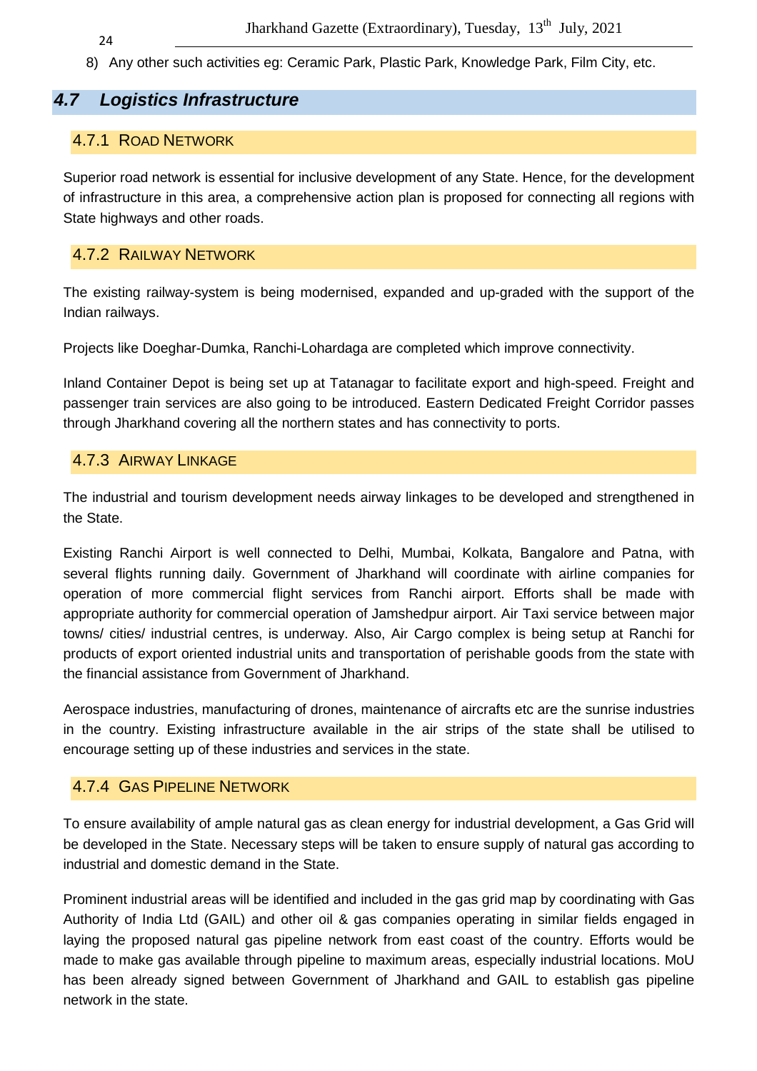8) Any other such activities eg: Ceramic Park, Plastic Park, Knowledge Park, Film City, etc.

## *4.7 Logistics Infrastructure*

### 4.7.1 Road Network

Superior road network is essential for inclusive development of any State. Hence, for the development of infrastructure in this area, a comprehensive action plan is proposed for connecting all regions with State highways and other roads.

### 4.7.2 Railway Network

The existing railway-system is being modernised, expanded and up-graded with the support of the Indian railways.

Projects like Doeghar-Dumka, Ranchi-Lohardaga are completed which improve connectivity.

Inland Container Depot is being set up at Tatanagar to facilitate export and high-speed. Freight and passenger train services are also going to be introduced. Eastern Dedicated Freight Corridor passes through Jharkhand covering all the northern states and has connectivity to ports.

### 4.7.3 Airway Linkage

The industrial and tourism development needs airway linkages to be developed and strengthened in the State.

Existing Ranchi Airport is well connected to Delhi, Mumbai, Kolkata, Bangalore and Patna, with several flights running daily. Government of Jharkhand will coordinate with airline companies for operation of more commercial flight services from Ranchi airport. Efforts shall be made with appropriate authority for commercial operation of Jamshedpur airport. Air Taxi service between major towns/ cities/ industrial centres, is underway. Also, Air Cargo complex is being setup at Ranchi for products of export oriented industrial units and transportation of perishable goods from the state with the financial assistance from Government of Jharkhand.

Aerospace industries, manufacturing of drones, maintenance of aircrafts etc are the sunrise industries in the country. Existing infrastructure available in the air strips of the state shall be utilised to encourage setting up of these industries and services in the state.

### 4.7.4 Gas Pipeline Network

To ensure availability of ample natural gas as clean energy for industrial development, a Gas Grid will be developed in the State. Necessary steps will be taken to ensure supply of natural gas according to industrial and domestic demand in the State.

Prominent industrial areas will be identified and included in the gas grid map by coordinating with Gas Authority of India Ltd (GAIL) and other oil & gas companies operating in similar fields engaged in laying the proposed natural gas pipeline network from east coast of the country. Efforts would be made to make gas available through pipeline to maximum areas, especially industrial locations. MoU has been already signed between Government of Jharkhand and GAIL to establish gas pipeline network in the state.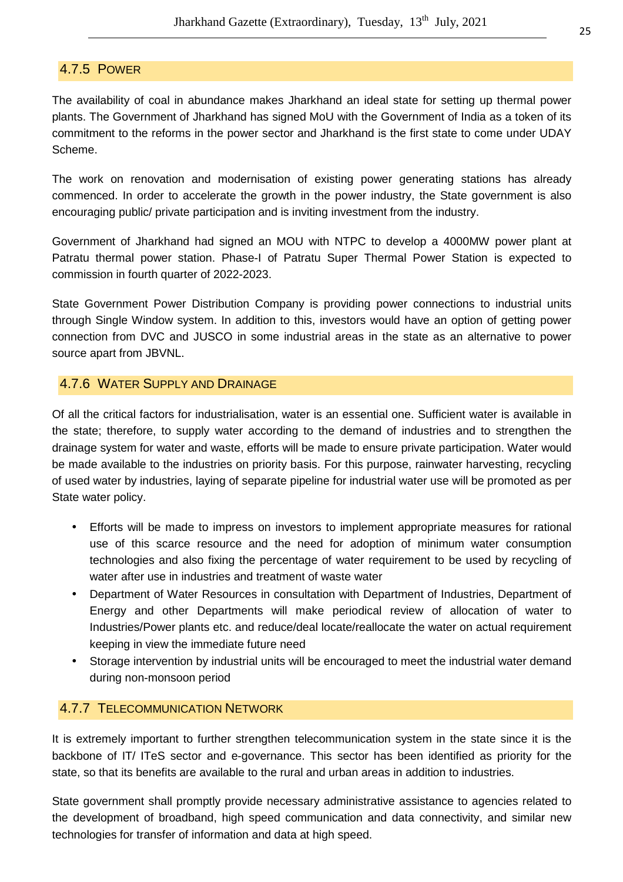### 4.7.5 Power

The availability of coal in abundance makes Jharkhand an ideal state for setting up thermal power plants. The Government of Jharkhand has signed MoU with the Government of India as a token of its commitment to the reforms in the power sector and Jharkhand is the first state to come under UDAY Scheme.

The work on renovation and modernisation of existing power generating stations has already commenced. In order to accelerate the growth in the power industry, the State government is also encouraging public/ private participation and is inviting investment from the industry.

Government of Jharkhand had signed an MOU with NTPC to develop a 4000MW power plant at Patratu thermal power station. Phase-I of Patratu Super Thermal Power Station is expected to commission in fourth quarter of 2022-2023.

State Government Power Distribution Company is providing power connections to industrial units through Single Window system. In addition to this, investors would have an option of getting power connection from DVC and JUSCO in some industrial areas in the state as an alternative to power source apart from JBVNL.

### 4.7.6 Water Supply and Drainage

Of all the critical factors for industrialisation, water is an essential one. Sufficient water is available in the state; therefore, to supply water according to the demand of industries and to strengthen the drainage system for water and waste, efforts will be made to ensure private participation. Water would be made available to the industries on priority basis. For this purpose, rainwater harvesting, recycling of used water by industries, laying of separate pipeline for industrial water use will be promoted as per State water policy.

- Efforts will be made to impress on investors to implement appropriate measures for rational use of this scarce resource and the need for adoption of minimum water consumption technologies and also fixing the percentage of water requirement to be used by recycling of water after use in industries and treatment of waste water
- Department of Water Resources in consultation with Department of Industries, Department of Energy and other Departments will make periodical review of allocation of water to Industries/Power plants etc. and reduce/deal locate/reallocate the water on actual requirement keeping in view the immediate future need
- Storage intervention by industrial units will be encouraged to meet the industrial water demand during non-monsoon period

### 4.7.7 Telecommunication Network

It is extremely important to further strengthen telecommunication system in the state since it is the backbone of IT/ ITeS sector and e-governance. This sector has been identified as priority for the state, so that its benefits are available to the rural and urban areas in addition to industries.

State government shall promptly provide necessary administrative assistance to agencies related to the development of broadband, high speed communication and data connectivity, and similar new technologies for transfer of information and data at high speed.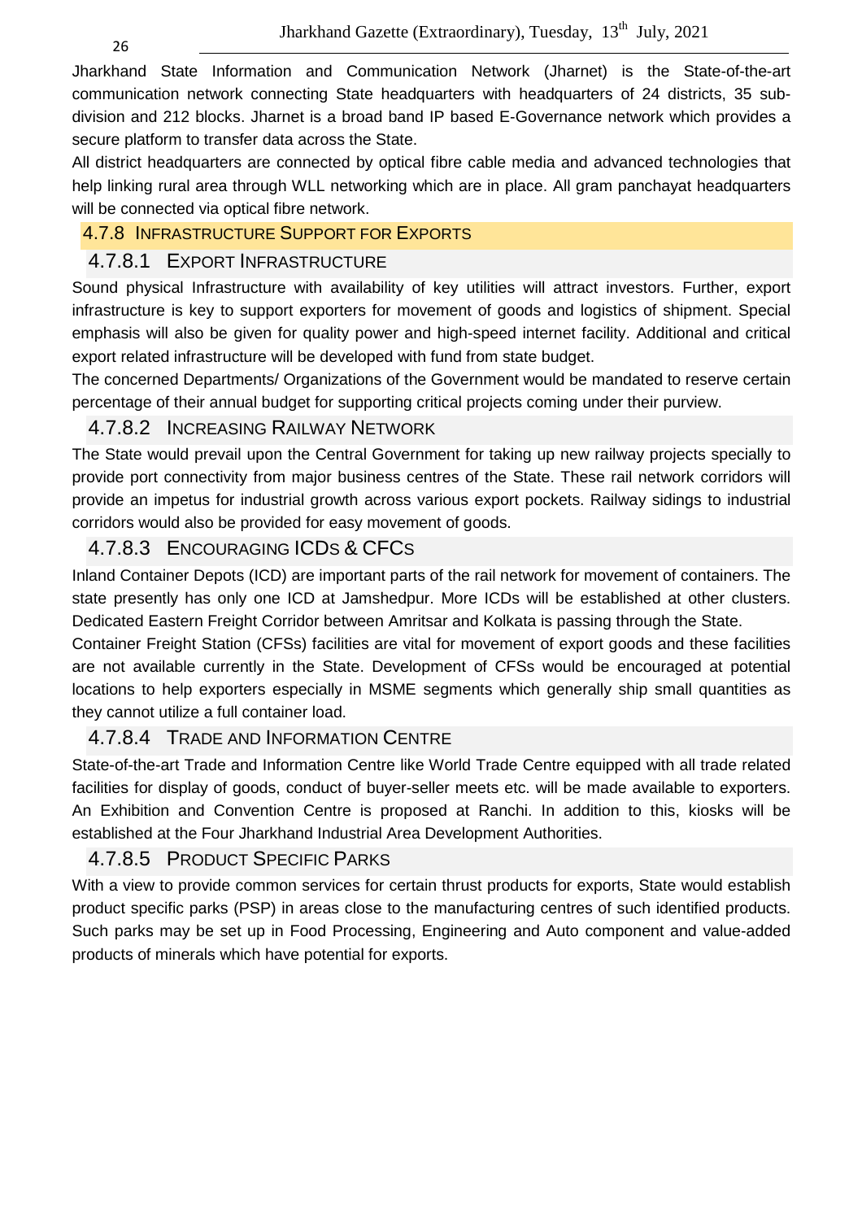Jharkhand State Information and Communication Network (Jharnet) is the State-of-the-art communication network connecting State headquarters with headquarters of 24 districts, 35 sub-division and 212 blocks. Jharnet is a broad band IP based E-Governance network which provides a secure platform to transfer data across the State.

All district headquarters are connected by optical fibre cable media and advanced technologies that help linking rural area through WLL networking which are in place. All gram panchayat headquarters will be connected via optical fibre network.

## 4.7.8 Infrastructure Support for Exports

### 4.7.8.1 Export Infrastructure

Sound physical Infrastructure with availability of key utilities will attract investors. Further, export infrastructure is key to support exporters for movement of goods and logistics of shipment. Special emphasis will also be given for quality power and high-speed internet facility. Additional and critical export related infrastructure will be developed with fund from state budget.

The concerned Departments/ Organizations of the Government would be mandated to reserve certain percentage of their annual budget for supporting critical projects coming under their purview.

### 4.7.8.2 Increasing Railway Network

The State would prevail upon the Central Government for taking up new railway projects specially to provide port connectivity from major business centres of the State. These rail network corridors will provide an impetus for industrial growth across various export pockets. Railway sidings to industrial corridors would also be provided for easy movement of goods.

### 4.7.8.3 Encouraging ICDs & CFCs

Inland Container Depots (ICD) are important parts of the rail network for movement of containers. The state presently has only one ICD at Jamshedpur. More ICDs will be established at other clusters. Dedicated Eastern Freight Corridor between Amritsar and Kolkata is passing through the State.

Container Freight Station (CFSs) facilities are vital for movement of export goods and these facilities are not available currently in the State. Development of CFSs would be encouraged at potential locations to help exporters especially in MSME segments which generally ship small quantities as they cannot utilize a full container load.

### 4.7.8.4 Trade and Information Centre

State-of-the-art Trade and Information Centre like World Trade Centre equipped with all trade related facilities for display of goods, conduct of buyer-seller meets etc. will be made available to exporters. An Exhibition and Convention Centre is proposed at Ranchi. In addition to this, kiosks will be established at the Four Jharkhand Industrial Area Development Authorities.

### 4.7.8.5 Product Specific Parks

With a view to provide common services for certain thrust products for exports, State would establish product specific parks (PSP) in areas close to the manufacturing centres of such identified products. Such parks may be set up in Food Processing, Engineering and Auto component and value-added products of minerals which have potential for exports.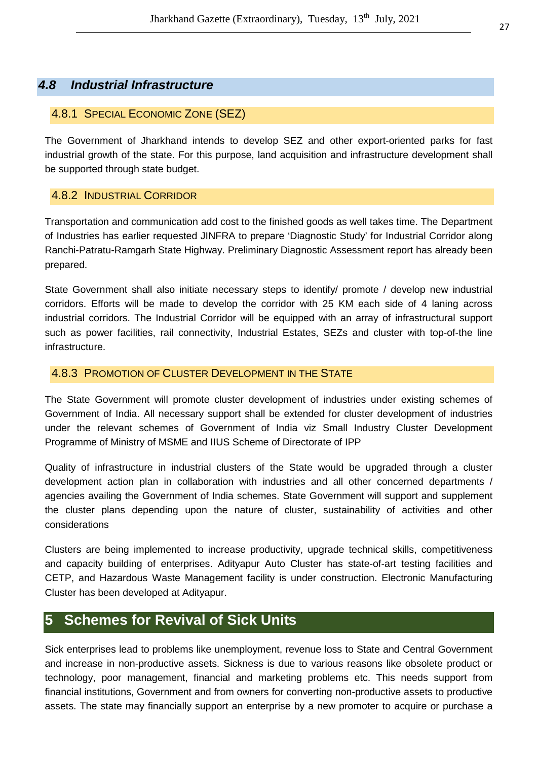## *4.8 Industrial Infrastructure*

### 4.8.1 Special Economic Zone (SEZ)

The Government of Jharkhand intends to develop SEZ and other export-oriented parks for fast industrial growth of the state. For this purpose, land acquisition and infrastructure development shall be supported through state budget.

### 4.8.2 Industrial Corridor

Transportation and communication add cost to the finished goods as well takes time. The Department of Industries has earlier requested JINFRA to prepare 'Diagnostic Study' for Industrial Corridor along Ranchi-Patratu-Ramgarh State Highway. Preliminary Diagnostic Assessment report has already been prepared.

State Government shall also initiate necessary steps to identify/ promote / develop new industrial corridors. Efforts will be made to develop the corridor with 25 KM each side of 4 laning across industrial corridors. The Industrial Corridor will be equipped with an array of infrastructural support such as power facilities, rail connectivity, Industrial Estates, SEZs and cluster with top-of-the line infrastructure.

### 4.8.3 Promotion of Cluster Development in the State

The State Government will promote cluster development of industries under existing schemes of Government of India. All necessary support shall be extended for cluster development of industries under the relevant schemes of Government of India viz Small Industry Cluster Development Programme of Ministry of MSME and IIUS Scheme of Directorate of IPP

Quality of infrastructure in industrial clusters of the State would be upgraded through a cluster development action plan in collaboration with industries and all other concerned departments / agencies availing the Government of India schemes. State Government will support and supplement the cluster plans depending upon the nature of cluster, sustainability of activities and other considerations

Clusters are being implemented to increase productivity, upgrade technical skills, competitiveness and capacity building of enterprises. Adityapur Auto Cluster has state-of-art testing facilities and CETP, and Hazardous Waste Management facility is under construction. Electronic Manufacturing Cluster has been developed at Adityapur.

# 5 Schemes for Revival of Sick Units

Sick enterprises lead to problems like unemployment, revenue loss to State and Central Government and increase in non-productive assets. Sickness is due to various reasons like obsolete product or technology, poor management, financial and marketing problems etc. This needs support from financial institutions, Government and from owners for converting non-productive assets to productive assets. The state may financially support an enterprise by a new promoter to acquire or purchase a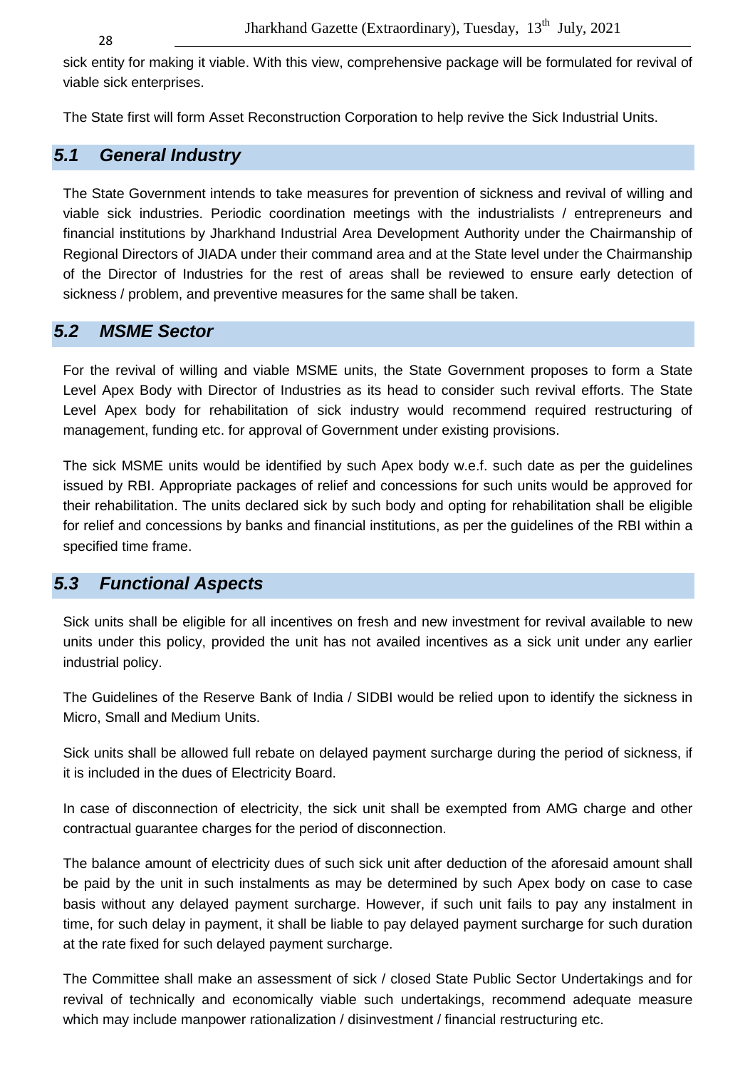sick entity for making it viable. With this view, comprehensive package will be formulated for revival of viable sick enterprises.

The State first will form Asset Reconstruction Corporation to help revive the Sick Industrial Units.

## *5.1 General Industry*

The State Government intends to take measures for prevention of sickness and revival of willing and viable sick industries. Periodic coordination meetings with the industrialists / entrepreneurs and financial institutions by Jharkhand Industrial Area Development Authority under the Chairmanship of Regional Directors of JIADA under their command area and at the State level under the Chairmanship of the Director of Industries for the rest of areas shall be reviewed to ensure early detection of sickness / problem, and preventive measures for the same shall be taken.

## *5.2 MSME Sector*

For the revival of willing and viable MSME units, the State Government proposes to form a State Level Apex Body with Director of Industries as its head to consider such revival efforts. The State Level Apex body for rehabilitation of sick industry would recommend required restructuring of management, funding etc. for approval of Government under existing provisions.

The sick MSME units would be identified by such Apex body w.e.f. such date as per the guidelines issued by RBI. Appropriate packages of relief and concessions for such units would be approved for their rehabilitation. The units declared sick by such body and opting for rehabilitation shall be eligible for relief and concessions by banks and financial institutions, as per the guidelines of the RBI within a specified time frame.

## *5.3 Functional Aspects*

Sick units shall be eligible for all incentives on fresh and new investment for revival available to new units under this policy, provided the unit has not availed incentives as a sick unit under any earlier industrial policy.

The Guidelines of the Reserve Bank of India / SIDBI would be relied upon to identify the sickness in Micro, Small and Medium Units.

Sick units shall be allowed full rebate on delayed payment surcharge during the period of sickness, if it is included in the dues of Electricity Board.

In case of disconnection of electricity, the sick unit shall be exempted from AMG charge and other contractual guarantee charges for the period of disconnection.

The balance amount of electricity dues of such sick unit after deduction of the aforesaid amount shall be paid by the unit in such instalments as may be determined by such Apex body on case to case basis without any delayed payment surcharge. However, if such unit fails to pay any instalment in time, for such delay in payment, it shall be liable to pay delayed payment surcharge for such duration at the rate fixed for such delayed payment surcharge.

The Committee shall make an assessment of sick / closed State Public Sector Undertakings and for revival of technically and economically viable such undertakings, recommend adequate measure which may include manpower rationalization / disinvestment / financial restructuring etc.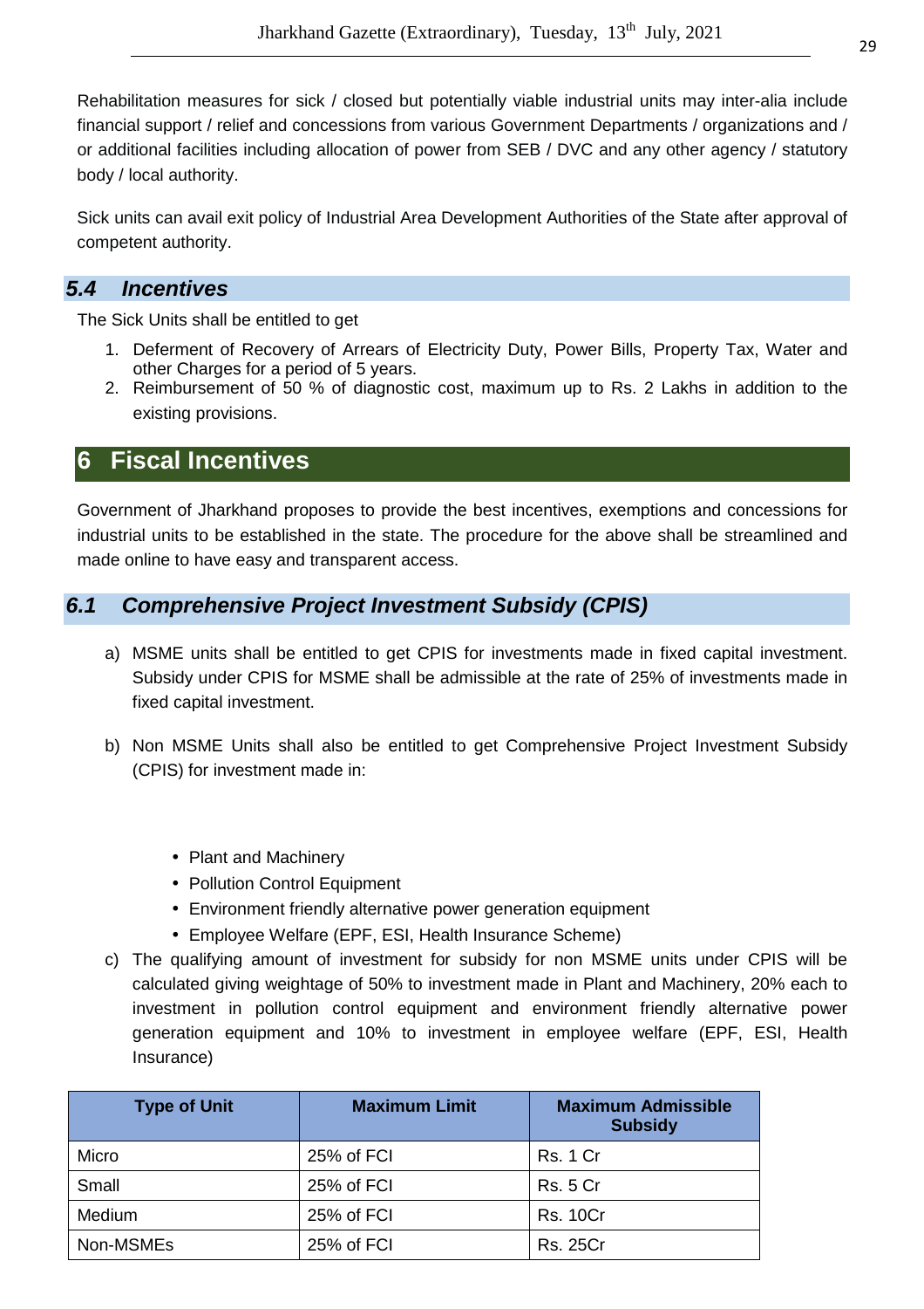Rehabilitation measures for sick / closed but potentially viable industrial units may inter-alia include financial support / relief and concessions from various Government Departments / organizations and / or additional facilities including allocation of power from SEB / DVC and any other agency / statutory body / local authority.

Sick units can avail exit policy of Industrial Area Development Authorities of the State after approval of competent authority.

### *5.4 Incentives*

The Sick Units shall be entitled to get

1. Deferment of Recovery of Arrears of Electricity Duty, Power Bills, Property Tax, Water and other Charges for a period of 5 years.
2. Reimbursement of 50 % of diagnostic cost, maximum up to Rs. 2 Lakhs in addition to the existing provisions.

## 6 Fiscal Incentives

Government of Jharkhand proposes to provide the best incentives, exemptions and concessions for industrial units to be established in the state. The procedure for the above shall be streamlined and made online to have easy and transparent access.

### *6.1 Comprehensive Project Investment Subsidy (CPIS)*

a) MSME units shall be entitled to get CPIS for investments made in fixed capital investment. Subsidy under CPIS for MSME shall be admissible at the rate of 25% of investments made in fixed capital investment.

b) Non MSME Units shall also be entitled to get Comprehensive Project Investment Subsidy (CPIS) for investment made in:

- Plant and Machinery
- Pollution Control Equipment
- Environment friendly alternative power generation equipment
- Employee Welfare (EPF, ESI, Health Insurance Scheme)

c) The qualifying amount of investment for subsidy for non MSME units under CPIS will be calculated giving weightage of 50% to investment made in Plant and Machinery, 20% each to investment in pollution control equipment and environment friendly alternative power generation equipment and 10% to investment in employee welfare (EPF, ESI, Health Insurance)

| Type of Unit | Maximum Limit | Maximum Admissible Subsidy |
|---|---|---|
| Micro | 25% of FCI | Rs. 1 Cr |
| Small | 25% of FCI | Rs. 5 Cr |
| Medium | 25% of FCI | Rs. 10Cr |
| Non-MSMEs | 25% of FCI | Rs. 25Cr |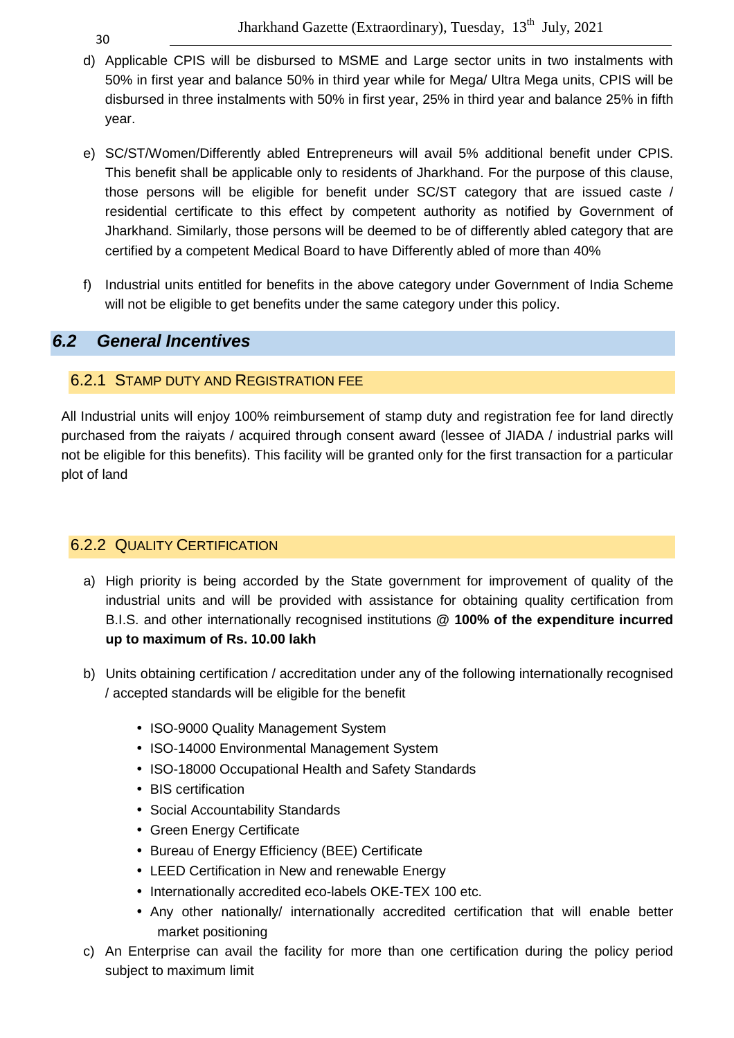d) Applicable CPIS will be disbursed to MSME and Large sector units in two instalments with 50% in first year and balance 50% in third year while for Mega/ Ultra Mega units, CPIS will be disbursed in three instalments with 50% in first year, 25% in third year and balance 25% in fifth year.

e) SC/ST/Women/Differently abled Entrepreneurs will avail 5% additional benefit under CPIS. This benefit shall be applicable only to residents of Jharkhand. For the purpose of this clause, those persons will be eligible for benefit under SC/ST category that are issued caste / residential certificate to this effect by competent authority as notified by Government of Jharkhand. Similarly, those persons will be deemed to be of differently abled category that are certified by a competent Medical Board to have Differently abled of more than 40%

f) Industrial units entitled for benefits in the above category under Government of India Scheme will not be eligible to get benefits under the same category under this policy.

## *6.2 General Incentives*

### 6.2.1 Stamp Duty and Registration Fee

All Industrial units will enjoy 100% reimbursement of stamp duty and registration fee for land directly purchased from the raiyats / acquired through consent award (lessee of JIADA / industrial parks will not be eligible for this benefits). This facility will be granted only for the first transaction for a particular plot of land

### 6.2.2 Quality Certification

a) High priority is being accorded by the State government for improvement of quality of the industrial units and will be provided with assistance for obtaining quality certification from B.I.S. and other internationally recognised institutions @ **100% of the expenditure incurred up to maximum of Rs. 10.00 lakh**

b) Units obtaining certification / accreditation under any of the following internationally recognised / accepted standards will be eligible for the benefit

- ISO-9000 Quality Management System
- ISO-14000 Environmental Management System
- ISO-18000 Occupational Health and Safety Standards
- BIS certification
- Social Accountability Standards
- Green Energy Certificate
- Bureau of Energy Efficiency (BEE) Certificate
- LEED Certification in New and renewable Energy
- Internationally accredited eco-labels OKE-TEX 100 etc.
- Any other nationally/ internationally accredited certification that will enable better market positioning

c) An Enterprise can avail the facility for more than one certification during the policy period subject to maximum limit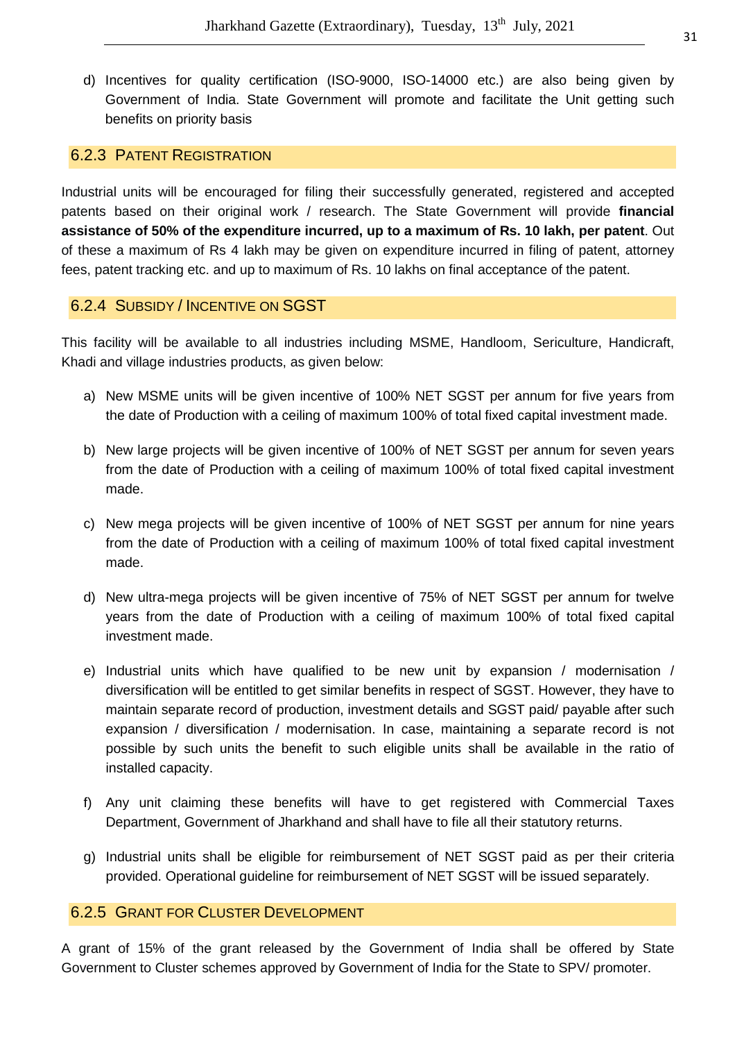d) Incentives for quality certification (ISO-9000, ISO-14000 etc.) are also being given by Government of India. State Government will promote and facilitate the Unit getting such benefits on priority basis

### 6.2.3 PATENT REGISTRATION

Industrial units will be encouraged for filing their successfully generated, registered and accepted patents based on their original work / research. The State Government will provide **financial assistance of 50% of the expenditure incurred, up to a maximum of Rs. 10 lakh, per patent**. Out of these a maximum of Rs 4 lakh may be given on expenditure incurred in filing of patent, attorney fees, patent tracking etc. and up to maximum of Rs. 10 lakhs on final acceptance of the patent.

### 6.2.4 SUBSIDY / INCENTIVE ON SGST

This facility will be available to all industries including MSME, Handloom, Sericulture, Handicraft, Khadi and village industries products, as given below:

a) New MSME units will be given incentive of 100% NET SGST per annum for five years from the date of Production with a ceiling of maximum 100% of total fixed capital investment made.

b) New large projects will be given incentive of 100% of NET SGST per annum for seven years from the date of Production with a ceiling of maximum 100% of total fixed capital investment made.

c) New mega projects will be given incentive of 100% of NET SGST per annum for nine years from the date of Production with a ceiling of maximum 100% of total fixed capital investment made.

d) New ultra-mega projects will be given incentive of 75% of NET SGST per annum for twelve years from the date of Production with a ceiling of maximum 100% of total fixed capital investment made.

e) Industrial units which have qualified to be new unit by expansion / modernisation / diversification will be entitled to get similar benefits in respect of SGST. However, they have to maintain separate record of production, investment details and SGST paid/ payable after such expansion / diversification / modernisation. In case, maintaining a separate record is not possible by such units the benefit to such eligible units shall be available in the ratio of installed capacity.

f) Any unit claiming these benefits will have to get registered with Commercial Taxes Department, Government of Jharkhand and shall have to file all their statutory returns.

g) Industrial units shall be eligible for reimbursement of NET SGST paid as per their criteria provided. Operational guideline for reimbursement of NET SGST will be issued separately.

### 6.2.5 GRANT FOR CLUSTER DEVELOPMENT

A grant of 15% of the grant released by the Government of India shall be offered by State Government to Cluster schemes approved by Government of India for the State to SPV/ promoter.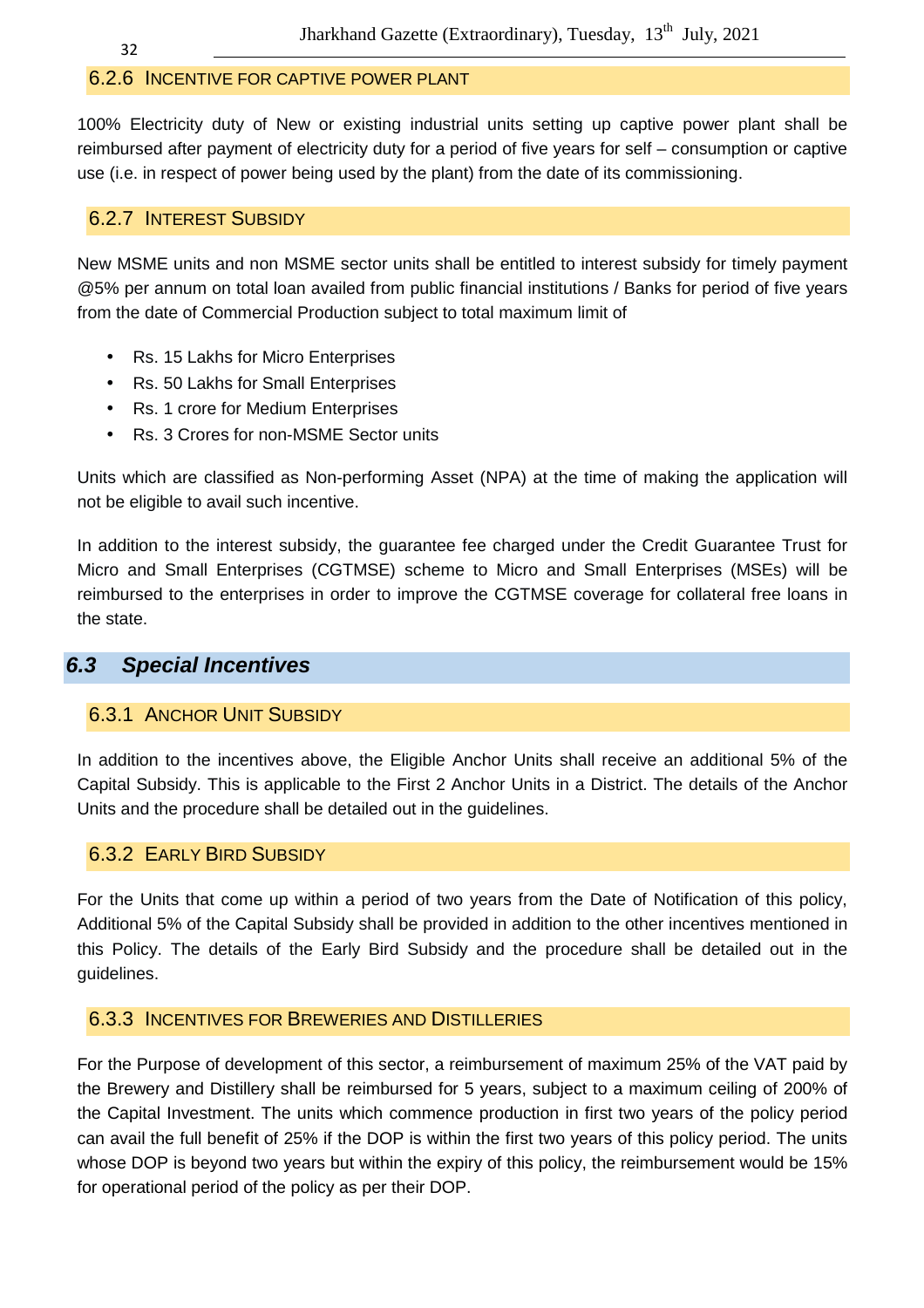### 6.2.6 Incentive for Captive Power Plant

100% Electricity duty of New or existing industrial units setting up captive power plant shall be reimbursed after payment of electricity duty for a period of five years for self – consumption or captive use (i.e. in respect of power being used by the plant) from the date of its commissioning.

### 6.2.7 Interest Subsidy

New MSME units and non MSME sector units shall be entitled to interest subsidy for timely payment @5% per annum on total loan availed from public financial institutions / Banks for period of five years from the date of Commercial Production subject to total maximum limit of

- Rs. 15 Lakhs for Micro Enterprises
- Rs. 50 Lakhs for Small Enterprises
- Rs. 1 crore for Medium Enterprises
- Rs. 3 Crores for non-MSME Sector units

Units which are classified as Non-performing Asset (NPA) at the time of making the application will not be eligible to avail such incentive.

In addition to the interest subsidy, the guarantee fee charged under the Credit Guarantee Trust for Micro and Small Enterprises (CGTMSE) scheme to Micro and Small Enterprises (MSEs) will be reimbursed to the enterprises in order to improve the CGTMSE coverage for collateral free loans in the state.

## *6.3 Special Incentives*

### 6.3.1 Anchor Unit Subsidy

In addition to the incentives above, the Eligible Anchor Units shall receive an additional 5% of the Capital Subsidy. This is applicable to the First 2 Anchor Units in a District. The details of the Anchor Units and the procedure shall be detailed out in the guidelines.

### 6.3.2 Early Bird Subsidy

For the Units that come up within a period of two years from the Date of Notification of this policy, Additional 5% of the Capital Subsidy shall be provided in addition to the other incentives mentioned in this Policy. The details of the Early Bird Subsidy and the procedure shall be detailed out in the guidelines.

### 6.3.3 Incentives for Breweries and Distilleries

For the Purpose of development of this sector, a reimbursement of maximum 25% of the VAT paid by the Brewery and Distillery shall be reimbursed for 5 years, subject to a maximum ceiling of 200% of the Capital Investment. The units which commence production in first two years of the policy period can avail the full benefit of 25% if the DOP is within the first two years of this policy period. The units whose DOP is beyond two years but within the expiry of this policy, the reimbursement would be 15% for operational period of the policy as per their DOP.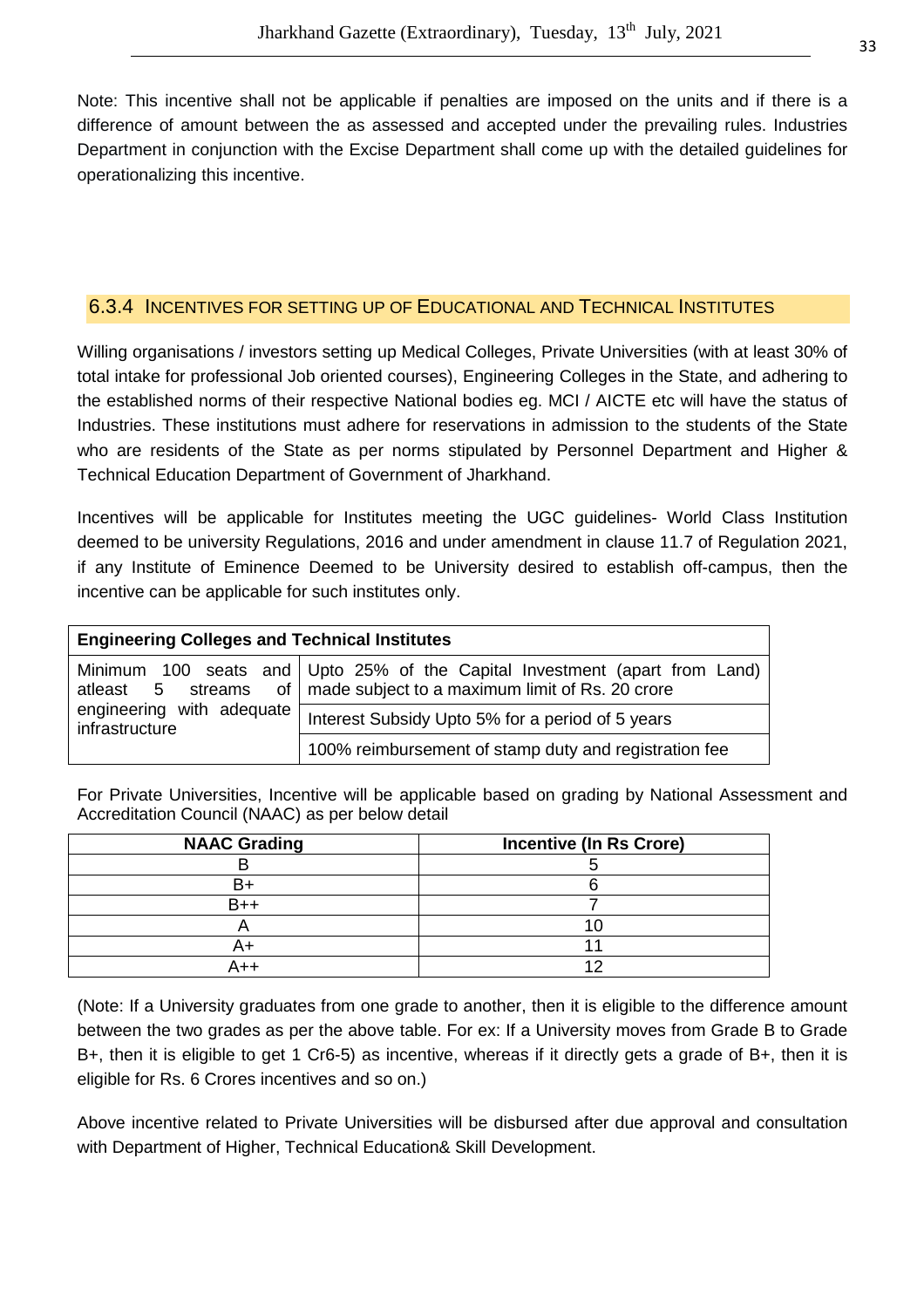Note: This incentive shall not be applicable if penalties are imposed on the units and if there is a difference of amount between the as assessed and accepted under the prevailing rules. Industries Department in conjunction with the Excise Department shall come up with the detailed guidelines for operationalizing this incentive.

### 6.3.4 Incentives for Setting up of Educational and Technical Institutes

Willing organisations / investors setting up Medical Colleges, Private Universities (with at least 30% of total intake for professional Job oriented courses), Engineering Colleges in the State, and adhering to the established norms of their respective National bodies eg. MCI / AICTE etc will have the status of Industries. These institutions must adhere for reservations in admission to the students of the State who are residents of the State as per norms stipulated by Personnel Department and Higher & Technical Education Department of Government of Jharkhand.

Incentives will be applicable for Institutes meeting the UGC guidelines- World Class Institution deemed to be university Regulations, 2016 and under amendment in clause 11.7 of Regulation 2021, if any Institute of Eminence Deemed to be University desired to establish off-campus, then the incentive can be applicable for such institutes only.

| **Engineering Colleges and Technical Institutes** | |
|---|---|
| Minimum 100 seats and atleast 5 streams of engineering with adequate infrastructure | Upto 25% of the Capital Investment (apart from Land) made subject to a maximum limit of Rs. 20 crore |
| | Interest Subsidy Upto 5% for a period of 5 years |
| | 100% reimbursement of stamp duty and registration fee |

For Private Universities, Incentive will be applicable based on grading by National Assessment and Accreditation Council (NAAC) as per below detail

| NAAC Grading | Incentive (In Rs Crore) |
|---|---|
| B | 5 |
| B+ | 6 |
| B++ | 7 |
| A | 10 |
| A+ | 11 |
| A++ | 12 |

(Note: If a University graduates from one grade to another, then it is eligible to the difference amount between the two grades as per the above table. For ex: If a University moves from Grade B to Grade B+, then it is eligible to get 1 Cr6-5) as incentive, whereas if it directly gets a grade of B+, then it is eligible for Rs. 6 Crores incentives and so on.)

Above incentive related to Private Universities will be disbursed after due approval and consultation with Department of Higher, Technical Education& Skill Development.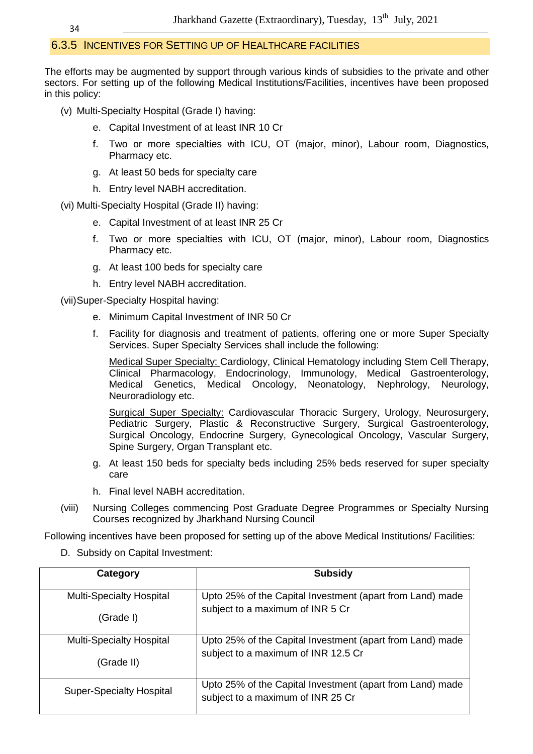### 6.3.5 INCENTIVES FOR SETTING UP OF HEALTHCARE FACILITIES

The efforts may be augmented by support through various kinds of subsidies to the private and other sectors. For setting up of the following Medical Institutions/Facilities, incentives have been proposed in this policy:

(v) Multi-Specialty Hospital (Grade I) having:

- e. Capital Investment of at least INR 10 Cr
- f. Two or more specialties with ICU, OT (major, minor), Labour room, Diagnostics, Pharmacy etc.
- g. At least 50 beds for specialty care
- h. Entry level NABH accreditation.

(vi) Multi-Specialty Hospital (Grade II) having:

- e. Capital Investment of at least INR 25 Cr
- f. Two or more specialties with ICU, OT (major, minor), Labour room, Diagnostics Pharmacy etc.
- g. At least 100 beds for specialty care
- h. Entry level NABH accreditation.

(vii) Super-Specialty Hospital having:

- e. Minimum Capital Investment of INR 50 Cr
- f. Facility for diagnosis and treatment of patients, offering one or more Super Specialty Services. Super Specialty Services shall include the following:

  Medical Super Specialty: Cardiology, Clinical Hematology including Stem Cell Therapy, Clinical Pharmacology, Endocrinology, Immunology, Medical Gastroenterology, Medical Genetics, Medical Oncology, Neonatology, Nephrology, Neurology, Neuroradiology etc.

  Surgical Super Specialty: Cardiovascular Thoracic Surgery, Urology, Neurosurgery, Pediatric Surgery, Plastic & Reconstructive Surgery, Surgical Gastroenterology, Surgical Oncology, Endocrine Surgery, Gynecological Oncology, Vascular Surgery, Spine Surgery, Organ Transplant etc.

- g. At least 150 beds for specialty beds including 25% beds reserved for super specialty care
- h. Final level NABH accreditation.

(viii) Nursing Colleges commencing Post Graduate Degree Programmes or Specialty Nursing Courses recognized by Jharkhand Nursing Council

Following incentives have been proposed for setting up of the above Medical Institutions/ Facilities:

D. Subsidy on Capital Investment:

| Category | Subsidy |
|---|---|
| Multi-Specialty Hospital (Grade I) | Upto 25% of the Capital Investment (apart from Land) made subject to a maximum of INR 5 Cr |
| Multi-Specialty Hospital (Grade II) | Upto 25% of the Capital Investment (apart from Land) made subject to a maximum of INR 12.5 Cr |
| Super-Specialty Hospital | Upto 25% of the Capital Investment (apart from Land) made subject to a maximum of INR 25 Cr |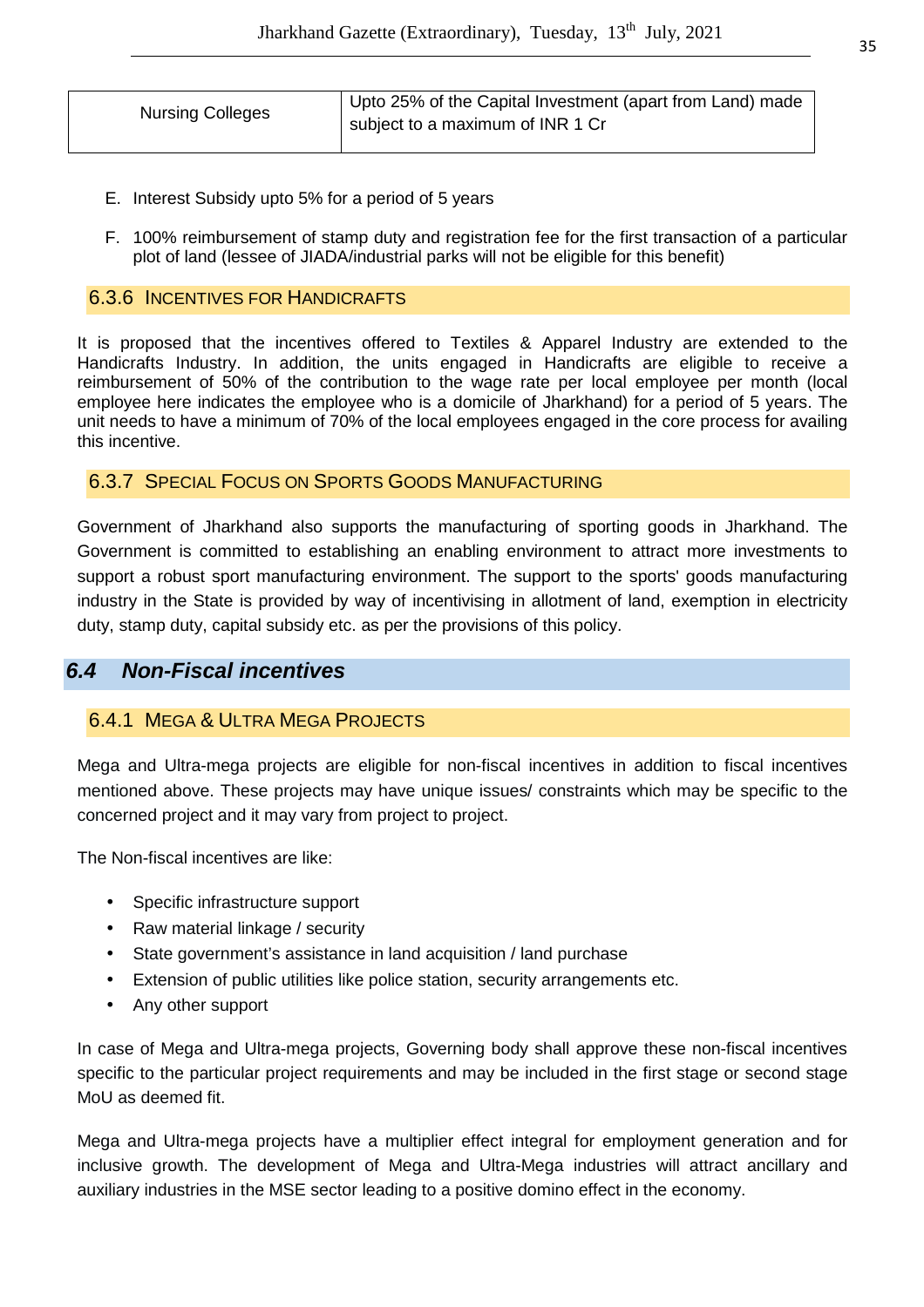| Nursing Colleges | Upto 25% of the Capital Investment (apart from Land) made subject to a maximum of INR 1 Cr |
|---|---|

E. Interest Subsidy upto 5% for a period of 5 years

F. 100% reimbursement of stamp duty and registration fee for the first transaction of a particular plot of land (lessee of JIADA/industrial parks will not be eligible for this benefit)

### 6.3.6 Incentives for Handicrafts

It is proposed that the incentives offered to Textiles & Apparel Industry are extended to the Handicrafts Industry. In addition, the units engaged in Handicrafts are eligible to receive a reimbursement of 50% of the contribution to the wage rate per local employee per month (local employee here indicates the employee who is a domicile of Jharkhand) for a period of 5 years. The unit needs to have a minimum of 70% of the local employees engaged in the core process for availing this incentive.

### 6.3.7 Special Focus on Sports Goods Manufacturing

Government of Jharkhand also supports the manufacturing of sporting goods in Jharkhand. The Government is committed to establishing an enabling environment to attract more investments to support a robust sport manufacturing environment. The support to the sports' goods manufacturing industry in the State is provided by way of incentivising in allotment of land, exemption in electricity duty, stamp duty, capital subsidy etc. as per the provisions of this policy.

## *6.4 Non-Fiscal incentives*

### 6.4.1 Mega & Ultra Mega Projects

Mega and Ultra-mega projects are eligible for non-fiscal incentives in addition to fiscal incentives mentioned above. These projects may have unique issues/ constraints which may be specific to the concerned project and it may vary from project to project.

The Non-fiscal incentives are like:

- Specific infrastructure support
- Raw material linkage / security
- State government's assistance in land acquisition / land purchase
- Extension of public utilities like police station, security arrangements etc.
- Any other support

In case of Mega and Ultra-mega projects, Governing body shall approve these non-fiscal incentives specific to the particular project requirements and may be included in the first stage or second stage MoU as deemed fit.

Mega and Ultra-mega projects have a multiplier effect integral for employment generation and for inclusive growth. The development of Mega and Ultra-Mega industries will attract ancillary and auxiliary industries in the MSE sector leading to a positive domino effect in the economy.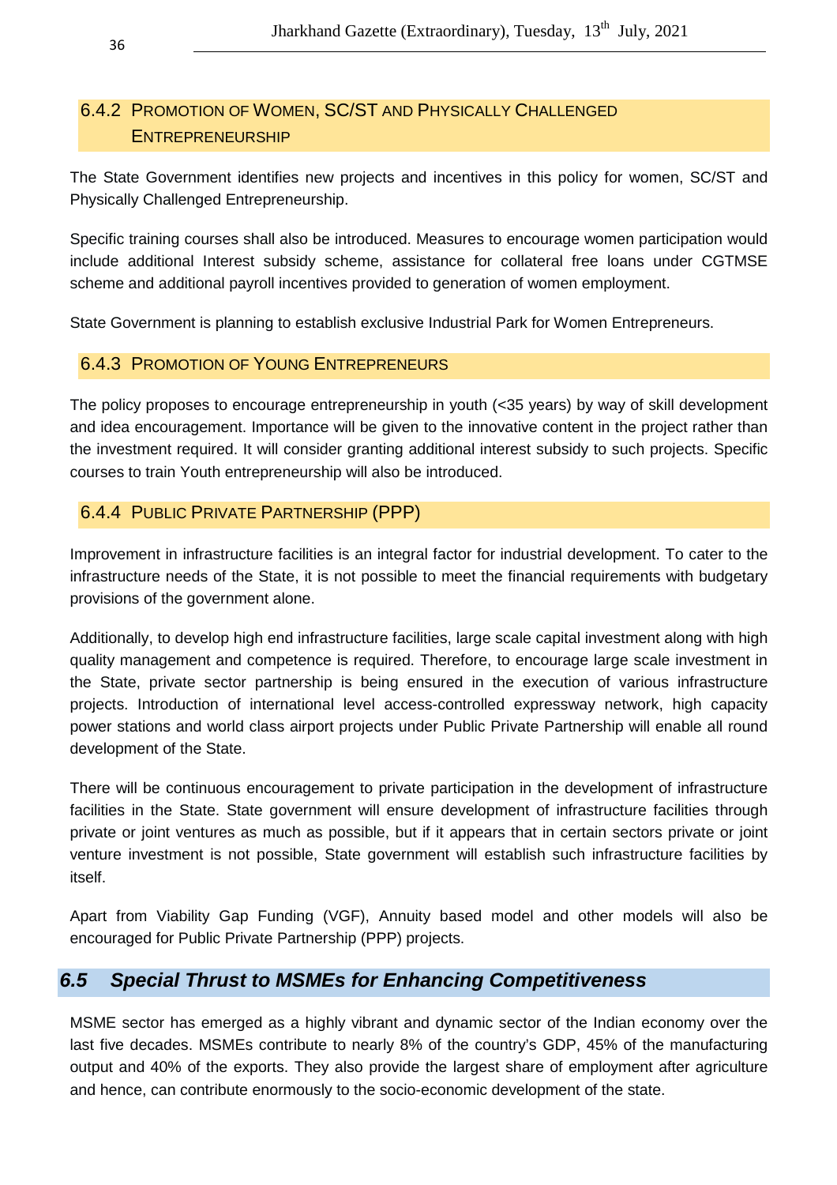### 6.4.2 Promotion of Women, SC/ST and Physically Challenged Entrepreneurship

The State Government identifies new projects and incentives in this policy for women, SC/ST and Physically Challenged Entrepreneurship.

Specific training courses shall also be introduced. Measures to encourage women participation would include additional Interest subsidy scheme, assistance for collateral free loans under CGTMSE scheme and additional payroll incentives provided to generation of women employment.

State Government is planning to establish exclusive Industrial Park for Women Entrepreneurs.

### 6.4.3 Promotion of Young Entrepreneurs

The policy proposes to encourage entrepreneurship in youth (<35 years) by way of skill development and idea encouragement. Importance will be given to the innovative content in the project rather than the investment required. It will consider granting additional interest subsidy to such projects. Specific courses to train Youth entrepreneurship will also be introduced.

### 6.4.4 Public Private Partnership (PPP)

Improvement in infrastructure facilities is an integral factor for industrial development. To cater to the infrastructure needs of the State, it is not possible to meet the financial requirements with budgetary provisions of the government alone.

Additionally, to develop high end infrastructure facilities, large scale capital investment along with high quality management and competence is required. Therefore, to encourage large scale investment in the State, private sector partnership is being ensured in the execution of various infrastructure projects. Introduction of international level access-controlled expressway network, high capacity power stations and world class airport projects under Public Private Partnership will enable all round development of the State.

There will be continuous encouragement to private participation in the development of infrastructure facilities in the State. State government will ensure development of infrastructure facilities through private or joint ventures as much as possible, but if it appears that in certain sectors private or joint venture investment is not possible, State government will establish such infrastructure facilities by itself.

Apart from Viability Gap Funding (VGF), Annuity based model and other models will also be encouraged for Public Private Partnership (PPP) projects.

## *6.5 Special Thrust to MSMEs for Enhancing Competitiveness*

MSME sector has emerged as a highly vibrant and dynamic sector of the Indian economy over the last five decades. MSMEs contribute to nearly 8% of the country's GDP, 45% of the manufacturing output and 40% of the exports. They also provide the largest share of employment after agriculture and hence, can contribute enormously to the socio-economic development of the state.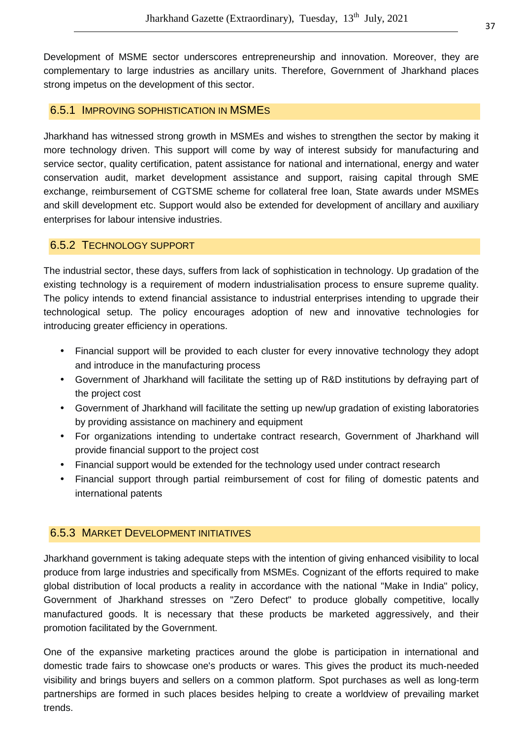Development of MSME sector underscores entrepreneurship and innovation. Moreover, they are complementary to large industries as ancillary units. Therefore, Government of Jharkhand places strong impetus on the development of this sector.

### 6.5.1 Improving Sophistication in MSMEs

Jharkhand has witnessed strong growth in MSMEs and wishes to strengthen the sector by making it more technology driven. This support will come by way of interest subsidy for manufacturing and service sector, quality certification, patent assistance for national and international, energy and water conservation audit, market development assistance and support, raising capital through SME exchange, reimbursement of CGTSME scheme for collateral free loan, State awards under MSMEs and skill development etc. Support would also be extended for development of ancillary and auxiliary enterprises for labour intensive industries.

### 6.5.2 Technology Support

The industrial sector, these days, suffers from lack of sophistication in technology. Up gradation of the existing technology is a requirement of modern industrialisation process to ensure supreme quality. The policy intends to extend financial assistance to industrial enterprises intending to upgrade their technological setup. The policy encourages adoption of new and innovative technologies for introducing greater efficiency in operations.

- Financial support will be provided to each cluster for every innovative technology they adopt and introduce in the manufacturing process
- Government of Jharkhand will facilitate the setting up of R&D institutions by defraying part of the project cost
- Government of Jharkhand will facilitate the setting up new/up gradation of existing laboratories by providing assistance on machinery and equipment
- For organizations intending to undertake contract research, Government of Jharkhand will provide financial support to the project cost
- Financial support would be extended for the technology used under contract research
- Financial support through partial reimbursement of cost for filing of domestic patents and international patents

### 6.5.3 Market Development Initiatives

Jharkhand government is taking adequate steps with the intention of giving enhanced visibility to local produce from large industries and specifically from MSMEs. Cognizant of the efforts required to make global distribution of local products a reality in accordance with the national "Make in India" policy, Government of Jharkhand stresses on "Zero Defect" to produce globally competitive, locally manufactured goods. It is necessary that these products be marketed aggressively, and their promotion facilitated by the Government.

One of the expansive marketing practices around the globe is participation in international and domestic trade fairs to showcase one's products or wares. This gives the product its much-needed visibility and brings buyers and sellers on a common platform. Spot purchases as well as long-term partnerships are formed in such places besides helping to create a worldview of prevailing market trends.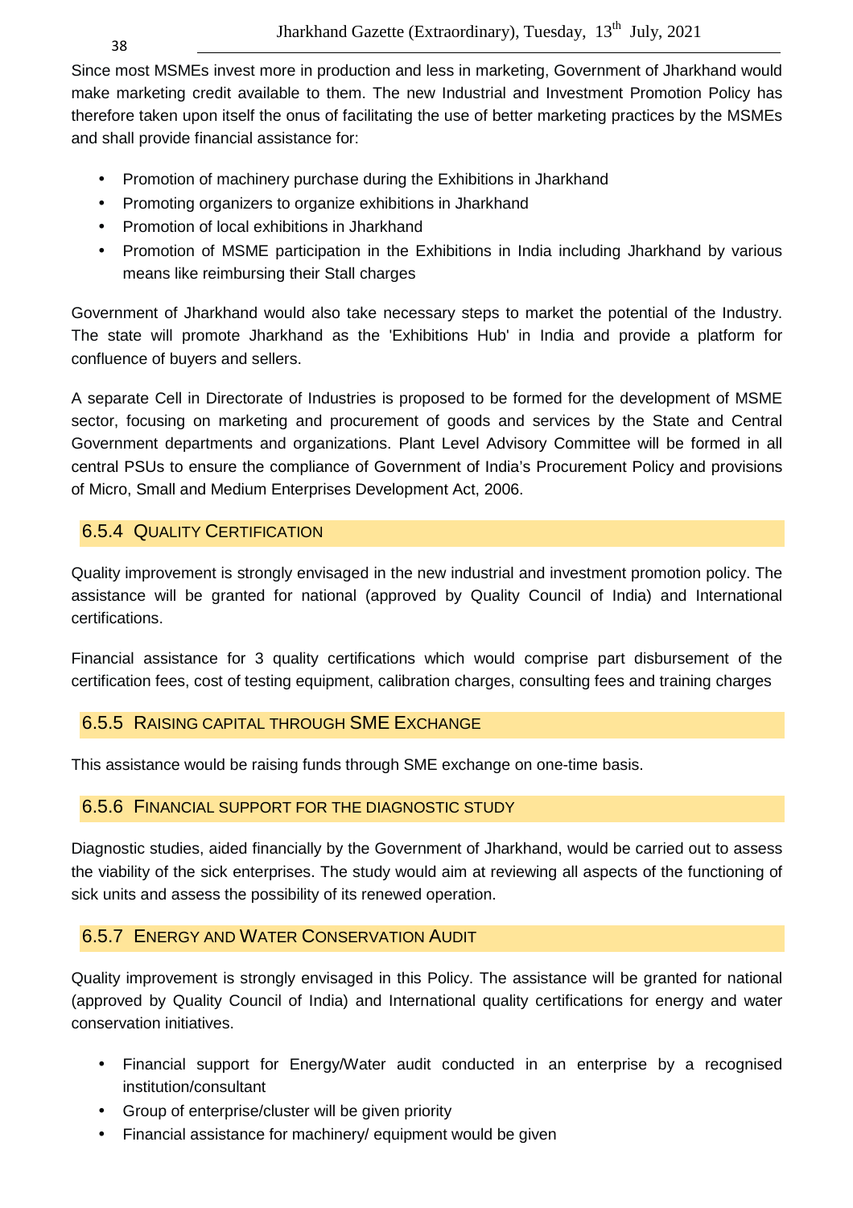Since most MSMEs invest more in production and less in marketing, Government of Jharkhand would make marketing credit available to them. The new Industrial and Investment Promotion Policy has therefore taken upon itself the onus of facilitating the use of better marketing practices by the MSMEs and shall provide financial assistance for:

- Promotion of machinery purchase during the Exhibitions in Jharkhand
- Promoting organizers to organize exhibitions in Jharkhand
- Promotion of local exhibitions in Jharkhand
- Promotion of MSME participation in the Exhibitions in India including Jharkhand by various means like reimbursing their Stall charges

Government of Jharkhand would also take necessary steps to market the potential of the Industry. The state will promote Jharkhand as the 'Exhibitions Hub' in India and provide a platform for confluence of buyers and sellers.

A separate Cell in Directorate of Industries is proposed to be formed for the development of MSME sector, focusing on marketing and procurement of goods and services by the State and Central Government departments and organizations. Plant Level Advisory Committee will be formed in all central PSUs to ensure the compliance of Government of India's Procurement Policy and provisions of Micro, Small and Medium Enterprises Development Act, 2006.

### 6.5.4 Quality Certification

Quality improvement is strongly envisaged in the new industrial and investment promotion policy. The assistance will be granted for national (approved by Quality Council of India) and International certifications.

Financial assistance for 3 quality certifications which would comprise part disbursement of the certification fees, cost of testing equipment, calibration charges, consulting fees and training charges

### 6.5.5 Raising capital through SME Exchange

This assistance would be raising funds through SME exchange on one-time basis.

### 6.5.6 Financial support for the diagnostic study

Diagnostic studies, aided financially by the Government of Jharkhand, would be carried out to assess the viability of the sick enterprises. The study would aim at reviewing all aspects of the functioning of sick units and assess the possibility of its renewed operation.

### 6.5.7 Energy and Water Conservation Audit

Quality improvement is strongly envisaged in this Policy. The assistance will be granted for national (approved by Quality Council of India) and International quality certifications for energy and water conservation initiatives.

- Financial support for Energy/Water audit conducted in an enterprise by a recognised institution/consultant
- Group of enterprise/cluster will be given priority
- Financial assistance for machinery/ equipment would be given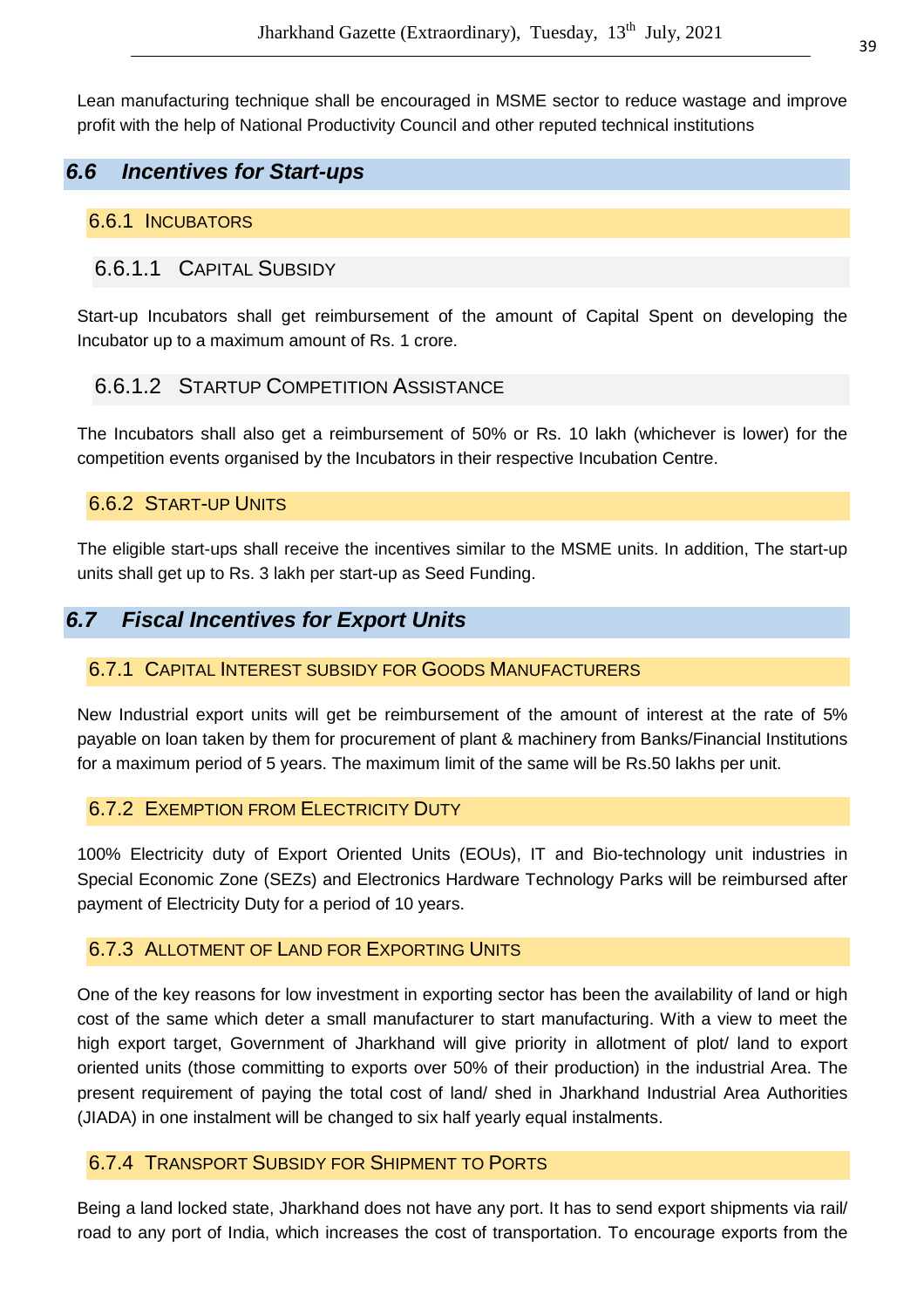Lean manufacturing technique shall be encouraged in MSME sector to reduce wastage and improve profit with the help of National Productivity Council and other reputed technical institutions

## 6.6 Incentives for Start-ups

### 6.6.1 Incubators

#### 6.6.1.1 Capital Subsidy

Start-up Incubators shall get reimbursement of the amount of Capital Spent on developing the Incubator up to a maximum amount of Rs. 1 crore.

#### 6.6.1.2 Startup Competition Assistance

The Incubators shall also get a reimbursement of 50% or Rs. 10 lakh (whichever is lower) for the competition events organised by the Incubators in their respective Incubation Centre.

### 6.6.2 Start-up Units

The eligible start-ups shall receive the incentives similar to the MSME units. In addition, The start-up units shall get up to Rs. 3 lakh per start-up as Seed Funding.

## 6.7 Fiscal Incentives for Export Units

### 6.7.1 Capital Interest subsidy for Goods Manufacturers

New Industrial export units will get be reimbursement of the amount of interest at the rate of 5% payable on loan taken by them for procurement of plant & machinery from Banks/Financial Institutions for a maximum period of 5 years. The maximum limit of the same will be Rs.50 lakhs per unit.

### 6.7.2 Exemption from Electricity Duty

100% Electricity duty of Export Oriented Units (EOUs), IT and Bio-technology unit industries in Special Economic Zone (SEZs) and Electronics Hardware Technology Parks will be reimbursed after payment of Electricity Duty for a period of 10 years.

### 6.7.3 Allotment of Land for Exporting Units

One of the key reasons for low investment in exporting sector has been the availability of land or high cost of the same which deter a small manufacturer to start manufacturing. With a view to meet the high export target, Government of Jharkhand will give priority in allotment of plot/ land to export oriented units (those committing to exports over 50% of their production) in the industrial Area. The present requirement of paying the total cost of land/ shed in Jharkhand Industrial Area Authorities (JIADA) in one instalment will be changed to six half yearly equal instalments.

### 6.7.4 Transport Subsidy for Shipment to Ports

Being a land locked state, Jharkhand does not have any port. It has to send export shipments via rail/ road to any port of India, which increases the cost of transportation. To encourage exports from the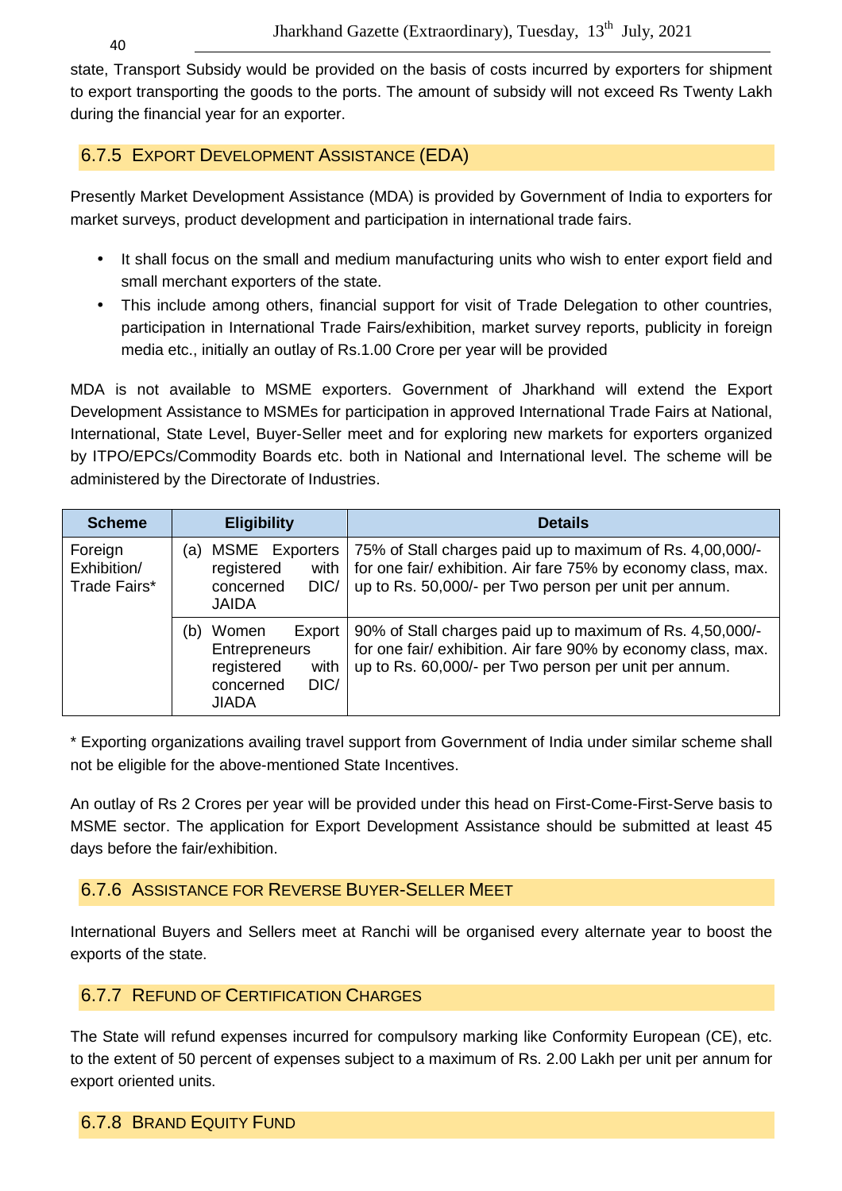state, Transport Subsidy would be provided on the basis of costs incurred by exporters for shipment to export transporting the goods to the ports. The amount of subsidy will not exceed Rs Twenty Lakh during the financial year for an exporter.

### 6.7.5 Export Development Assistance (EDA)

Presently Market Development Assistance (MDA) is provided by Government of India to exporters for market surveys, product development and participation in international trade fairs.

- It shall focus on the small and medium manufacturing units who wish to enter export field and small merchant exporters of the state.
- This include among others, financial support for visit of Trade Delegation to other countries, participation in International Trade Fairs/exhibition, market survey reports, publicity in foreign media etc., initially an outlay of Rs.1.00 Crore per year will be provided

MDA is not available to MSME exporters. Government of Jharkhand will extend the Export Development Assistance to MSMEs for participation in approved International Trade Fairs at National, International, State Level, Buyer-Seller meet and for exploring new markets for exporters organized by ITPO/EPCs/Commodity Boards etc. both in National and International level. The scheme will be administered by the Directorate of Industries.

| Scheme | Eligibility | Details |
|---|---|---|
| Foreign Exhibition/ Trade Fairs* | (a) MSME Exporters registered with concerned DIC/ JAIDA | 75% of Stall charges paid up to maximum of Rs. 4,00,000/- for one fair/ exhibition. Air fare 75% by economy class, max. up to Rs. 50,000/- per Two person per unit per annum. |
| | (b) Women Export Entrepreneurs registered with concerned DIC/ JIADA | 90% of Stall charges paid up to maximum of Rs. 4,50,000/- for one fair/ exhibition. Air fare 90% by economy class, max. up to Rs. 60,000/- per Two person per unit per annum. |

* Exporting organizations availing travel support from Government of India under similar scheme shall not be eligible for the above-mentioned State Incentives.

An outlay of Rs 2 Crores per year will be provided under this head on First-Come-First-Serve basis to MSME sector. The application for Export Development Assistance should be submitted at least 45 days before the fair/exhibition.

### 6.7.6 Assistance for Reverse Buyer-Seller Meet

International Buyers and Sellers meet at Ranchi will be organised every alternate year to boost the exports of the state.

### 6.7.7 Refund of Certification Charges

The State will refund expenses incurred for compulsory marking like Conformity European (CE), etc. to the extent of 50 percent of expenses subject to a maximum of Rs. 2.00 Lakh per unit per annum for export oriented units.

### 6.7.8 Brand Equity Fund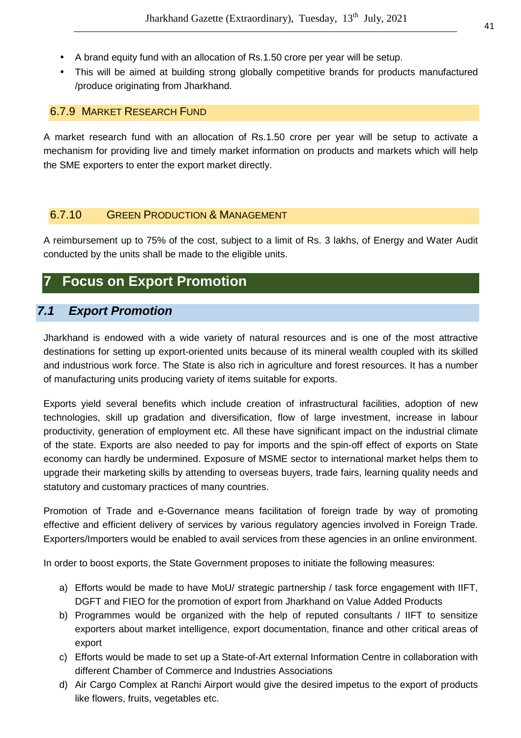- A brand equity fund with an allocation of Rs.1.50 crore per year will be setup.
- This will be aimed at building strong globally competitive brands for products manufactured /produce originating from Jharkhand.

### 6.7.9 Market Research Fund

A market research fund with an allocation of Rs.1.50 crore per year will be setup to activate a mechanism for providing live and timely market information on products and markets which will help the SME exporters to enter the export market directly.

### 6.7.10 Green Production & Management

A reimbursement up to 75% of the cost, subject to a limit of Rs. 3 lakhs, of Energy and Water Audit conducted by the units shall be made to the eligible units.

# 7 Focus on Export Promotion

## *7.1 Export Promotion*

Jharkhand is endowed with a wide variety of natural resources and is one of the most attractive destinations for setting up export-oriented units because of its mineral wealth coupled with its skilled and industrious work force. The State is also rich in agriculture and forest resources. It has a number of manufacturing units producing variety of items suitable for exports.

Exports yield several benefits which include creation of infrastructural facilities, adoption of new technologies, skill up gradation and diversification, flow of large investment, increase in labour productivity, generation of employment etc. All these have significant impact on the industrial climate of the state. Exports are also needed to pay for imports and the spin-off effect of exports on State economy can hardly be undermined. Exposure of MSME sector to international market helps them to upgrade their marketing skills by attending to overseas buyers, trade fairs, learning quality needs and statutory and customary practices of many countries.

Promotion of Trade and e-Governance means facilitation of foreign trade by way of promoting effective and efficient delivery of services by various regulatory agencies involved in Foreign Trade. Exporters/Importers would be enabled to avail services from these agencies in an online environment.

In order to boost exports, the State Government proposes to initiate the following measures:

a) Efforts would be made to have MoU/ strategic partnership / task force engagement with IIFT, DGFT and FIEO for the promotion of export from Jharkhand on Value Added Products
b) Programmes would be organized with the help of reputed consultants / IIFT to sensitize exporters about market intelligence, export documentation, finance and other critical areas of export
c) Efforts would be made to set up a State-of-Art external Information Centre in collaboration with different Chamber of Commerce and Industries Associations
d) Air Cargo Complex at Ranchi Airport would give the desired impetus to the export of products like flowers, fruits, vegetables etc.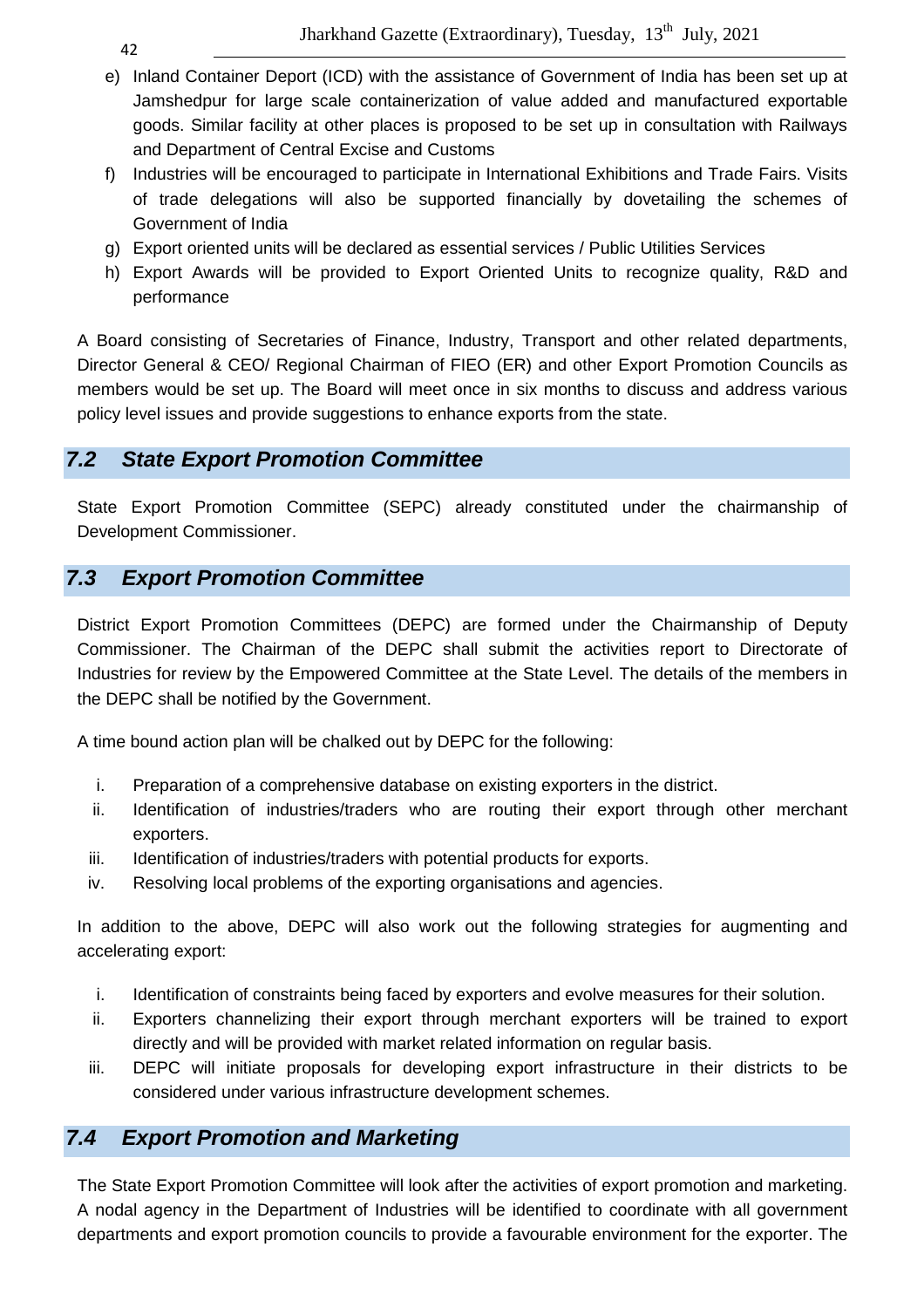e) Inland Container Deport (ICD) with the assistance of Government of India has been set up at Jamshedpur for large scale containerization of value added and manufactured exportable goods. Similar facility at other places is proposed to be set up in consultation with Railways and Department of Central Excise and Customs
f) Industries will be encouraged to participate in International Exhibitions and Trade Fairs. Visits of trade delegations will also be supported financially by dovetailing the schemes of Government of India
g) Export oriented units will be declared as essential services / Public Utilities Services
h) Export Awards will be provided to Export Oriented Units to recognize quality, R&D and performance

A Board consisting of Secretaries of Finance, Industry, Transport and other related departments, Director General & CEO/ Regional Chairman of FIEO (ER) and other Export Promotion Councils as members would be set up. The Board will meet once in six months to discuss and address various policy level issues and provide suggestions to enhance exports from the state.

## *7.2 State Export Promotion Committee*

State Export Promotion Committee (SEPC) already constituted under the chairmanship of Development Commissioner.

## *7.3 Export Promotion Committee*

District Export Promotion Committees (DEPC) are formed under the Chairmanship of Deputy Commissioner. The Chairman of the DEPC shall submit the activities report to Directorate of Industries for review by the Empowered Committee at the State Level. The details of the members in the DEPC shall be notified by the Government.

A time bound action plan will be chalked out by DEPC for the following:

i. Preparation of a comprehensive database on existing exporters in the district.
ii. Identification of industries/traders who are routing their export through other merchant exporters.
iii. Identification of industries/traders with potential products for exports.
iv. Resolving local problems of the exporting organisations and agencies.

In addition to the above, DEPC will also work out the following strategies for augmenting and accelerating export:

i. Identification of constraints being faced by exporters and evolve measures for their solution.
ii. Exporters channelizing their export through merchant exporters will be trained to export directly and will be provided with market related information on regular basis.
iii. DEPC will initiate proposals for developing export infrastructure in their districts to be considered under various infrastructure development schemes.

## *7.4 Export Promotion and Marketing*

The State Export Promotion Committee will look after the activities of export promotion and marketing. A nodal agency in the Department of Industries will be identified to coordinate with all government departments and export promotion councils to provide a favourable environment for the exporter. The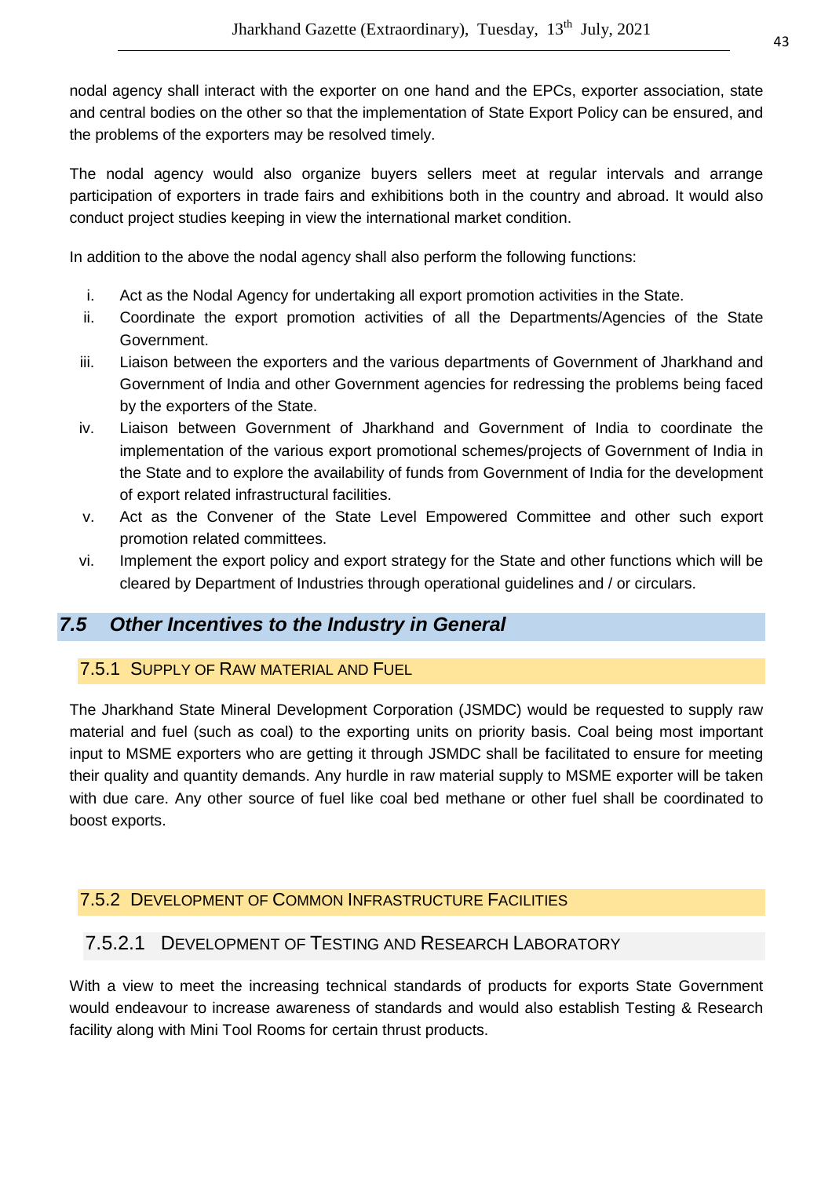nodal agency shall interact with the exporter on one hand and the EPCs, exporter association, state and central bodies on the other so that the implementation of State Export Policy can be ensured, and the problems of the exporters may be resolved timely.

The nodal agency would also organize buyers sellers meet at regular intervals and arrange participation of exporters in trade fairs and exhibitions both in the country and abroad. It would also conduct project studies keeping in view the international market condition.

In addition to the above the nodal agency shall also perform the following functions:

i. Act as the Nodal Agency for undertaking all export promotion activities in the State.
ii. Coordinate the export promotion activities of all the Departments/Agencies of the State Government.
iii. Liaison between the exporters and the various departments of Government of Jharkhand and Government of India and other Government agencies for redressing the problems being faced by the exporters of the State.
iv. Liaison between Government of Jharkhand and Government of India to coordinate the implementation of the various export promotional schemes/projects of Government of India in the State and to explore the availability of funds from Government of India for the development of export related infrastructural facilities.
v. Act as the Convener of the State Level Empowered Committee and other such export promotion related committees.
vi. Implement the export policy and export strategy for the State and other functions which will be cleared by Department of Industries through operational guidelines and / or circulars.

## *7.5 Other Incentives to the Industry in General*

### 7.5.1 Supply of Raw Material and Fuel

The Jharkhand State Mineral Development Corporation (JSMDC) would be requested to supply raw material and fuel (such as coal) to the exporting units on priority basis. Coal being most important input to MSME exporters who are getting it through JSMDC shall be facilitated to ensure for meeting their quality and quantity demands. Any hurdle in raw material supply to MSME exporter will be taken with due care. Any other source of fuel like coal bed methane or other fuel shall be coordinated to boost exports.

### 7.5.2 Development of Common Infrastructure Facilities

#### 7.5.2.1 Development of Testing and Research Laboratory

With a view to meet the increasing technical standards of products for exports State Government would endeavour to increase awareness of standards and would also establish Testing & Research facility along with Mini Tool Rooms for certain thrust products.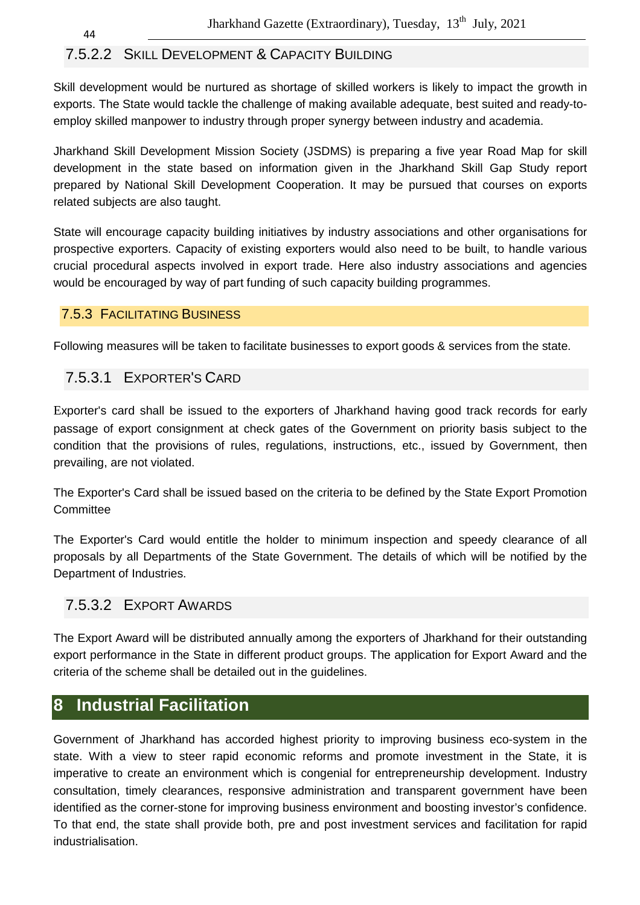#### 7.5.2.2 Skill Development & Capacity Building

Skill development would be nurtured as shortage of skilled workers is likely to impact the growth in exports. The State would tackle the challenge of making available adequate, best suited and ready-to-employ skilled manpower to industry through proper synergy between industry and academia.

Jharkhand Skill Development Mission Society (JSDMS) is preparing a five year Road Map for skill development in the state based on information given in the Jharkhand Skill Gap Study report prepared by National Skill Development Cooperation. It may be pursued that courses on exports related subjects are also taught.

State will encourage capacity building initiatives by industry associations and other organisations for prospective exporters. Capacity of existing exporters would also need to be built, to handle various crucial procedural aspects involved in export trade. Here also industry associations and agencies would be encouraged by way of part funding of such capacity building programmes.

### 7.5.3 Facilitating Business

Following measures will be taken to facilitate businesses to export goods & services from the state.

#### 7.5.3.1 Exporter's Card

Exporter's card shall be issued to the exporters of Jharkhand having good track records for early passage of export consignment at check gates of the Government on priority basis subject to the condition that the provisions of rules, regulations, instructions, etc., issued by Government, then prevailing, are not violated.

The Exporter's Card shall be issued based on the criteria to be defined by the State Export Promotion Committee

The Exporter's Card would entitle the holder to minimum inspection and speedy clearance of all proposals by all Departments of the State Government. The details of which will be notified by the Department of Industries.

#### 7.5.3.2 Export Awards

The Export Award will be distributed annually among the exporters of Jharkhand for their outstanding export performance in the State in different product groups. The application for Export Award and the criteria of the scheme shall be detailed out in the guidelines.

# 8 Industrial Facilitation

Government of Jharkhand has accorded highest priority to improving business eco-system in the state. With a view to steer rapid economic reforms and promote investment in the State, it is imperative to create an environment which is congenial for entrepreneurship development. Industry consultation, timely clearances, responsive administration and transparent government have been identified as the corner-stone for improving business environment and boosting investor's confidence. To that end, the state shall provide both, pre and post investment services and facilitation for rapid industrialisation.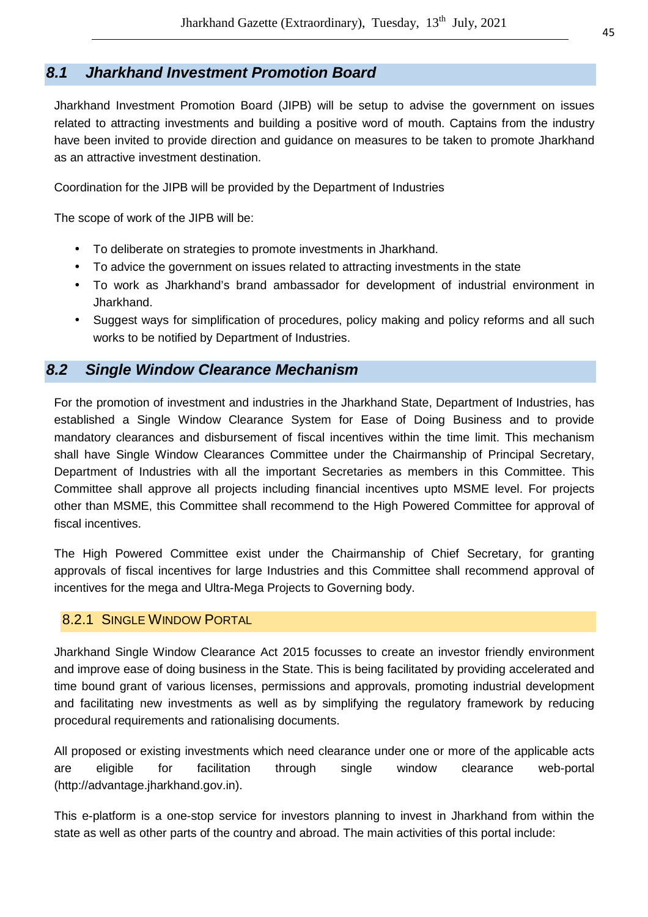## *8.1 Jharkhand Investment Promotion Board*

Jharkhand Investment Promotion Board (JIPB) will be setup to advise the government on issues related to attracting investments and building a positive word of mouth. Captains from the industry have been invited to provide direction and guidance on measures to be taken to promote Jharkhand as an attractive investment destination.

Coordination for the JIPB will be provided by the Department of Industries

The scope of work of the JIPB will be:

- To deliberate on strategies to promote investments in Jharkhand.
- To advice the government on issues related to attracting investments in the state
- To work as Jharkhand's brand ambassador for development of industrial environment in Jharkhand.
- Suggest ways for simplification of procedures, policy making and policy reforms and all such works to be notified by Department of Industries.

## *8.2 Single Window Clearance Mechanism*

For the promotion of investment and industries in the Jharkhand State, Department of Industries, has established a Single Window Clearance System for Ease of Doing Business and to provide mandatory clearances and disbursement of fiscal incentives within the time limit. This mechanism shall have Single Window Clearances Committee under the Chairmanship of Principal Secretary, Department of Industries with all the important Secretaries as members in this Committee. This Committee shall approve all projects including financial incentives upto MSME level. For projects other than MSME, this Committee shall recommend to the High Powered Committee for approval of fiscal incentives.

The High Powered Committee exist under the Chairmanship of Chief Secretary, for granting approvals of fiscal incentives for large Industries and this Committee shall recommend approval of incentives for the mega and Ultra-Mega Projects to Governing body.

### 8.2.1 Single Window Portal

Jharkhand Single Window Clearance Act 2015 focusses to create an investor friendly environment and improve ease of doing business in the State. This is being facilitated by providing accelerated and time bound grant of various licenses, permissions and approvals, promoting industrial development and facilitating new investments as well as by simplifying the regulatory framework by reducing procedural requirements and rationalising documents.

All proposed or existing investments which need clearance under one or more of the applicable acts are eligible for facilitation through single window clearance web-portal (http://advantage.jharkhand.gov.in).

This e-platform is a one-stop service for investors planning to invest in Jharkhand from within the state as well as other parts of the country and abroad. The main activities of this portal include: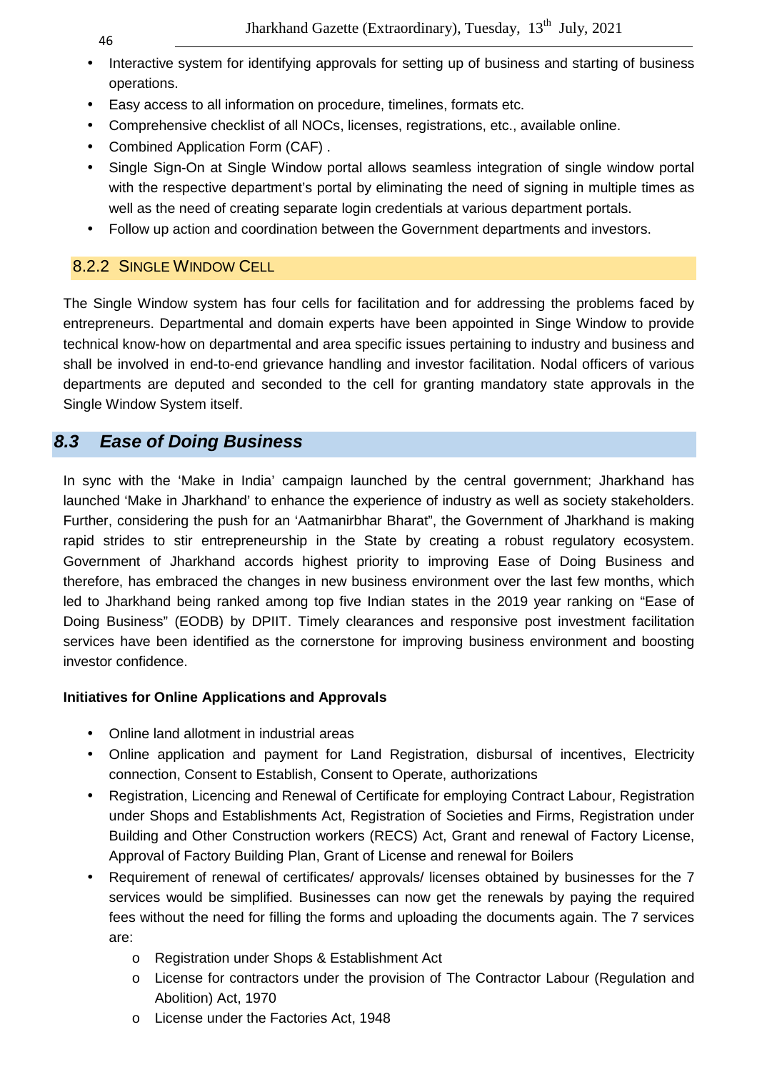- Interactive system for identifying approvals for setting up of business and starting of business operations.
- Easy access to all information on procedure, timelines, formats etc.
- Comprehensive checklist of all NOCs, licenses, registrations, etc., available online.
- Combined Application Form (CAF) .
- Single Sign-On at Single Window portal allows seamless integration of single window portal with the respective department's portal by eliminating the need of signing in multiple times as well as the need of creating separate login credentials at various department portals.
- Follow up action and coordination between the Government departments and investors.

### 8.2.2 Single Window Cell

The Single Window system has four cells for facilitation and for addressing the problems faced by entrepreneurs. Departmental and domain experts have been appointed in Singe Window to provide technical know-how on departmental and area specific issues pertaining to industry and business and shall be involved in end-to-end grievance handling and investor facilitation. Nodal officers of various departments are deputed and seconded to the cell for granting mandatory state approvals in the Single Window System itself.

## *8.3 Ease of Doing Business*

In sync with the 'Make in India' campaign launched by the central government; Jharkhand has launched 'Make in Jharkhand' to enhance the experience of industry as well as society stakeholders. Further, considering the push for an 'Aatmanirbhar Bharat", the Government of Jharkhand is making rapid strides to stir entrepreneurship in the State by creating a robust regulatory ecosystem. Government of Jharkhand accords highest priority to improving Ease of Doing Business and therefore, has embraced the changes in new business environment over the last few months, which led to Jharkhand being ranked among top five Indian states in the 2019 year ranking on "Ease of Doing Business" (EODB) by DPIIT. Timely clearances and responsive post investment facilitation services have been identified as the cornerstone for improving business environment and boosting investor confidence.

**Initiatives for Online Applications and Approvals**

- Online land allotment in industrial areas
- Online application and payment for Land Registration, disbursal of incentives, Electricity connection, Consent to Establish, Consent to Operate, authorizations
- Registration, Licencing and Renewal of Certificate for employing Contract Labour, Registration under Shops and Establishments Act, Registration of Societies and Firms, Registration under Building and Other Construction workers (RECS) Act, Grant and renewal of Factory License, Approval of Factory Building Plan, Grant of License and renewal for Boilers
- Requirement of renewal of certificates/ approvals/ licenses obtained by businesses for the 7 services would be simplified. Businesses can now get the renewals by paying the required fees without the need for filling the forms and uploading the documents again. The 7 services are:
  - Registration under Shops & Establishment Act
  - License for contractors under the provision of The Contractor Labour (Regulation and Abolition) Act, 1970
  - License under the Factories Act, 1948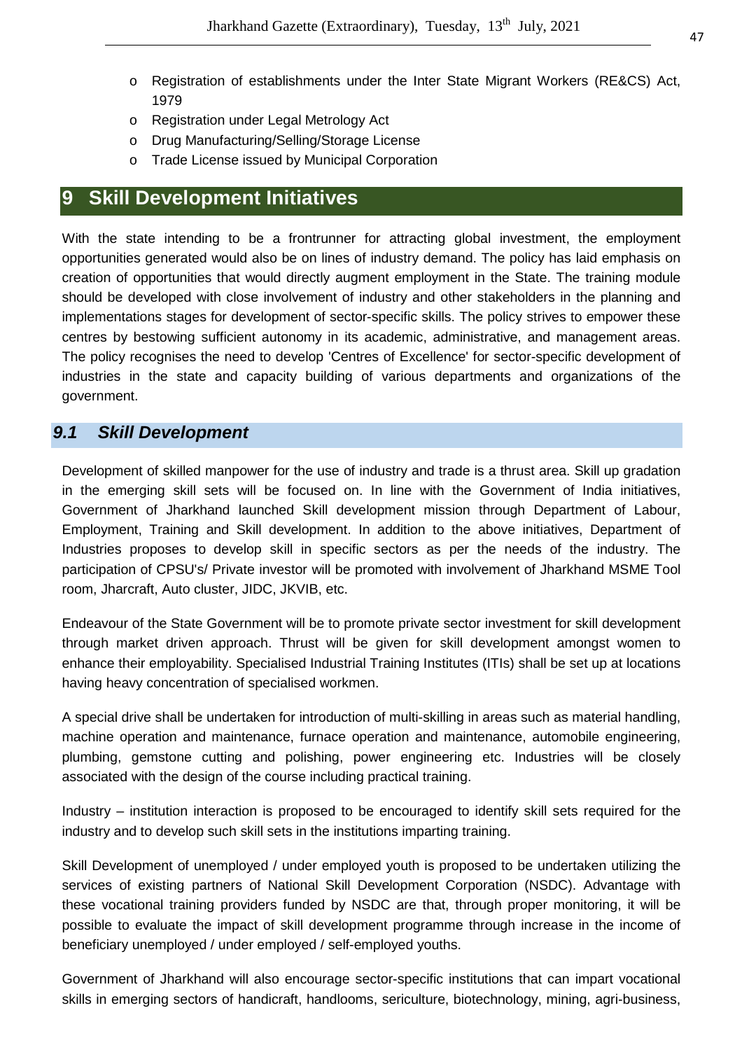- Registration of establishments under the Inter State Migrant Workers (RE&CS) Act, 1979
- Registration under Legal Metrology Act
- Drug Manufacturing/Selling/Storage License
- Trade License issued by Municipal Corporation

# 9 Skill Development Initiatives

With the state intending to be a frontrunner for attracting global investment, the employment opportunities generated would also be on lines of industry demand. The policy has laid emphasis on creation of opportunities that would directly augment employment in the State. The training module should be developed with close involvement of industry and other stakeholders in the planning and implementations stages for development of sector-specific skills. The policy strives to empower these centres by bestowing sufficient autonomy in its academic, administrative, and management areas. The policy recognises the need to develop 'Centres of Excellence' for sector-specific development of industries in the state and capacity building of various departments and organizations of the government.

## *9.1 Skill Development*

Development of skilled manpower for the use of industry and trade is a thrust area. Skill up gradation in the emerging skill sets will be focused on. In line with the Government of India initiatives, Government of Jharkhand launched Skill development mission through Department of Labour, Employment, Training and Skill development. In addition to the above initiatives, Department of Industries proposes to develop skill in specific sectors as per the needs of the industry. The participation of CPSU's/ Private investor will be promoted with involvement of Jharkhand MSME Tool room, Jharcraft, Auto cluster, JIDC, JKVIB, etc.

Endeavour of the State Government will be to promote private sector investment for skill development through market driven approach. Thrust will be given for skill development amongst women to enhance their employability. Specialised Industrial Training Institutes (ITIs) shall be set up at locations having heavy concentration of specialised workmen.

A special drive shall be undertaken for introduction of multi-skilling in areas such as material handling, machine operation and maintenance, furnace operation and maintenance, automobile engineering, plumbing, gemstone cutting and polishing, power engineering etc. Industries will be closely associated with the design of the course including practical training.

Industry – institution interaction is proposed to be encouraged to identify skill sets required for the industry and to develop such skill sets in the institutions imparting training.

Skill Development of unemployed / under employed youth is proposed to be undertaken utilizing the services of existing partners of National Skill Development Corporation (NSDC). Advantage with these vocational training providers funded by NSDC are that, through proper monitoring, it will be possible to evaluate the impact of skill development programme through increase in the income of beneficiary unemployed / under employed / self-employed youths.

Government of Jharkhand will also encourage sector-specific institutions that can impart vocational skills in emerging sectors of handicraft, handlooms, sericulture, biotechnology, mining, agri-business,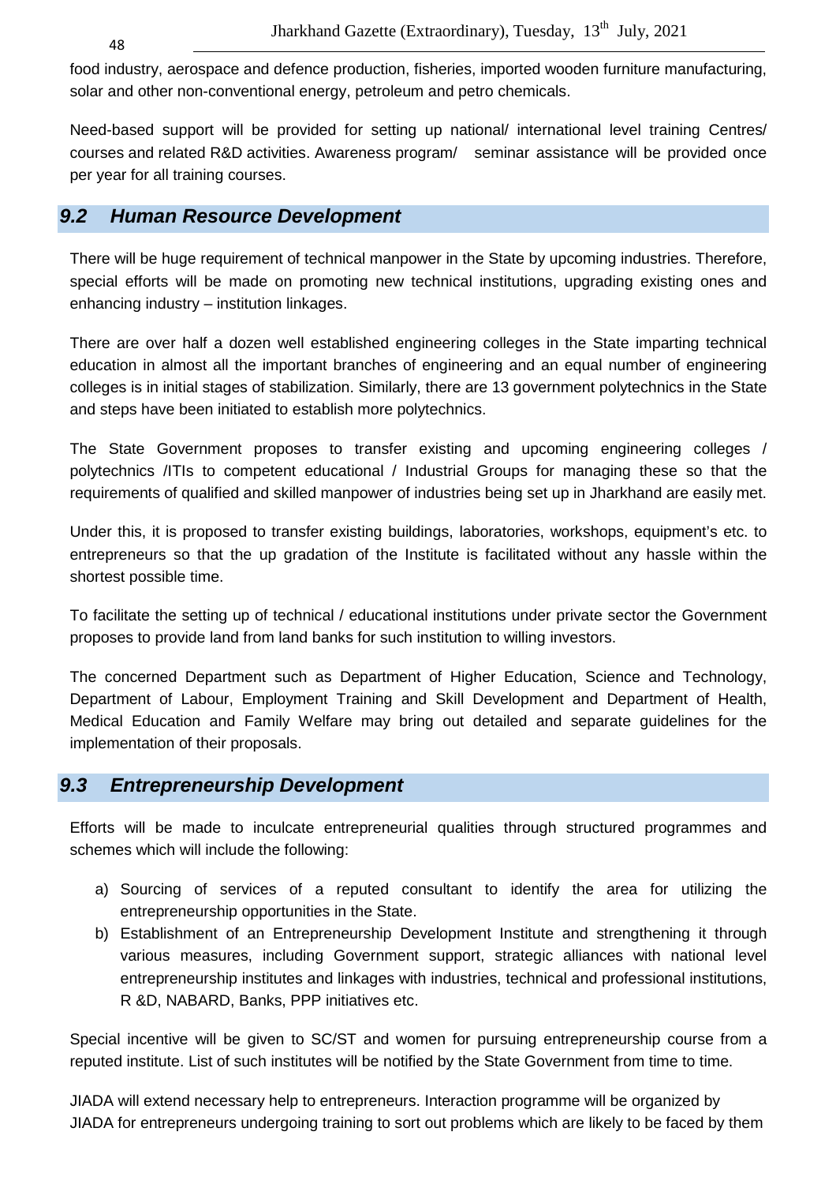food industry, aerospace and defence production, fisheries, imported wooden furniture manufacturing, solar and other non-conventional energy, petroleum and petro chemicals.

Need-based support will be provided for setting up national/ international level training Centres/ courses and related R&D activities. Awareness program/ seminar assistance will be provided once per year for all training courses.

## *9.2 Human Resource Development*

There will be huge requirement of technical manpower in the State by upcoming industries. Therefore, special efforts will be made on promoting new technical institutions, upgrading existing ones and enhancing industry – institution linkages.

There are over half a dozen well established engineering colleges in the State imparting technical education in almost all the important branches of engineering and an equal number of engineering colleges is in initial stages of stabilization. Similarly, there are 13 government polytechnics in the State and steps have been initiated to establish more polytechnics.

The State Government proposes to transfer existing and upcoming engineering colleges / polytechnics /ITIs to competent educational / Industrial Groups for managing these so that the requirements of qualified and skilled manpower of industries being set up in Jharkhand are easily met.

Under this, it is proposed to transfer existing buildings, laboratories, workshops, equipment's etc. to entrepreneurs so that the up gradation of the Institute is facilitated without any hassle within the shortest possible time.

To facilitate the setting up of technical / educational institutions under private sector the Government proposes to provide land from land banks for such institution to willing investors.

The concerned Department such as Department of Higher Education, Science and Technology, Department of Labour, Employment Training and Skill Development and Department of Health, Medical Education and Family Welfare may bring out detailed and separate guidelines for the implementation of their proposals.

## *9.3 Entrepreneurship Development*

Efforts will be made to inculcate entrepreneurial qualities through structured programmes and schemes which will include the following:

a) Sourcing of services of a reputed consultant to identify the area for utilizing the entrepreneurship opportunities in the State.
b) Establishment of an Entrepreneurship Development Institute and strengthening it through various measures, including Government support, strategic alliances with national level entrepreneurship institutes and linkages with industries, technical and professional institutions, R &D, NABARD, Banks, PPP initiatives etc.

Special incentive will be given to SC/ST and women for pursuing entrepreneurship course from a reputed institute. List of such institutes will be notified by the State Government from time to time.

JIADA will extend necessary help to entrepreneurs. Interaction programme will be organized by JIADA for entrepreneurs undergoing training to sort out problems which are likely to be faced by them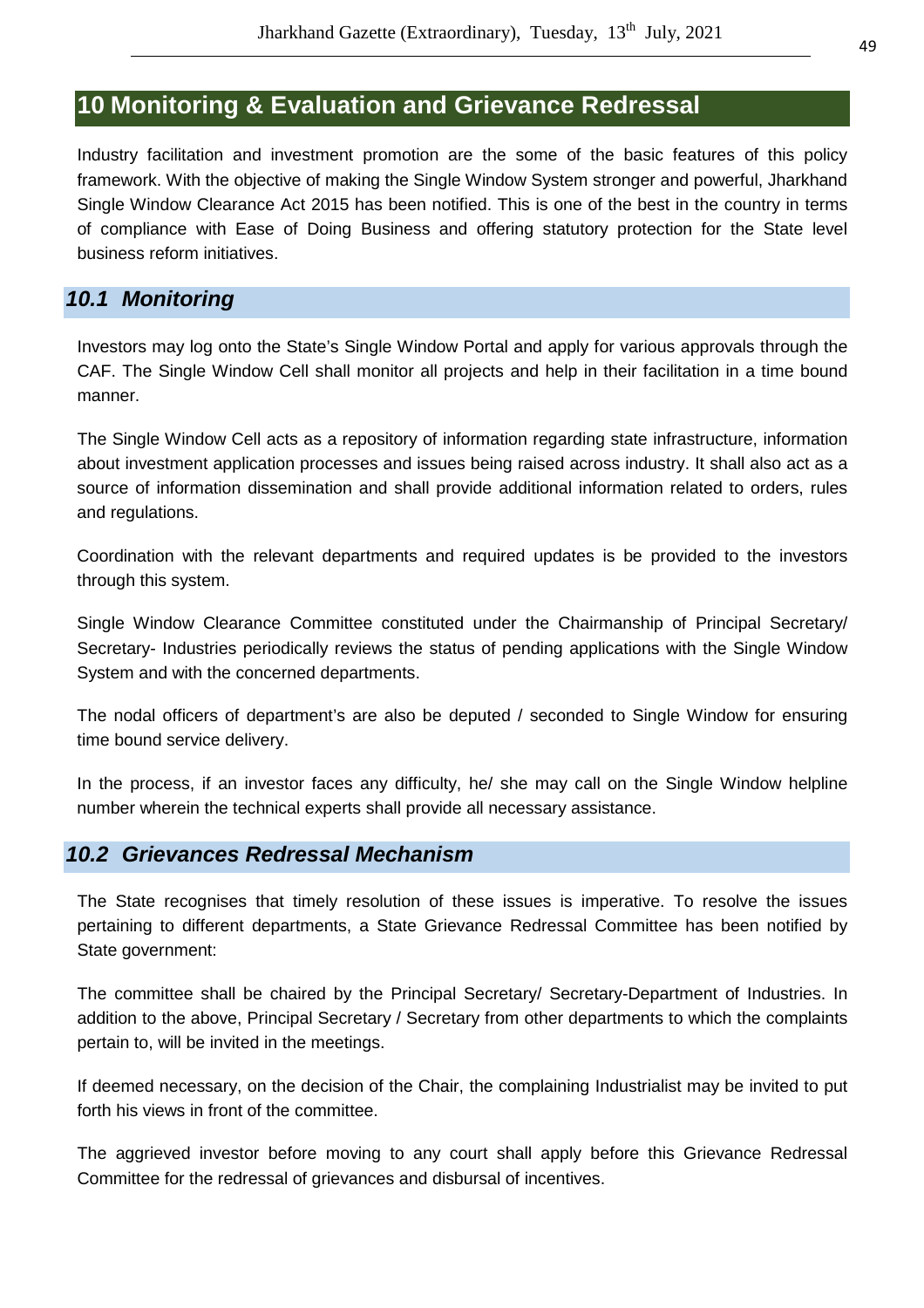# 10 Monitoring & Evaluation and Grievance Redressal

Industry facilitation and investment promotion are the some of the basic features of this policy framework. With the objective of making the Single Window System stronger and powerful, Jharkhand Single Window Clearance Act 2015 has been notified. This is one of the best in the country in terms of compliance with Ease of Doing Business and offering statutory protection for the State level business reform initiatives.

## *10.1 Monitoring*

Investors may log onto the State's Single Window Portal and apply for various approvals through the CAF. The Single Window Cell shall monitor all projects and help in their facilitation in a time bound manner.

The Single Window Cell acts as a repository of information regarding state infrastructure, information about investment application processes and issues being raised across industry. It shall also act as a source of information dissemination and shall provide additional information related to orders, rules and regulations.

Coordination with the relevant departments and required updates is be provided to the investors through this system.

Single Window Clearance Committee constituted under the Chairmanship of Principal Secretary/ Secretary- Industries periodically reviews the status of pending applications with the Single Window System and with the concerned departments.

The nodal officers of department's are also be deputed / seconded to Single Window for ensuring time bound service delivery.

In the process, if an investor faces any difficulty, he/ she may call on the Single Window helpline number wherein the technical experts shall provide all necessary assistance.

## *10.2 Grievances Redressal Mechanism*

The State recognises that timely resolution of these issues is imperative. To resolve the issues pertaining to different departments, a State Grievance Redressal Committee has been notified by State government:

The committee shall be chaired by the Principal Secretary/ Secretary-Department of Industries. In addition to the above, Principal Secretary / Secretary from other departments to which the complaints pertain to, will be invited in the meetings.

If deemed necessary, on the decision of the Chair, the complaining Industrialist may be invited to put forth his views in front of the committee.

The aggrieved investor before moving to any court shall apply before this Grievance Redressal Committee for the redressal of grievances and disbursal of incentives.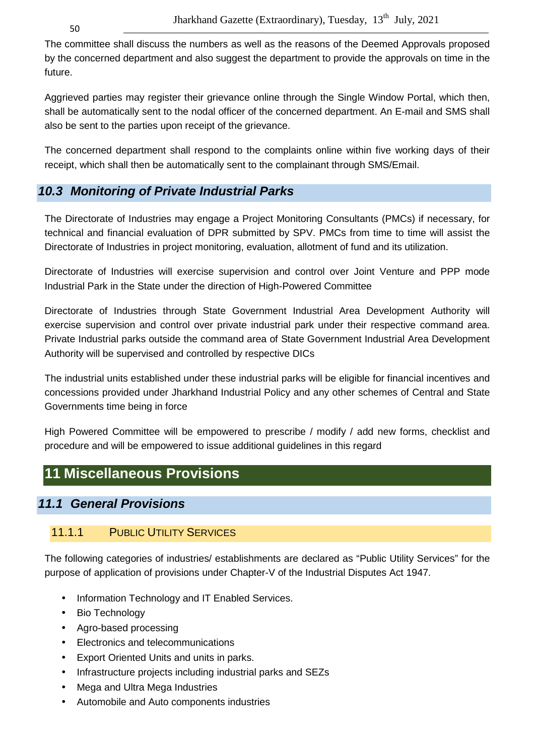The committee shall discuss the numbers as well as the reasons of the Deemed Approvals proposed by the concerned department and also suggest the department to provide the approvals on time in the future.

Aggrieved parties may register their grievance online through the Single Window Portal, which then, shall be automatically sent to the nodal officer of the concerned department. An E-mail and SMS shall also be sent to the parties upon receipt of the grievance.

The concerned department shall respond to the complaints online within five working days of their receipt, which shall then be automatically sent to the complainant through SMS/Email.

## *10.3 Monitoring of Private Industrial Parks*

The Directorate of Industries may engage a Project Monitoring Consultants (PMCs) if necessary, for technical and financial evaluation of DPR submitted by SPV. PMCs from time to time will assist the Directorate of Industries in project monitoring, evaluation, allotment of fund and its utilization.

Directorate of Industries will exercise supervision and control over Joint Venture and PPP mode Industrial Park in the State under the direction of High-Powered Committee

Directorate of Industries through State Government Industrial Area Development Authority will exercise supervision and control over private industrial park under their respective command area. Private Industrial parks outside the command area of State Government Industrial Area Development Authority will be supervised and controlled by respective DICs

The industrial units established under these industrial parks will be eligible for financial incentives and concessions provided under Jharkhand Industrial Policy and any other schemes of Central and State Governments time being in force

High Powered Committee will be empowered to prescribe / modify / add new forms, checklist and procedure and will be empowered to issue additional guidelines in this regard

# 11 Miscellaneous Provisions

## *11.1 General Provisions*

### 11.1.1 Public Utility Services

The following categories of industries/ establishments are declared as "Public Utility Services" for the purpose of application of provisions under Chapter-V of the Industrial Disputes Act 1947.

- Information Technology and IT Enabled Services.
- Bio Technology
- Agro-based processing
- Electronics and telecommunications
- Export Oriented Units and units in parks.
- Infrastructure projects including industrial parks and SEZs
- Mega and Ultra Mega Industries
- Automobile and Auto components industries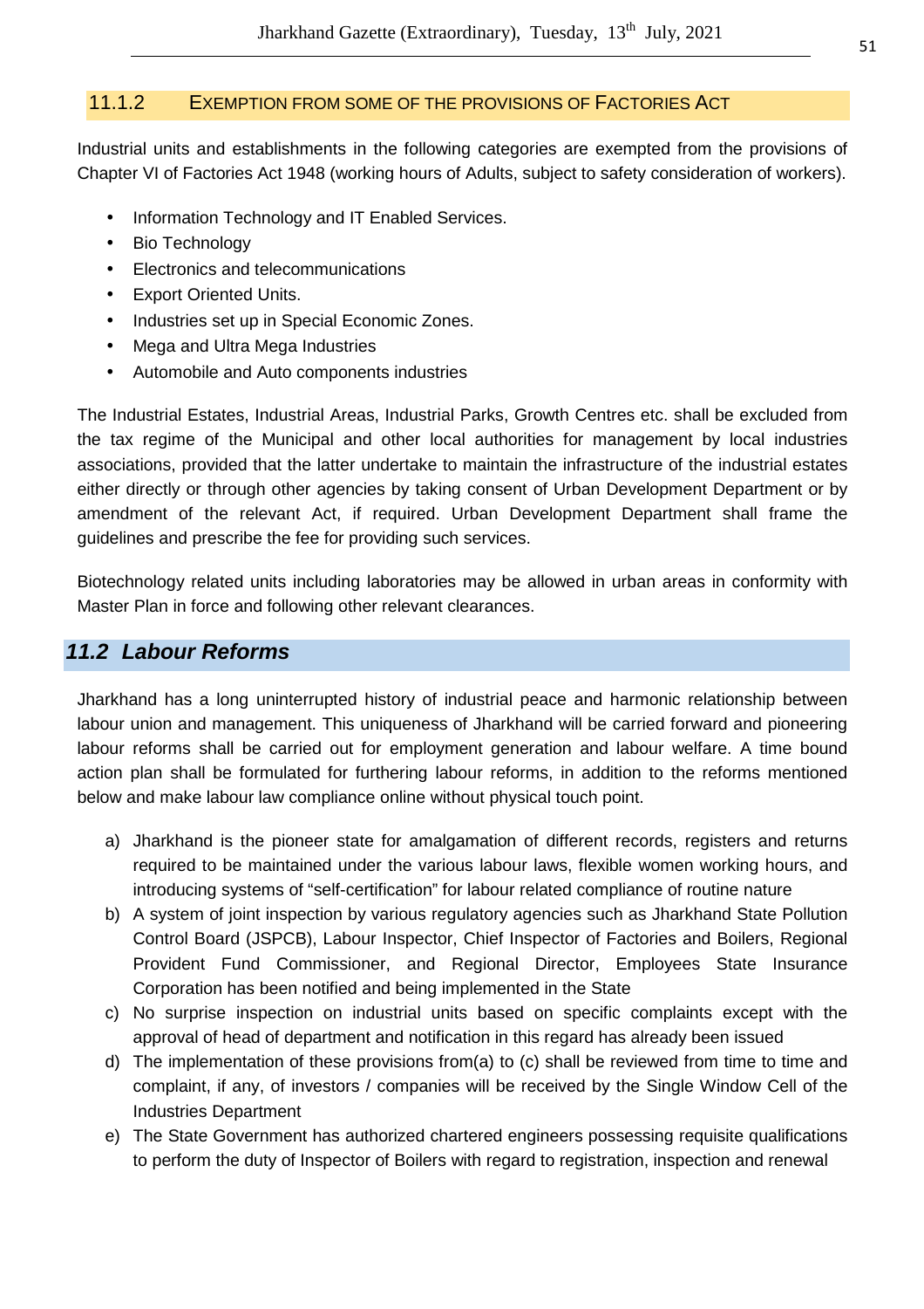### 11.1.2 Exemption from some of the provisions of Factories Act

Industrial units and establishments in the following categories are exempted from the provisions of Chapter VI of Factories Act 1948 (working hours of Adults, subject to safety consideration of workers).

- Information Technology and IT Enabled Services.
- Bio Technology
- Electronics and telecommunications
- Export Oriented Units.
- Industries set up in Special Economic Zones.
- Mega and Ultra Mega Industries
- Automobile and Auto components industries

The Industrial Estates, Industrial Areas, Industrial Parks, Growth Centres etc. shall be excluded from the tax regime of the Municipal and other local authorities for management by local industries associations, provided that the latter undertake to maintain the infrastructure of the industrial estates either directly or through other agencies by taking consent of Urban Development Department or by amendment of the relevant Act, if required. Urban Development Department shall frame the guidelines and prescribe the fee for providing such services.

Biotechnology related units including laboratories may be allowed in urban areas in conformity with Master Plan in force and following other relevant clearances.

## ***11.2 Labour Reforms***

Jharkhand has a long uninterrupted history of industrial peace and harmonic relationship between labour union and management. This uniqueness of Jharkhand will be carried forward and pioneering labour reforms shall be carried out for employment generation and labour welfare. A time bound action plan shall be formulated for furthering labour reforms, in addition to the reforms mentioned below and make labour law compliance online without physical touch point.

a) Jharkhand is the pioneer state for amalgamation of different records, registers and returns required to be maintained under the various labour laws, flexible women working hours, and introducing systems of "self-certification" for labour related compliance of routine nature

b) A system of joint inspection by various regulatory agencies such as Jharkhand State Pollution Control Board (JSPCB), Labour Inspector, Chief Inspector of Factories and Boilers, Regional Provident Fund Commissioner, and Regional Director, Employees State Insurance Corporation has been notified and being implemented in the State

c) No surprise inspection on industrial units based on specific complaints except with the approval of head of department and notification in this regard has already been issued

d) The implementation of these provisions from(a) to (c) shall be reviewed from time to time and complaint, if any, of investors / companies will be received by the Single Window Cell of the Industries Department

e) The State Government has authorized chartered engineers possessing requisite qualifications to perform the duty of Inspector of Boilers with regard to registration, inspection and renewal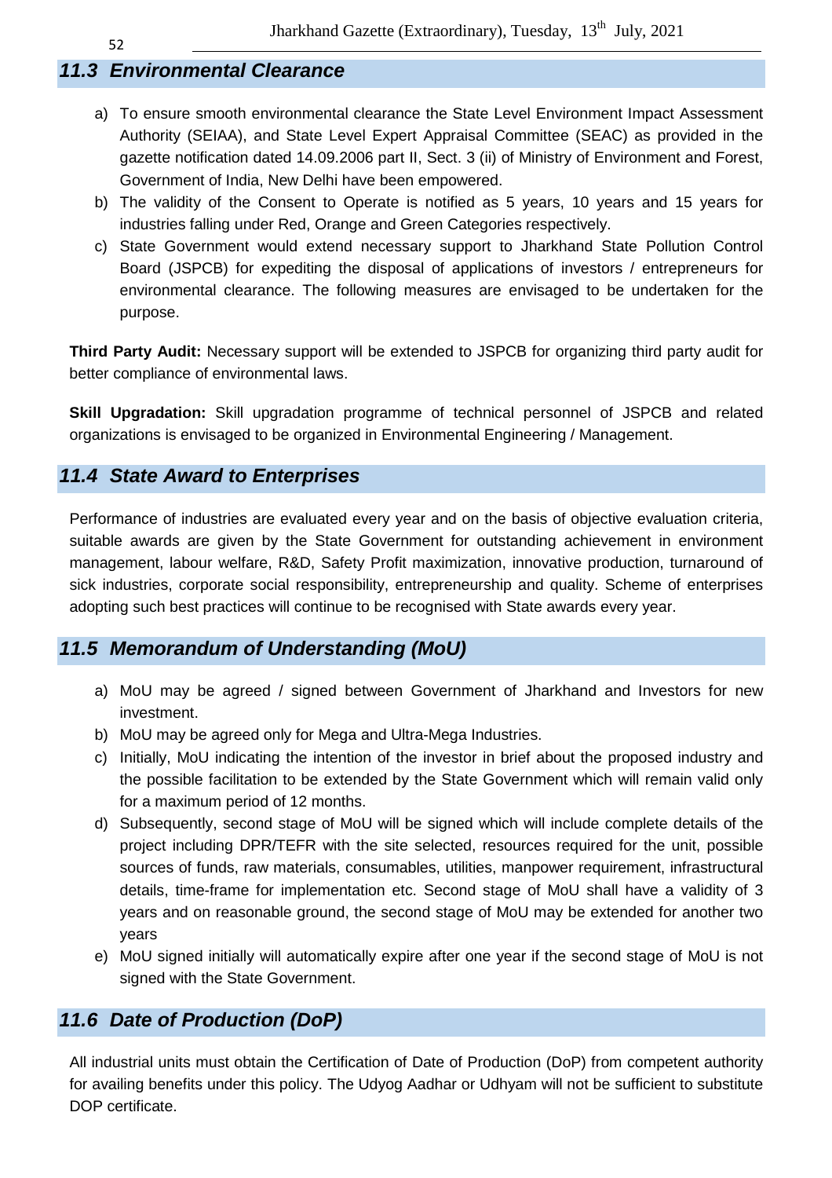## 11.3 Environmental Clearance

a) To ensure smooth environmental clearance the State Level Environment Impact Assessment Authority (SEIAA), and State Level Expert Appraisal Committee (SEAC) as provided in the gazette notification dated 14.09.2006 part II, Sect. 3 (ii) of Ministry of Environment and Forest, Government of India, New Delhi have been empowered.

b) The validity of the Consent to Operate is notified as 5 years, 10 years and 15 years for industries falling under Red, Orange and Green Categories respectively.

c) State Government would extend necessary support to Jharkhand State Pollution Control Board (JSPCB) for expediting the disposal of applications of investors / entrepreneurs for environmental clearance. The following measures are envisaged to be undertaken for the purpose.

**Third Party Audit:** Necessary support will be extended to JSPCB for organizing third party audit for better compliance of environmental laws.

**Skill Upgradation:** Skill upgradation programme of technical personnel of JSPCB and related organizations is envisaged to be organized in Environmental Engineering / Management.

## 11.4 State Award to Enterprises

Performance of industries are evaluated every year and on the basis of objective evaluation criteria, suitable awards are given by the State Government for outstanding achievement in environment management, labour welfare, R&D, Safety Profit maximization, innovative production, turnaround of sick industries, corporate social responsibility, entrepreneurship and quality. Scheme of enterprises adopting such best practices will continue to be recognised with State awards every year.

## 11.5 Memorandum of Understanding (MoU)

a) MoU may be agreed / signed between Government of Jharkhand and Investors for new investment.

b) MoU may be agreed only for Mega and Ultra-Mega Industries.

c) Initially, MoU indicating the intention of the investor in brief about the proposed industry and the possible facilitation to be extended by the State Government which will remain valid only for a maximum period of 12 months.

d) Subsequently, second stage of MoU will be signed which will include complete details of the project including DPR/TEFR with the site selected, resources required for the unit, possible sources of funds, raw materials, consumables, utilities, manpower requirement, infrastructural details, time-frame for implementation etc. Second stage of MoU shall have a validity of 3 years and on reasonable ground, the second stage of MoU may be extended for another two years

e) MoU signed initially will automatically expire after one year if the second stage of MoU is not signed with the State Government.

## 11.6 Date of Production (DoP)

All industrial units must obtain the Certification of Date of Production (DoP) from competent authority for availing benefits under this policy. The Udyog Aadhar or Udhyam will not be sufficient to substitute DOP certificate.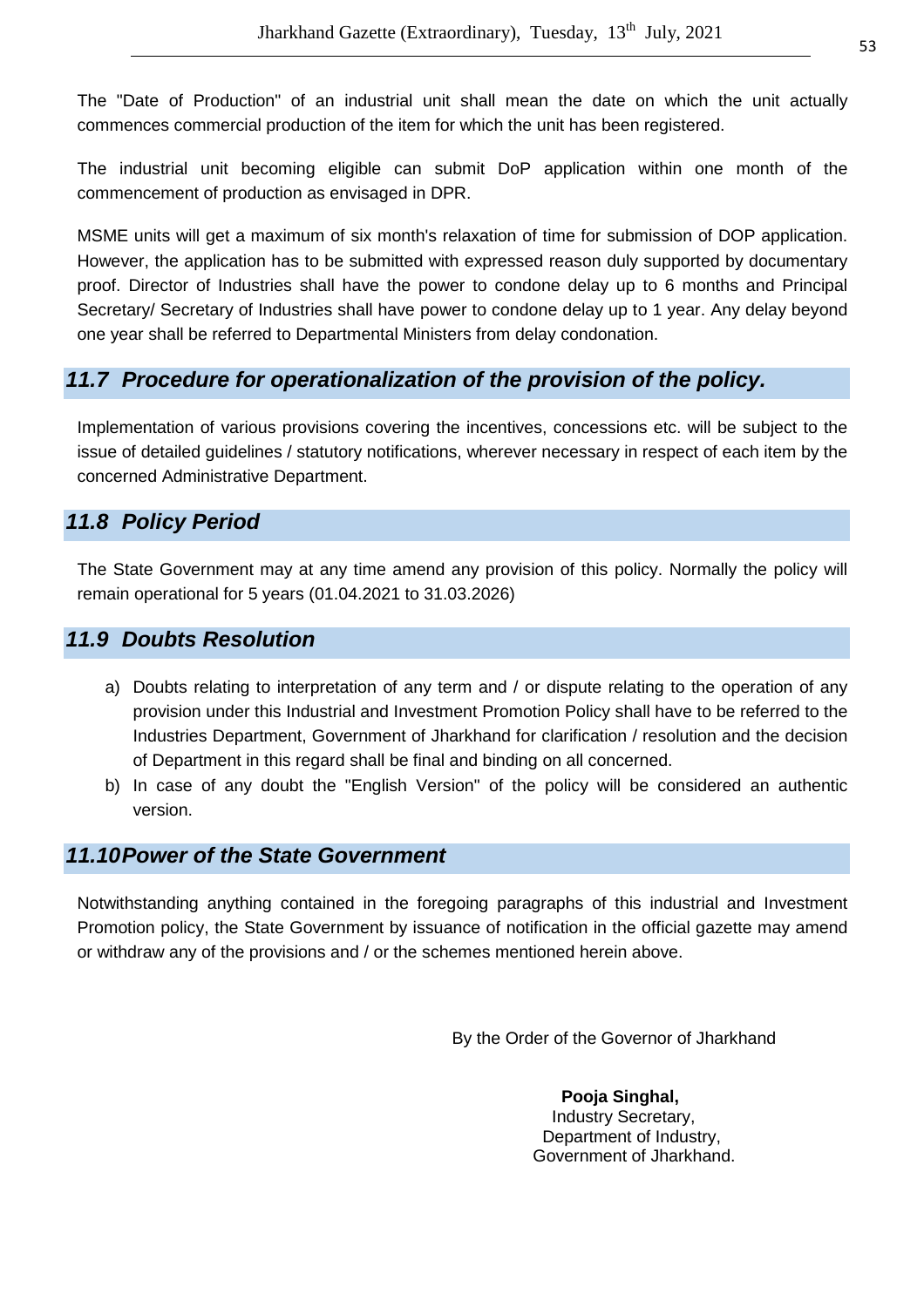The "Date of Production" of an industrial unit shall mean the date on which the unit actually commences commercial production of the item for which the unit has been registered.

The industrial unit becoming eligible can submit DoP application within one month of the commencement of production as envisaged in DPR.

MSME units will get a maximum of six month's relaxation of time for submission of DOP application. However, the application has to be submitted with expressed reason duly supported by documentary proof. Director of Industries shall have the power to condone delay up to 6 months and Principal Secretary/ Secretary of Industries shall have power to condone delay up to 1 year. Any delay beyond one year shall be referred to Departmental Ministers from delay condonation.

## *11.7 Procedure for operationalization of the provision of the policy.*

Implementation of various provisions covering the incentives, concessions etc. will be subject to the issue of detailed guidelines / statutory notifications, wherever necessary in respect of each item by the concerned Administrative Department.

## *11.8 Policy Period*

The State Government may at any time amend any provision of this policy. Normally the policy will remain operational for 5 years (01.04.2021 to 31.03.2026)

## *11.9 Doubts Resolution*

a) Doubts relating to interpretation of any term and / or dispute relating to the operation of any provision under this Industrial and Investment Promotion Policy shall have to be referred to the Industries Department, Government of Jharkhand for clarification / resolution and the decision of Department in this regard shall be final and binding on all concerned.
b) In case of any doubt the "English Version" of the policy will be considered an authentic version.

## *11.10 Power of the State Government*

Notwithstanding anything contained in the foregoing paragraphs of this industrial and Investment Promotion policy, the State Government by issuance of notification in the official gazette may amend or withdraw any of the provisions and / or the schemes mentioned herein above.

By the Order of the Governor of Jharkhand

**Pooja Singhal,**
Industry Secretary,
Department of Industry,
Government of Jharkhand.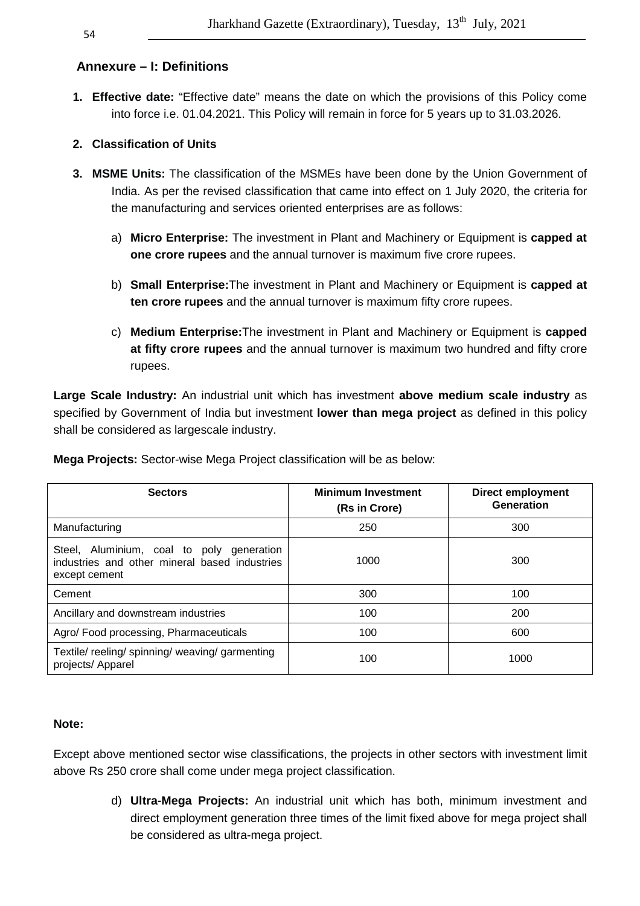## Annexure – I: Definitions

1. **Effective date:** "Effective date" means the date on which the provisions of this Policy come into force i.e. 01.04.2021. This Policy will remain in force for 5 years up to 31.03.2026.

2. **Classification of Units**

3. **MSME Units:** The classification of the MSMEs have been done by the Union Government of India. As per the revised classification that came into effect on 1 July 2020, the criteria for the manufacturing and services oriented enterprises are as follows:

   a) **Micro Enterprise:** The investment in Plant and Machinery or Equipment is **capped at one crore rupees** and the annual turnover is maximum five crore rupees.

   b) **Small Enterprise:**The investment in Plant and Machinery or Equipment is **capped at ten crore rupees** and the annual turnover is maximum fifty crore rupees.

   c) **Medium Enterprise:**The investment in Plant and Machinery or Equipment is **capped at fifty crore rupees** and the annual turnover is maximum two hundred and fifty crore rupees.

**Large Scale Industry:** An industrial unit which has investment **above medium scale industry** as specified by Government of India but investment **lower than mega project** as defined in this policy shall be considered as largescale industry.

**Mega Projects:** Sector-wise Mega Project classification will be as below:

| Sectors | Minimum Investment (Rs in Crore) | Direct employment Generation |
|---|---|---|
| Manufacturing | 250 | 300 |
| Steel, Aluminium, coal to poly generation industries and other mineral based industries except cement | 1000 | 300 |
| Cement | 300 | 100 |
| Ancillary and downstream industries | 100 | 200 |
| Agro/ Food processing, Pharmaceuticals | 100 | 600 |
| Textile/ reeling/ spinning/ weaving/ garmenting projects/ Apparel | 100 | 1000 |

**Note:**

Except above mentioned sector wise classifications, the projects in other sectors with investment limit above Rs 250 crore shall come under mega project classification.

   d) **Ultra-Mega Projects:** An industrial unit which has both, minimum investment and direct employment generation three times of the limit fixed above for mega project shall be considered as ultra-mega project.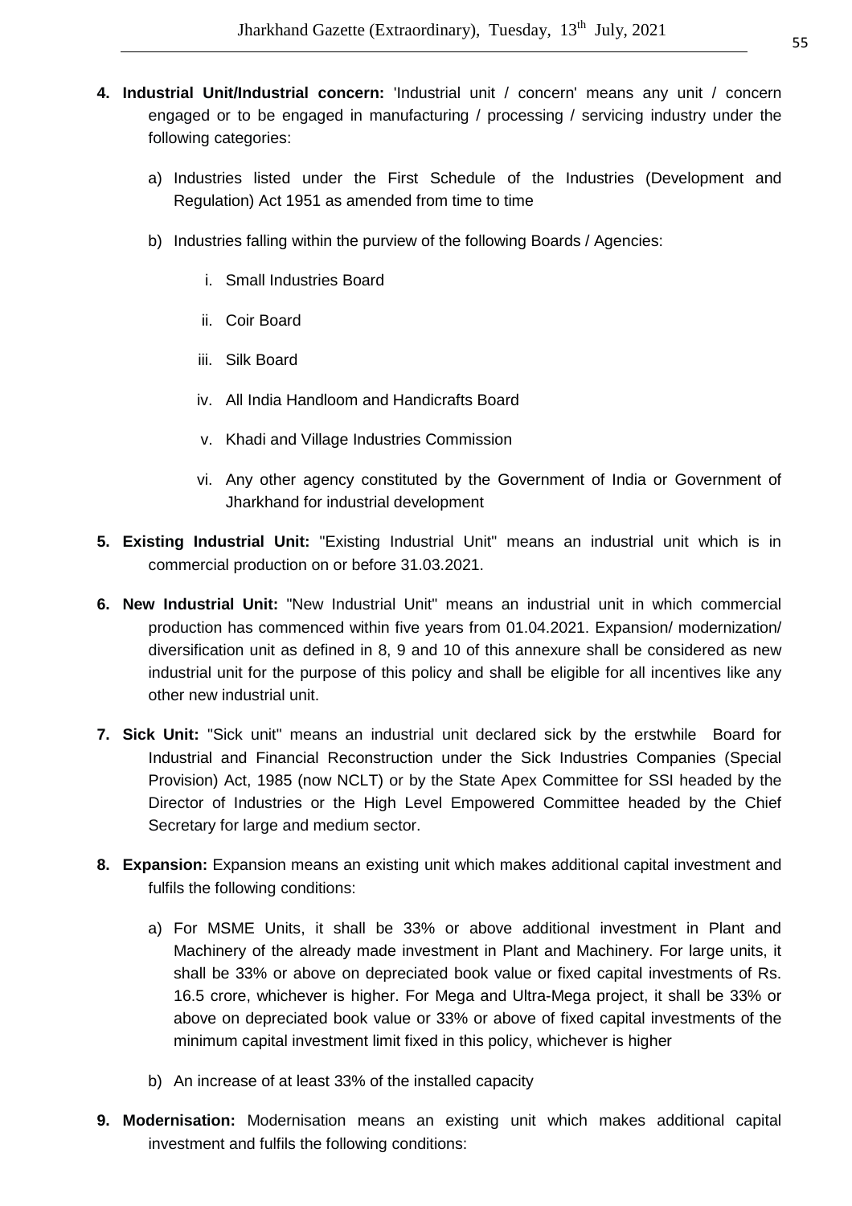**4. Industrial Unit/Industrial concern:** 'Industrial unit / concern' means any unit / concern engaged or to be engaged in manufacturing / processing / servicing industry under the following categories:

a) Industries listed under the First Schedule of the Industries (Development and Regulation) Act 1951 as amended from time to time

b) Industries falling within the purview of the following Boards / Agencies:

i. Small Industries Board

ii. Coir Board

iii. Silk Board

iv. All India Handloom and Handicrafts Board

v. Khadi and Village Industries Commission

vi. Any other agency constituted by the Government of India or Government of Jharkhand for industrial development

**5. Existing Industrial Unit:** "Existing Industrial Unit" means an industrial unit which is in commercial production on or before 31.03.2021.

**6. New Industrial Unit:** "New Industrial Unit" means an industrial unit in which commercial production has commenced within five years from 01.04.2021. Expansion/ modernization/ diversification unit as defined in 8, 9 and 10 of this annexure shall be considered as new industrial unit for the purpose of this policy and shall be eligible for all incentives like any other new industrial unit.

**7. Sick Unit:** "Sick unit" means an industrial unit declared sick by the erstwhile Board for Industrial and Financial Reconstruction under the Sick Industries Companies (Special Provision) Act, 1985 (now NCLT) or by the State Apex Committee for SSI headed by the Director of Industries or the High Level Empowered Committee headed by the Chief Secretary for large and medium sector.

**8. Expansion:** Expansion means an existing unit which makes additional capital investment and fulfils the following conditions:

a) For MSME Units, it shall be 33% or above additional investment in Plant and Machinery of the already made investment in Plant and Machinery. For large units, it shall be 33% or above on depreciated book value or fixed capital investments of Rs. 16.5 crore, whichever is higher. For Mega and Ultra-Mega project, it shall be 33% or above on depreciated book value or 33% or above of fixed capital investments of the minimum capital investment limit fixed in this policy, whichever is higher

b) An increase of at least 33% of the installed capacity

**9. Modernisation:** Modernisation means an existing unit which makes additional capital investment and fulfils the following conditions: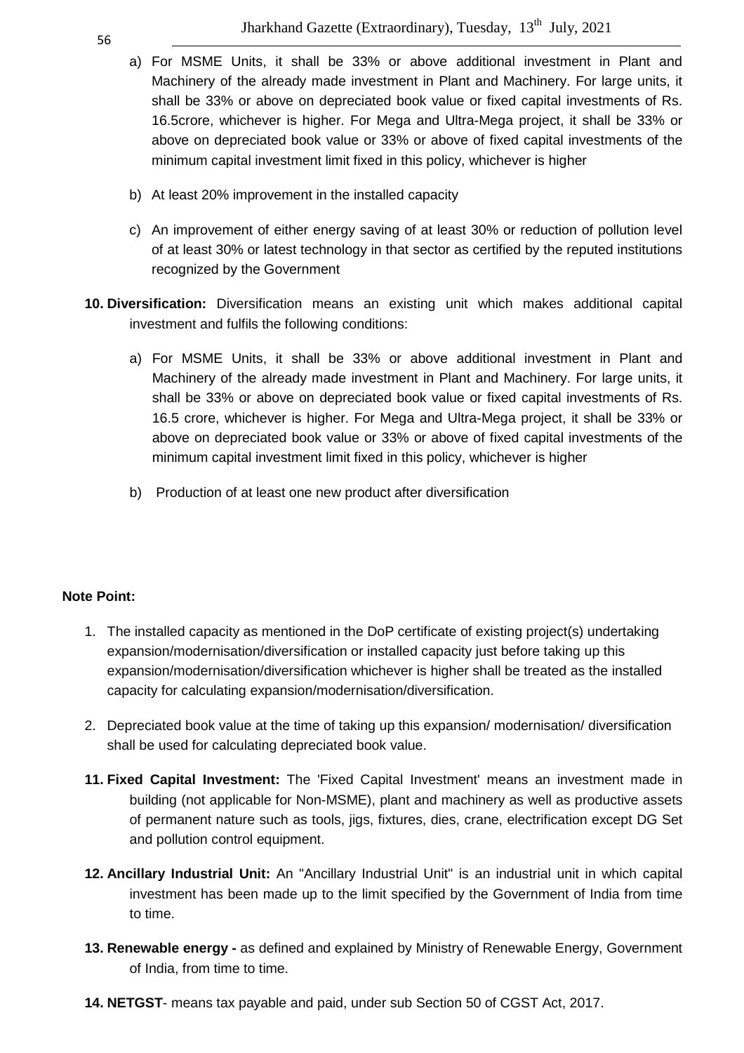a) For MSME Units, it shall be 33% or above additional investment in Plant and Machinery of the already made investment in Plant and Machinery. For large units, it shall be 33% or above on depreciated book value or fixed capital investments of Rs. 16.5crore, whichever is higher. For Mega and Ultra-Mega project, it shall be 33% or above on depreciated book value or 33% or above of fixed capital investments of the minimum capital investment limit fixed in this policy, whichever is higher

b) At least 20% improvement in the installed capacity

c) An improvement of either energy saving of at least 30% or reduction of pollution level of at least 30% or latest technology in that sector as certified by the reputed institutions recognized by the Government

**10. Diversification:** Diversification means an existing unit which makes additional capital investment and fulfils the following conditions:

a) For MSME Units, it shall be 33% or above additional investment in Plant and Machinery of the already made investment in Plant and Machinery. For large units, it shall be 33% or above on depreciated book value or fixed capital investments of Rs. 16.5 crore, whichever is higher. For Mega and Ultra-Mega project, it shall be 33% or above on depreciated book value or 33% or above of fixed capital investments of the minimum capital investment limit fixed in this policy, whichever is higher

b) Production of at least one new product after diversification

**Note Point:**

1. The installed capacity as mentioned in the DoP certificate of existing project(s) undertaking expansion/modernisation/diversification or installed capacity just before taking up this expansion/modernisation/diversification whichever is higher shall be treated as the installed capacity for calculating expansion/modernisation/diversification.
2. Depreciated book value at the time of taking up this expansion/ modernisation/ diversification shall be used for calculating depreciated book value.

**11. Fixed Capital Investment:** The 'Fixed Capital Investment' means an investment made in building (not applicable for Non-MSME), plant and machinery as well as productive assets of permanent nature such as tools, jigs, fixtures, dies, crane, electrification except DG Set and pollution control equipment.

**12. Ancillary Industrial Unit:** An "Ancillary Industrial Unit" is an industrial unit in which capital investment has been made up to the limit specified by the Government of India from time to time.

**13. Renewable energy -** as defined and explained by Ministry of Renewable Energy, Government of India, from time to time.

**14. NETGST**- means tax payable and paid, under sub Section 50 of CGST Act, 2017.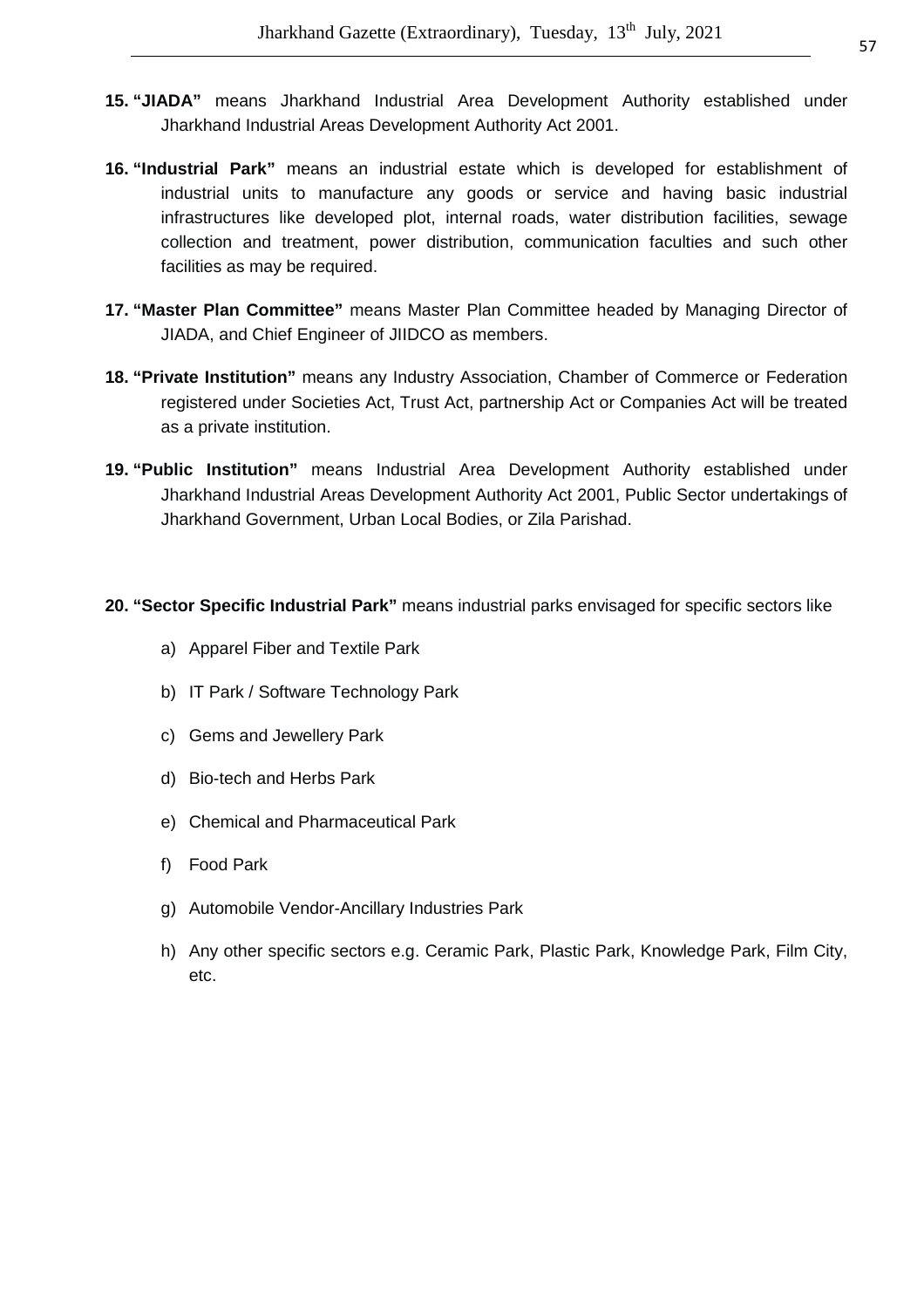15. **"JIADA"** means Jharkhand Industrial Area Development Authority established under Jharkhand Industrial Areas Development Authority Act 2001.

16. **"Industrial Park"** means an industrial estate which is developed for establishment of industrial units to manufacture any goods or service and having basic industrial infrastructures like developed plot, internal roads, water distribution facilities, sewage collection and treatment, power distribution, communication faculties and such other facilities as may be required.

17. **"Master Plan Committee"** means Master Plan Committee headed by Managing Director of JIADA, and Chief Engineer of JIIDCO as members.

18. **"Private Institution"** means any Industry Association, Chamber of Commerce or Federation registered under Societies Act, Trust Act, partnership Act or Companies Act will be treated as a private institution.

19. **"Public Institution"** means Industrial Area Development Authority established under Jharkhand Industrial Areas Development Authority Act 2001, Public Sector undertakings of Jharkhand Government, Urban Local Bodies, or Zila Parishad.

20. **"Sector Specific Industrial Park"** means industrial parks envisaged for specific sectors like

    a) Apparel Fiber and Textile Park

    b) IT Park / Software Technology Park

    c) Gems and Jewellery Park

    d) Bio-tech and Herbs Park

    e) Chemical and Pharmaceutical Park

    f) Food Park

    g) Automobile Vendor-Ancillary Industries Park

    h) Any other specific sectors e.g. Ceramic Park, Plastic Park, Knowledge Park, Film City, etc.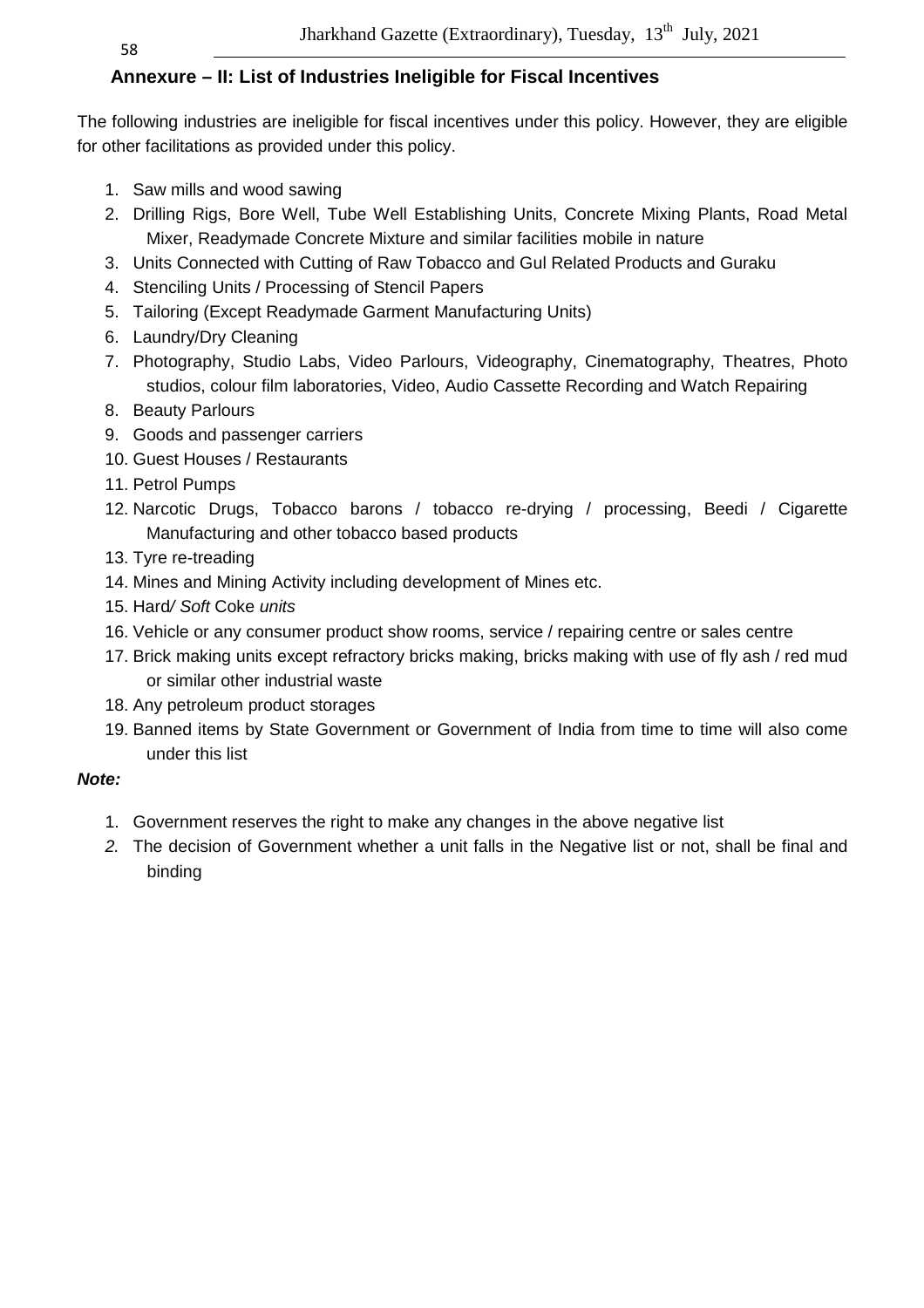## Annexure – II: List of Industries Ineligible for Fiscal Incentives

The following industries are ineligible for fiscal incentives under this policy. However, they are eligible for other facilitations as provided under this policy.

1. Saw mills and wood sawing
2. Drilling Rigs, Bore Well, Tube Well Establishing Units, Concrete Mixing Plants, Road Metal Mixer, Readymade Concrete Mixture and similar facilities mobile in nature
3. Units Connected with Cutting of Raw Tobacco and Gul Related Products and Guraku
4. Stenciling Units / Processing of Stencil Papers
5. Tailoring (Except Readymade Garment Manufacturing Units)
6. Laundry/Dry Cleaning
7. Photography, Studio Labs, Video Parlours, Videography, Cinematography, Theatres, Photo studios, colour film laboratories, Video, Audio Cassette Recording and Watch Repairing
8. Beauty Parlours
9. Goods and passenger carriers
10. Guest Houses / Restaurants
11. Petrol Pumps
12. Narcotic Drugs, Tobacco barons / tobacco re-drying / processing, Beedi / Cigarette Manufacturing and other tobacco based products
13. Tyre re-treading
14. Mines and Mining Activity including development of Mines etc.
15. Hard*/ Soft* Coke *units*
16. Vehicle or any consumer product show rooms, service / repairing centre or sales centre
17. Brick making units except refractory bricks making, bricks making with use of fly ash / red mud or similar other industrial waste
18. Any petroleum product storages
19. Banned items by State Government or Government of India from time to time will also come under this list

***Note:***

1. Government reserves the right to make any changes in the above negative list
2. The decision of Government whether a unit falls in the Negative list or not, shall be final and binding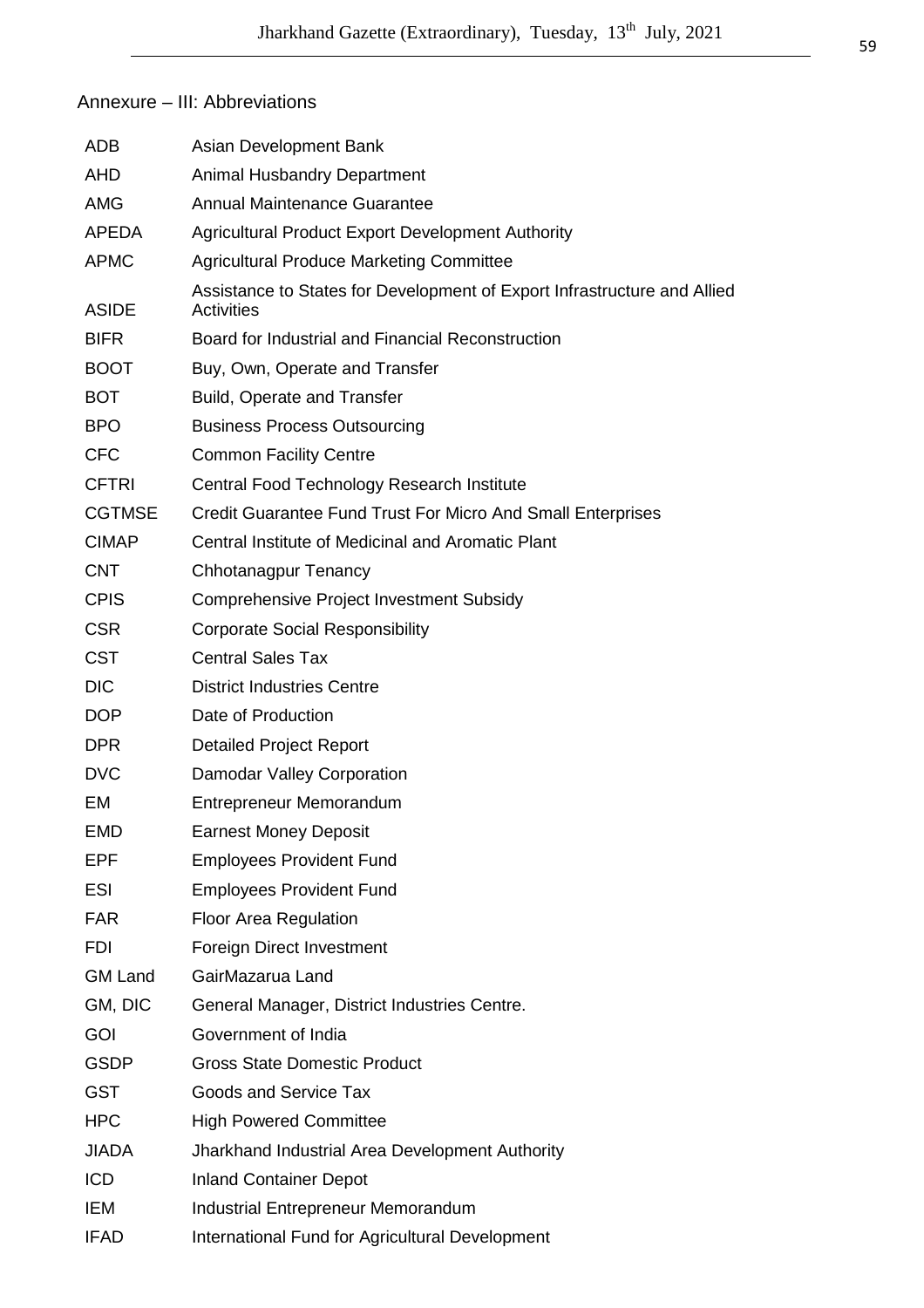## Annexure – III: Abbreviations

| | |
|---|---|
| ADB | Asian Development Bank |
| AHD | Animal Husbandry Department |
| AMG | Annual Maintenance Guarantee |
| APEDA | Agricultural Product Export Development Authority |
| APMC | Agricultural Produce Marketing Committee |
| ASIDE | Assistance to States for Development of Export Infrastructure and Allied Activities |
| BIFR | Board for Industrial and Financial Reconstruction |
| BOOT | Buy, Own, Operate and Transfer |
| BOT | Build, Operate and Transfer |
| BPO | Business Process Outsourcing |
| CFC | Common Facility Centre |
| CFTRI | Central Food Technology Research Institute |
| CGTMSE | Credit Guarantee Fund Trust For Micro And Small Enterprises |
| CIMAP | Central Institute of Medicinal and Aromatic Plant |
| CNT | Chhotanagpur Tenancy |
| CPIS | Comprehensive Project Investment Subsidy |
| CSR | Corporate Social Responsibility |
| CST | Central Sales Tax |
| DIC | District Industries Centre |
| DOP | Date of Production |
| DPR | Detailed Project Report |
| DVC | Damodar Valley Corporation |
| EM | Entrepreneur Memorandum |
| EMD | Earnest Money Deposit |
| EPF | Employees Provident Fund |
| ESI | Employees Provident Fund |
| FAR | Floor Area Regulation |
| FDI | Foreign Direct Investment |
| GM Land | GairMazarua Land |
| GM, DIC | General Manager, District Industries Centre. |
| GOI | Government of India |
| GSDP | Gross State Domestic Product |
| GST | Goods and Service Tax |
| HPC | High Powered Committee |
| JIADA | Jharkhand Industrial Area Development Authority |
| ICD | Inland Container Depot |
| IEM | Industrial Entrepreneur Memorandum |
| IFAD | International Fund for Agricultural Development |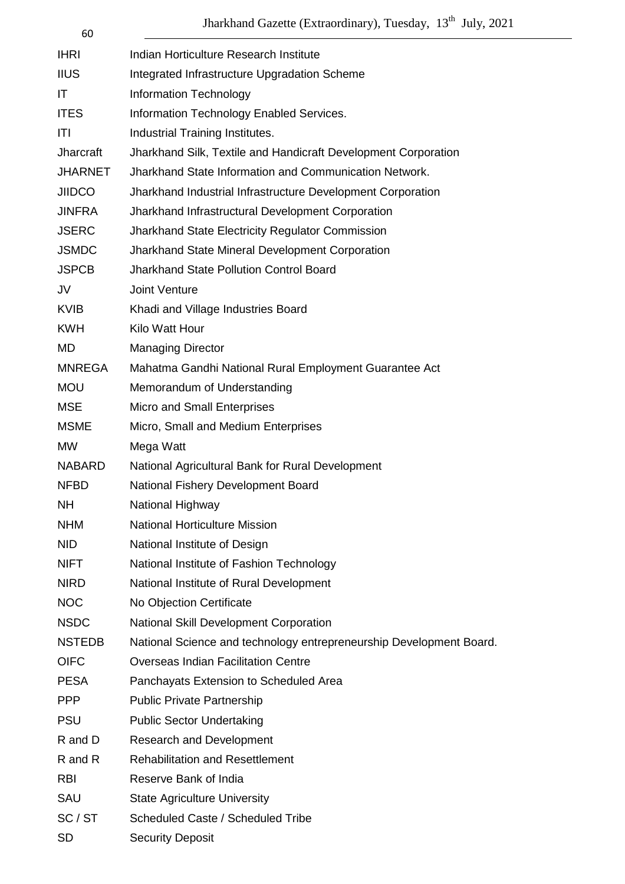| | |
|---|---|
| IHRI | Indian Horticulture Research Institute |
| IIUS | Integrated Infrastructure Upgradation Scheme |
| IT | Information Technology |
| ITES | Information Technology Enabled Services. |
| ITI | Industrial Training Institutes. |
| Jharcraft | Jharkhand Silk, Textile and Handicraft Development Corporation |
| JHARNET | Jharkhand State Information and Communication Network. |
| JIIDCO | Jharkhand Industrial Infrastructure Development Corporation |
| JINFRA | Jharkhand Infrastructural Development Corporation |
| JSERC | Jharkhand State Electricity Regulator Commission |
| JSMDC | Jharkhand State Mineral Development Corporation |
| JSPCB | Jharkhand State Pollution Control Board |
| JV | Joint Venture |
| KVIB | Khadi and Village Industries Board |
| KWH | Kilo Watt Hour |
| MD | Managing Director |
| MNREGA | Mahatma Gandhi National Rural Employment Guarantee Act |
| MOU | Memorandum of Understanding |
| MSE | Micro and Small Enterprises |
| MSME | Micro, Small and Medium Enterprises |
| MW | Mega Watt |
| NABARD | National Agricultural Bank for Rural Development |
| NFBD | National Fishery Development Board |
| NH | National Highway |
| NHM | National Horticulture Mission |
| NID | National Institute of Design |
| NIFT | National Institute of Fashion Technology |
| NIRD | National Institute of Rural Development |
| NOC | No Objection Certificate |
| NSDC | National Skill Development Corporation |
| NSTEDB | National Science and technology entrepreneurship Development Board. |
| OIFC | Overseas Indian Facilitation Centre |
| PESA | Panchayats Extension to Scheduled Area |
| PPP | Public Private Partnership |
| PSU | Public Sector Undertaking |
| R and D | Research and Development |
| R and R | Rehabilitation and Resettlement |
| RBI | Reserve Bank of India |
| SAU | State Agriculture University |
| SC / ST | Scheduled Caste / Scheduled Tribe |
| SD | Security Deposit |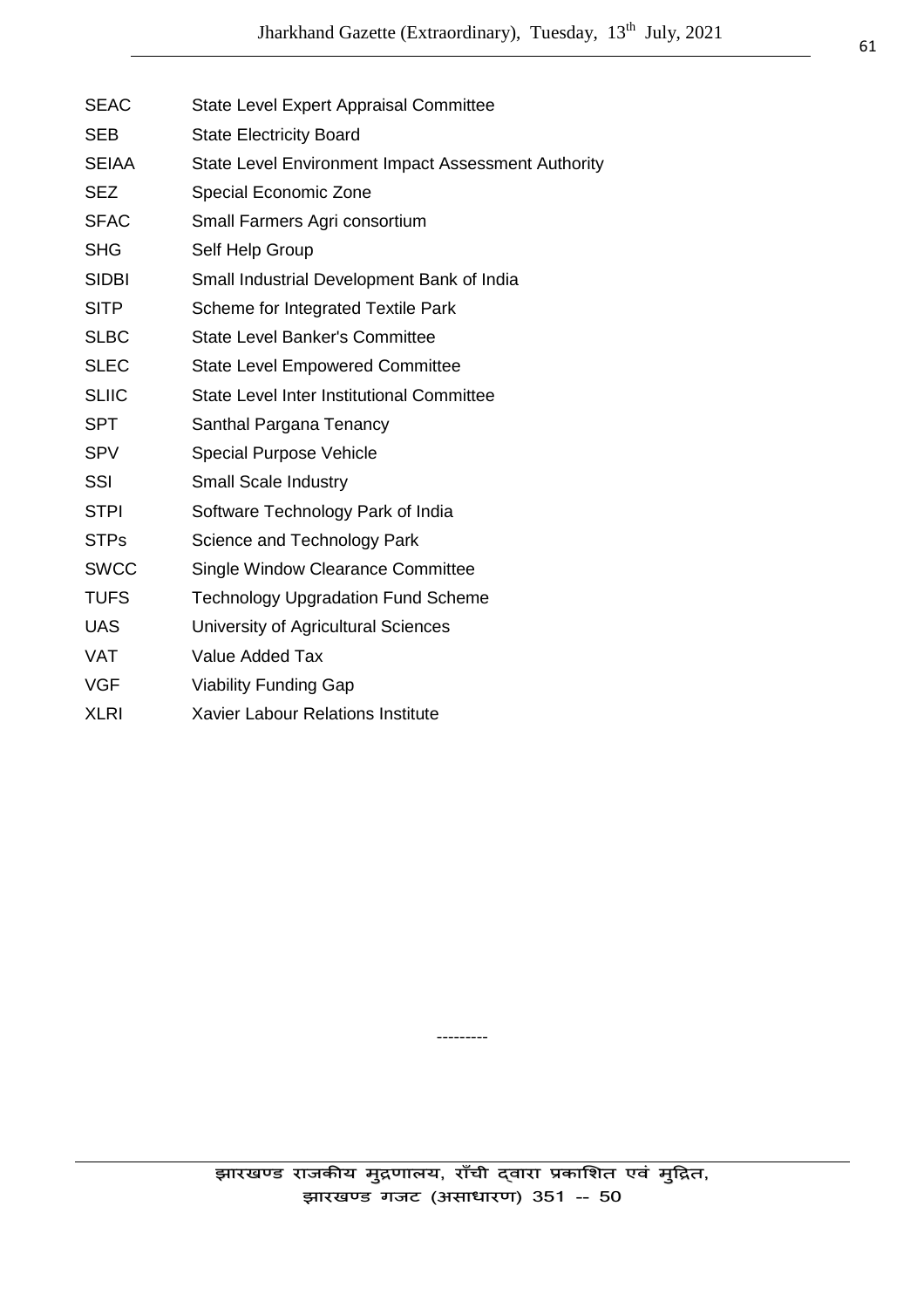| | |
|---|---|
| SEAC | State Level Expert Appraisal Committee |
| SEB | State Electricity Board |
| SEIAA | State Level Environment Impact Assessment Authority |
| SEZ | Special Economic Zone |
| SFAC | Small Farmers Agri consortium |
| SHG | Self Help Group |
| SIDBI | Small Industrial Development Bank of India |
| SITP | Scheme for Integrated Textile Park |
| SLBC | State Level Banker's Committee |
| SLEC | State Level Empowered Committee |
| SLIIC | State Level Inter Institutional Committee |
| SPT | Santhal Pargana Tenancy |
| SPV | Special Purpose Vehicle |
| SSI | Small Scale Industry |
| STPI | Software Technology Park of India |
| STPs | Science and Technology Park |
| SWCC | Single Window Clearance Committee |
| TUFS | Technology Upgradation Fund Scheme |
| UAS | University of Agricultural Sciences |
| VAT | Value Added Tax |
| VGF | Viability Funding Gap |
| XLRI | Xavier Labour Relations Institute |

---------

झारखण्ड राजकीय मुद्रणालय, राँची द्वारा प्रकाशित एवं मुद्रित,
झारखण्ड गजट (असाधारण) 351 -- 50